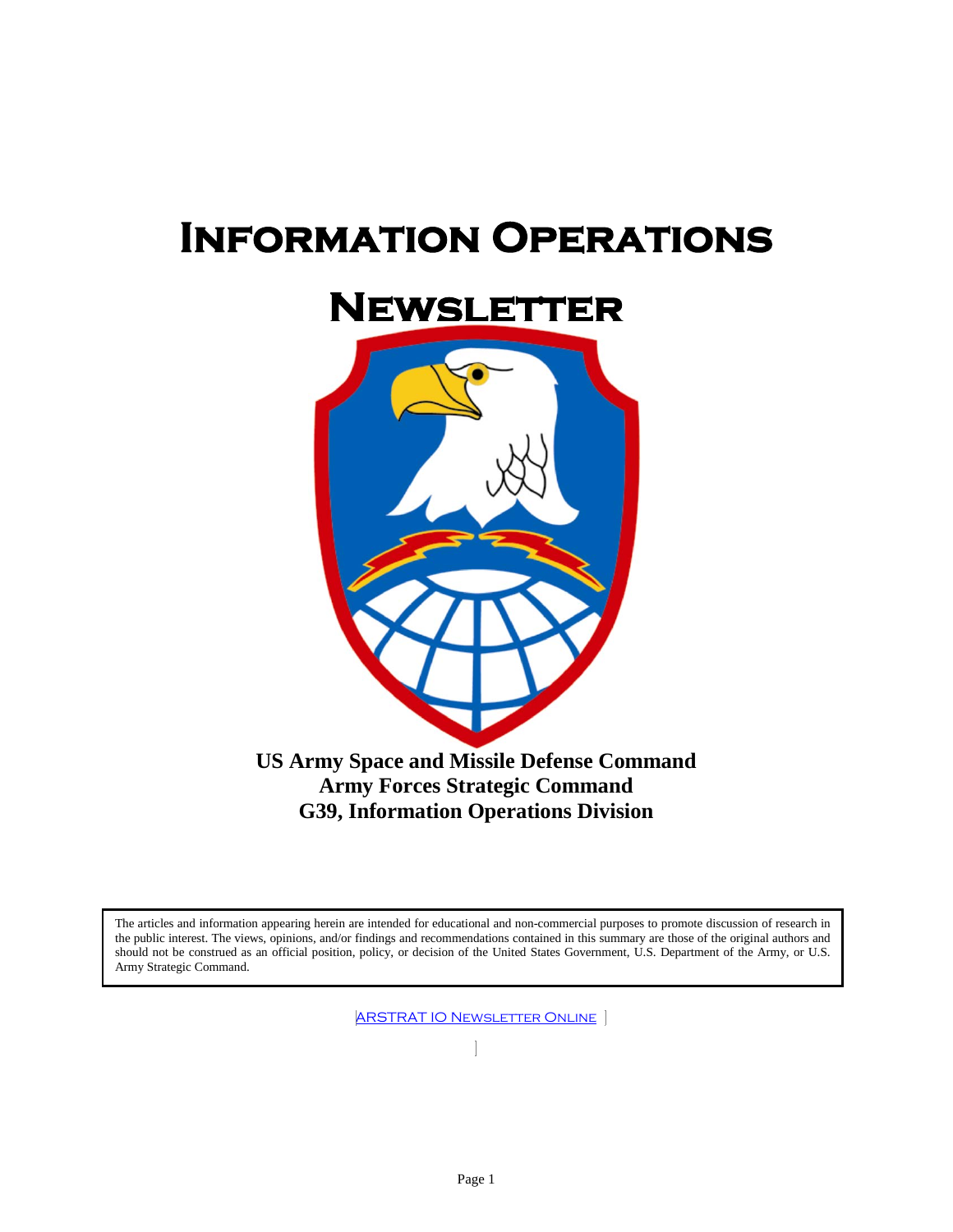# Information Operations Newsletter

**US Army Space and Missile Defense Command**
**Army Forces Strategic Command**
**G39, Information Operations Division**

The articles and information appearing herein are intended for educational and non-commercial purposes to promote discussion of research in the public interest. The views, opinions, and/or findings and recommendations contained in this summary are those of the original authors and should not be construed as an official position, policy, or decision of the United States Government, U.S. Department of the Army, or U.S. Army Strategic Command.

ARSTRAT IO Newsletter Online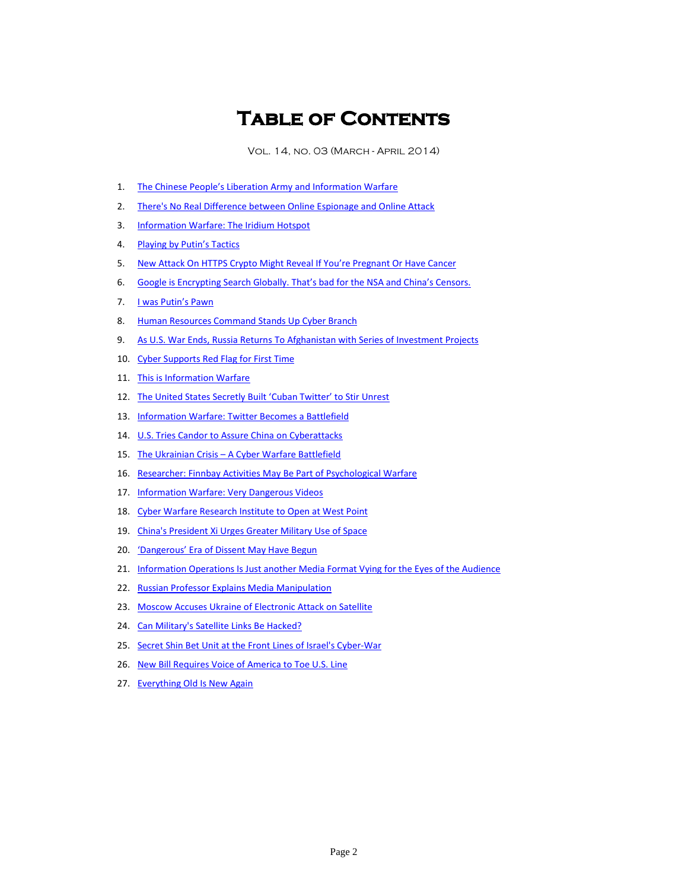# Table of Contents

Vol. 14, no. 03 (March - April 2014)

1. The Chinese People's Liberation Army and Information Warfare
2. There's No Real Difference between Online Espionage and Online Attack
3. Information Warfare: The Iridium Hotspot
4. Playing by Putin's Tactics
5. New Attack On HTTPS Crypto Might Reveal If You're Pregnant Or Have Cancer
6. Google is Encrypting Search Globally. That's bad for the NSA and China's Censors.
7. I was Putin's Pawn
8. Human Resources Command Stands Up Cyber Branch
9. As U.S. War Ends, Russia Returns To Afghanistan with Series of Investment Projects
10. Cyber Supports Red Flag for First Time
11. This is Information Warfare
12. The United States Secretly Built 'Cuban Twitter' to Stir Unrest
13. Information Warfare: Twitter Becomes a Battlefield
14. U.S. Tries Candor to Assure China on Cyberattacks
15. The Ukrainian Crisis – A Cyber Warfare Battlefield
16. Researcher: Finnbay Activities May Be Part of Psychological Warfare
17. Information Warfare: Very Dangerous Videos
18. Cyber Warfare Research Institute to Open at West Point
19. China's President Xi Urges Greater Military Use of Space
20. 'Dangerous' Era of Dissent May Have Begun
21. Information Operations Is Just another Media Format Vying for the Eyes of the Audience
22. Russian Professor Explains Media Manipulation
23. Moscow Accuses Ukraine of Electronic Attack on Satellite
24. Can Military's Satellite Links Be Hacked?
25. Secret Shin Bet Unit at the Front Lines of Israel's Cyber-War
26. New Bill Requires Voice of America to Toe U.S. Line
27. Everything Old Is New Again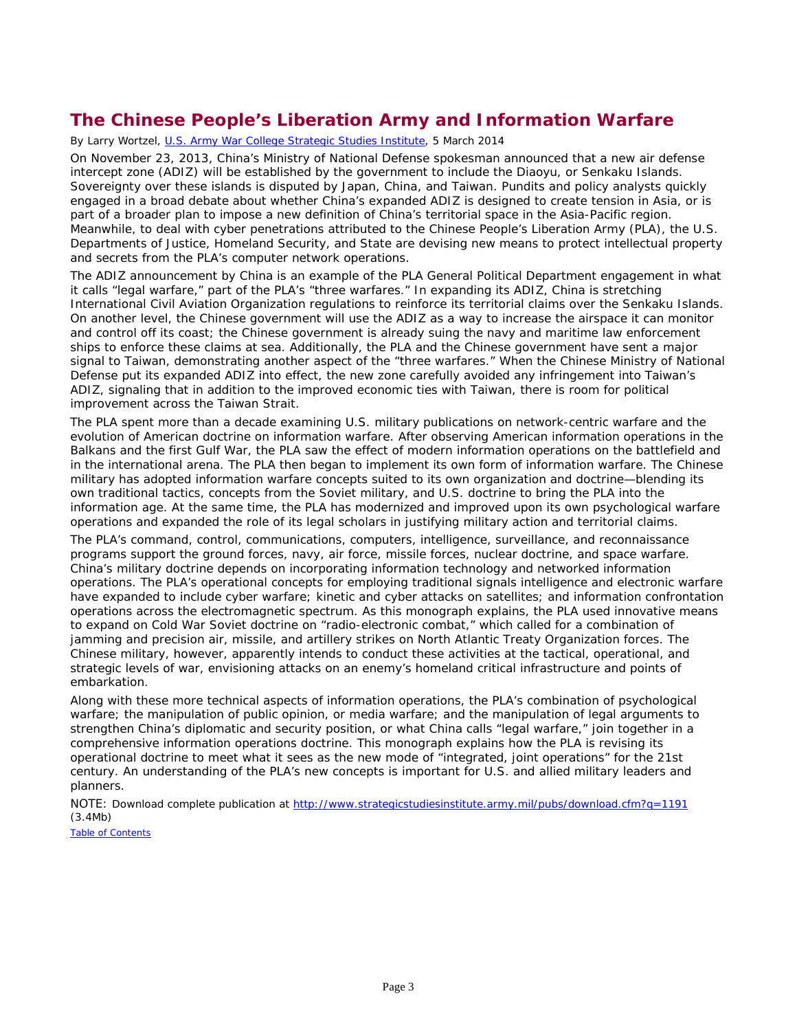## The Chinese People's Liberation Army and Information Warfare

By Larry Wortzel, [U.S. Army War College Strategic Studies Institute](), 5 March 2014

On November 23, 2013, China's Ministry of National Defense spokesman announced that a new air defense intercept zone (ADIZ) will be established by the government to include the Diaoyu, or Senkaku Islands. Sovereignty over these islands is disputed by Japan, China, and Taiwan. Pundits and policy analysts quickly engaged in a broad debate about whether China's expanded ADIZ is designed to create tension in Asia, or is part of a broader plan to impose a new definition of China's territorial space in the Asia-Pacific region. Meanwhile, to deal with cyber penetrations attributed to the Chinese People's Liberation Army (PLA), the U.S. Departments of Justice, Homeland Security, and State are devising new means to protect intellectual property and secrets from the PLA's computer network operations.

The ADIZ announcement by China is an example of the PLA General Political Department engagement in what it calls "legal warfare," part of the PLA's "three warfares." In expanding its ADIZ, China is stretching International Civil Aviation Organization regulations to reinforce its territorial claims over the Senkaku Islands. On another level, the Chinese government will use the ADIZ as a way to increase the airspace it can monitor and control off its coast; the Chinese government is already suing the navy and maritime law enforcement ships to enforce these claims at sea. Additionally, the PLA and the Chinese government have sent a major signal to Taiwan, demonstrating another aspect of the "three warfares." When the Chinese Ministry of National Defense put its expanded ADIZ into effect, the new zone carefully avoided any infringement into Taiwan's ADIZ, signaling that in addition to the improved economic ties with Taiwan, there is room for political improvement across the Taiwan Strait.

The PLA spent more than a decade examining U.S. military publications on network-centric warfare and the evolution of American doctrine on information warfare. After observing American information operations in the Balkans and the first Gulf War, the PLA saw the effect of modern information operations on the battlefield and in the international arena. The PLA then began to implement its own form of information warfare. The Chinese military has adopted information warfare concepts suited to its own organization and doctrine—blending its own traditional tactics, concepts from the Soviet military, and U.S. doctrine to bring the PLA into the information age. At the same time, the PLA has modernized and improved upon its own psychological warfare operations and expanded the role of its legal scholars in justifying military action and territorial claims.

The PLA's command, control, communications, computers, intelligence, surveillance, and reconnaissance programs support the ground forces, navy, air force, missile forces, nuclear doctrine, and space warfare. China's military doctrine depends on incorporating information technology and networked information operations. The PLA's operational concepts for employing traditional signals intelligence and electronic warfare have expanded to include cyber warfare; kinetic and cyber attacks on satellites; and information confrontation operations across the electromagnetic spectrum. As this monograph explains, the PLA used innovative means to expand on Cold War Soviet doctrine on "radio-electronic combat," which called for a combination of jamming and precision air, missile, and artillery strikes on North Atlantic Treaty Organization forces. The Chinese military, however, apparently intends to conduct these activities at the tactical, operational, and strategic levels of war, envisioning attacks on an enemy's homeland critical infrastructure and points of embarkation.

Along with these more technical aspects of information operations, the PLA's combination of psychological warfare; the manipulation of public opinion, or media warfare; and the manipulation of legal arguments to strengthen China's diplomatic and security position, or what China calls "legal warfare," join together in a comprehensive information operations doctrine. This monograph explains how the PLA is revising its operational doctrine to meet what it sees as the new mode of "integrated, joint operations" for the 21st century. An understanding of the PLA's new concepts is important for U.S. and allied military leaders and planners.

NOTE: Download complete publication at http://www.strategicstudiesinstitute.army.mil/pubs/download.cfm?q=1191 (3.4Mb)

Table of Contents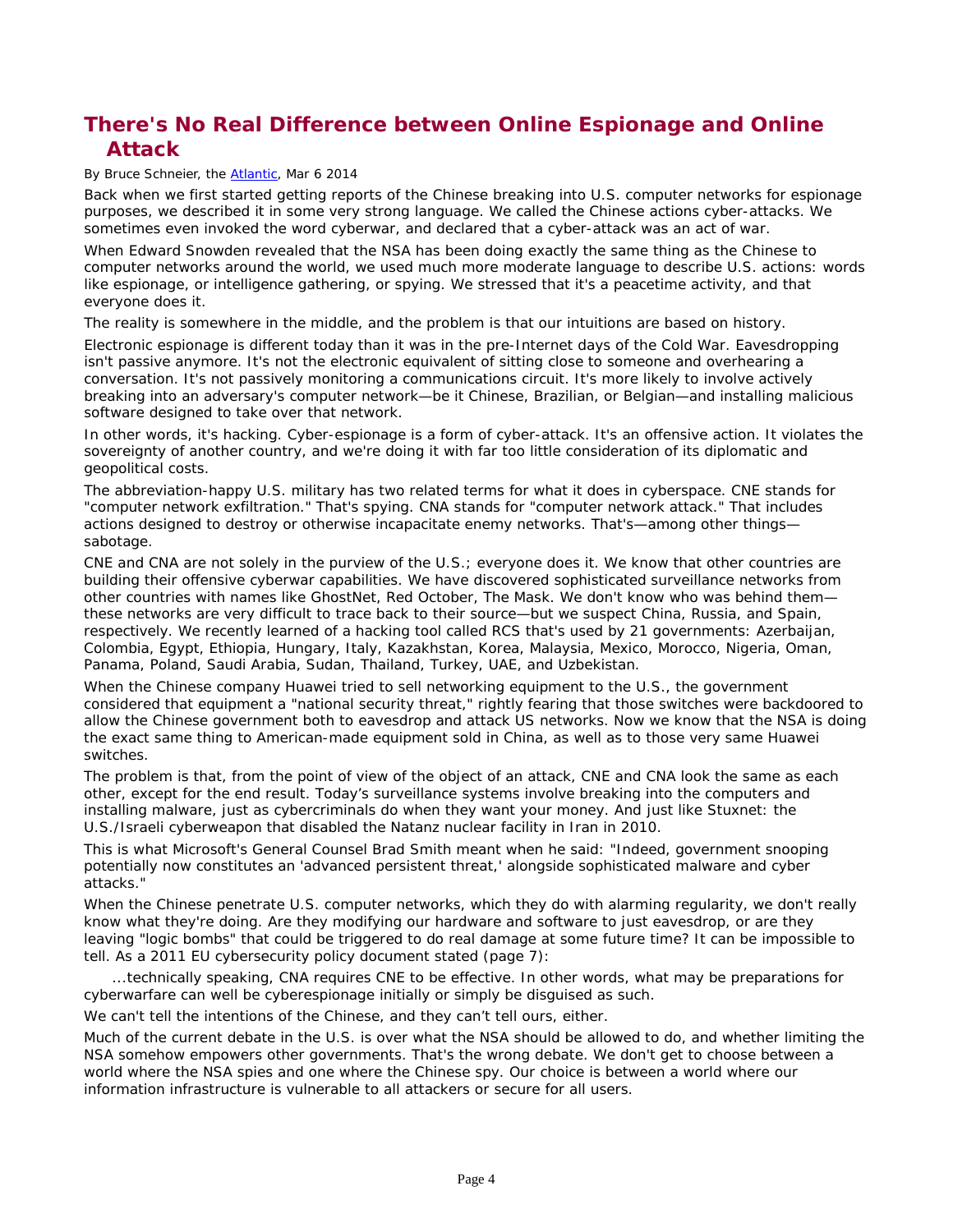## There's No Real Difference between Online Espionage and Online Attack

By Bruce Schneier, the Atlantic, Mar 6 2014

Back when we first started getting reports of the Chinese breaking into U.S. computer networks for espionage purposes, we described it in some very strong language. We called the Chinese actions cyber-attacks. We sometimes even invoked the word cyberwar, and declared that a cyber-attack was an act of war.

When Edward Snowden revealed that the NSA has been doing exactly the same thing as the Chinese to computer networks around the world, we used much more moderate language to describe U.S. actions: words like espionage, or intelligence gathering, or spying. We stressed that it's a peacetime activity, and that everyone does it.

The reality is somewhere in the middle, and the problem is that our intuitions are based on history.

Electronic espionage is different today than it was in the pre-Internet days of the Cold War. Eavesdropping isn't passive anymore. It's not the electronic equivalent of sitting close to someone and overhearing a conversation. It's not passively monitoring a communications circuit. It's more likely to involve actively breaking into an adversary's computer network—be it Chinese, Brazilian, or Belgian—and installing malicious software designed to take over that network.

In other words, it's hacking. Cyber-espionage is a form of cyber-attack. It's an offensive action. It violates the sovereignty of another country, and we're doing it with far too little consideration of its diplomatic and geopolitical costs.

The abbreviation-happy U.S. military has two related terms for what it does in cyberspace. CNE stands for "computer network exfiltration." That's spying. CNA stands for "computer network attack." That includes actions designed to destroy or otherwise incapacitate enemy networks. That's—among other things—sabotage.

CNE and CNA are not solely in the purview of the U.S.; everyone does it. We know that other countries are building their offensive cyberwar capabilities. We have discovered sophisticated surveillance networks from other countries with names like GhostNet, Red October, The Mask. We don't know who was behind them—these networks are very difficult to trace back to their source—but we suspect China, Russia, and Spain, respectively. We recently learned of a hacking tool called RCS that's used by 21 governments: Azerbaijan, Colombia, Egypt, Ethiopia, Hungary, Italy, Kazakhstan, Korea, Malaysia, Mexico, Morocco, Nigeria, Oman, Panama, Poland, Saudi Arabia, Sudan, Thailand, Turkey, UAE, and Uzbekistan.

When the Chinese company Huawei tried to sell networking equipment to the U.S., the government considered that equipment a "national security threat," rightly fearing that those switches were backdoored to allow the Chinese government both to eavesdrop and attack US networks. Now we know that the NSA is doing the exact same thing to American-made equipment sold in China, as well as to those very same Huawei switches.

The problem is that, from the point of view of the object of an attack, CNE and CNA look the same as each other, except for the end result. Today's surveillance systems involve breaking into the computers and installing malware, just as cybercriminals do when they want your money. And just like Stuxnet: the U.S./Israeli cyberweapon that disabled the Natanz nuclear facility in Iran in 2010.

This is what Microsoft's General Counsel Brad Smith meant when he said: "Indeed, government snooping potentially now constitutes an 'advanced persistent threat,' alongside sophisticated malware and cyber attacks."

When the Chinese penetrate U.S. computer networks, which they do with alarming regularity, we don't really know what they're doing. Are they modifying our hardware and software to just eavesdrop, or are they leaving "logic bombs" that could be triggered to do real damage at some future time? It can be impossible to tell. As a 2011 EU cybersecurity policy document stated (page 7):

> ...technically speaking, CNA requires CNE to be effective. In other words, what may be preparations for cyberwarfare can well be cyberespionage initially or simply be disguised as such.

We can't tell the intentions of the Chinese, and they can't tell ours, either.

Much of the current debate in the U.S. is over what the NSA should be allowed to do, and whether limiting the NSA somehow empowers other governments. That's the wrong debate. We don't get to choose between a world where the NSA spies and one where the Chinese spy. Our choice is between a world where our information infrastructure is vulnerable to all attackers or secure for all users.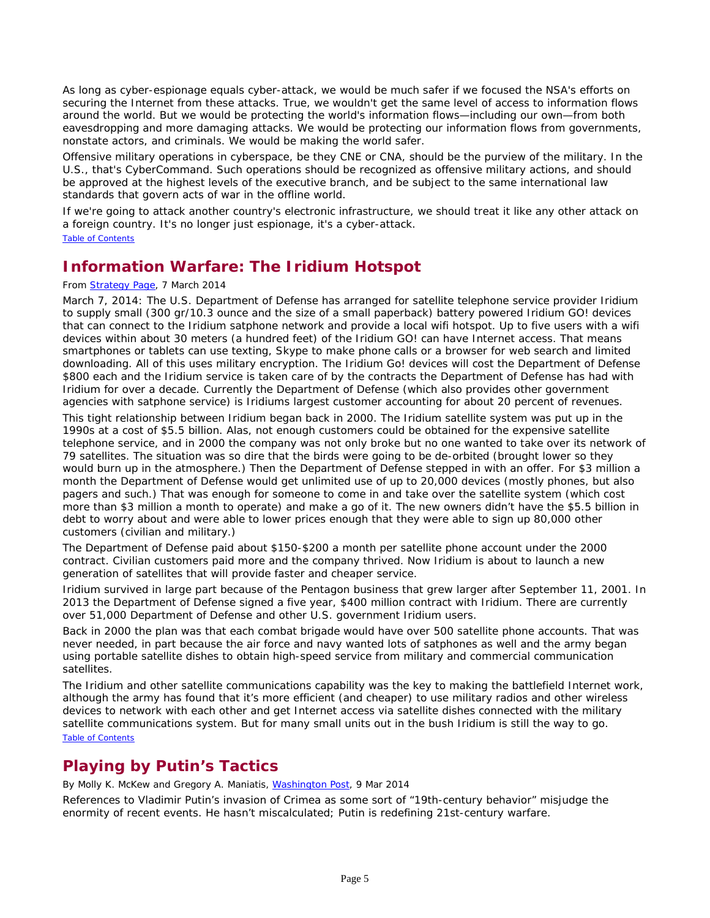As long as cyber-espionage equals cyber-attack, we would be much safer if we focused the NSA's efforts on securing the Internet from these attacks. True, we wouldn't get the same level of access to information flows around the world. But we would be protecting the world's information flows—including our own—from both eavesdropping and more damaging attacks. We would be protecting our information flows from governments, nonstate actors, and criminals. We would be making the world safer.

Offensive military operations in cyberspace, be they CNE or CNA, should be the purview of the military. In the U.S., that's CyberCommand. Such operations should be recognized as offensive military actions, and should be approved at the highest levels of the executive branch, and be subject to the same international law standards that govern acts of war in the offline world.

If we're going to attack another country's electronic infrastructure, we should treat it like any other attack on a foreign country. It's no longer just espionage, it's a cyber-attack.

[Table of Contents]

## Information Warfare: The Iridium Hotspot

From [Strategy Page], 7 March 2014

March 7, 2014: The U.S. Department of Defense has arranged for satellite telephone service provider Iridium to supply small (300 gr/10.3 ounce and the size of a small paperback) battery powered Iridium GO! devices that can connect to the Iridium satphone network and provide a local wifi hotspot. Up to five users with a wifi devices within about 30 meters (a hundred feet) of the Iridium GO! can have Internet access. That means smartphones or tablets can use texting, Skype to make phone calls or a browser for web search and limited downloading. All of this uses military encryption. The Iridium Go! devices will cost the Department of Defense $800 each and the Iridium service is taken care of by the contracts the Department of Defense has had with Iridium for over a decade. Currently the Department of Defense (which also provides other government agencies with satphone service) is Iridiums largest customer accounting for about 20 percent of revenues.

This tight relationship between Iridium began back in 2000. The Iridium satellite system was put up in the 1990s at a cost of $5.5 billion. Alas, not enough customers could be obtained for the expensive satellite telephone service, and in 2000 the company was not only broke but no one wanted to take over its network of 79 satellites. The situation was so dire that the birds were going to be de-orbited (brought lower so they would burn up in the atmosphere.) Then the Department of Defense stepped in with an offer. For $3 million a month the Department of Defense would get unlimited use of up to 20,000 devices (mostly phones, but also pagers and such.) That was enough for someone to come in and take over the satellite system (which cost more than $3 million a month to operate) and make a go of it. The new owners didn't have the $5.5 billion in debt to worry about and were able to lower prices enough that they were able to sign up 80,000 other customers (civilian and military.)

The Department of Defense paid about $150-$200 a month per satellite phone account under the 2000 contract. Civilian customers paid more and the company thrived. Now Iridium is about to launch a new generation of satellites that will provide faster and cheaper service.

Iridium survived in large part because of the Pentagon business that grew larger after September 11, 2001. In 2013 the Department of Defense signed a five year, $400 million contract with Iridium. There are currently over 51,000 Department of Defense and other U.S. government Iridium users.

Back in 2000 the plan was that each combat brigade would have over 500 satellite phone accounts. That was never needed, in part because the air force and navy wanted lots of satphones as well and the army began using portable satellite dishes to obtain high-speed service from military and commercial communication satellites.

The Iridium and other satellite communications capability was the key to making the battlefield Internet work, although the army has found that it's more efficient (and cheaper) to use military radios and other wireless devices to network with each other and get Internet access via satellite dishes connected with the military satellite communications system. But for many small units out in the bush Iridium is still the way to go.

[Table of Contents]

## Playing by Putin's Tactics

By Molly K. McKew and Gregory A. Maniatis, [Washington Post], 9 Mar 2014

References to Vladimir Putin's invasion of Crimea as some sort of "19th-century behavior" misjudge the enormity of recent events. He hasn't miscalculated; Putin is redefining 21st-century warfare.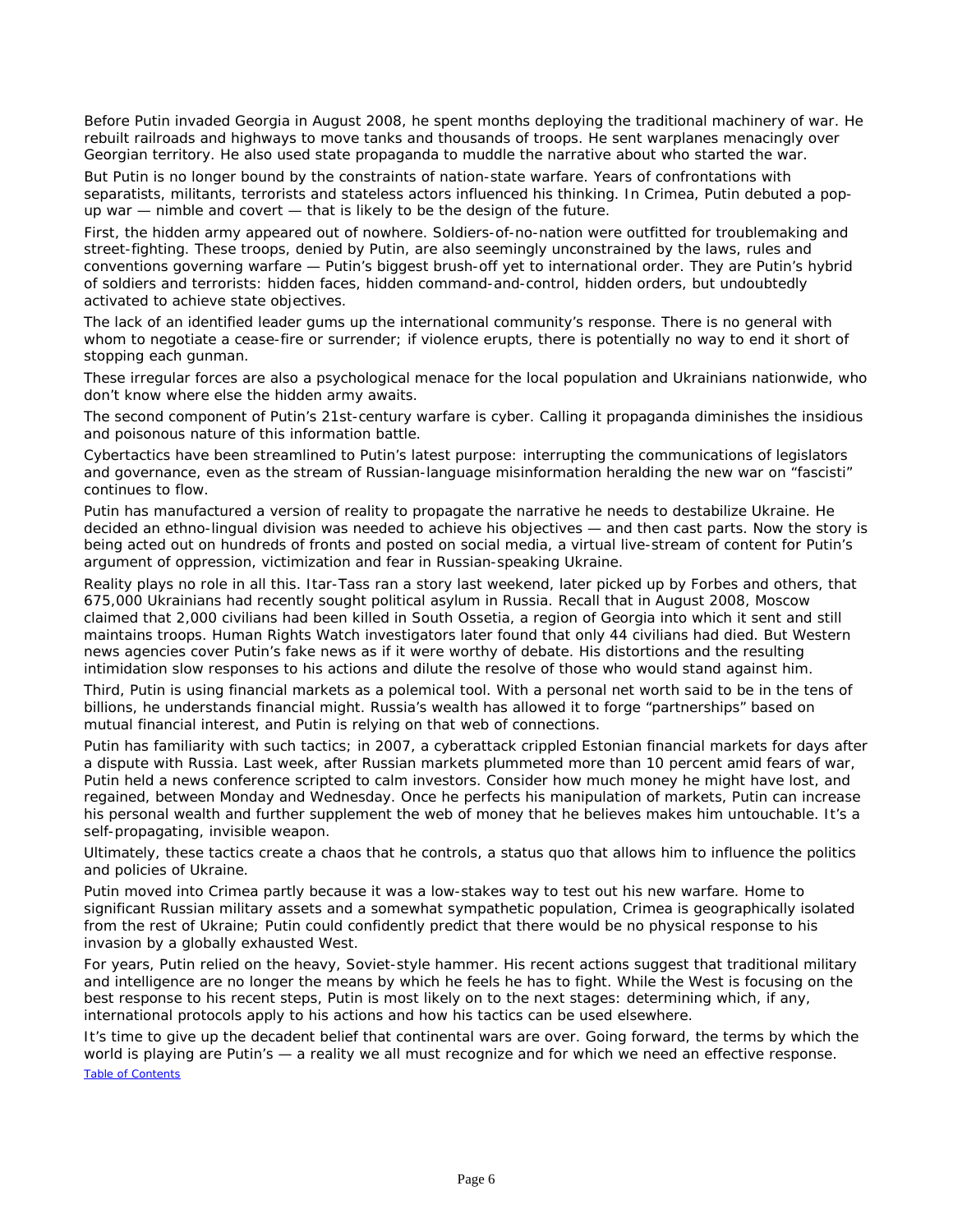Before Putin invaded Georgia in August 2008, he spent months deploying the traditional machinery of war. He rebuilt railroads and highways to move tanks and thousands of troops. He sent warplanes menacingly over Georgian territory. He also used state propaganda to muddle the narrative about who started the war.

But Putin is no longer bound by the constraints of nation-state warfare. Years of confrontations with separatists, militants, terrorists and stateless actors influenced his thinking. In Crimea, Putin debuted a pop-up war — nimble and covert — that is likely to be the design of the future.

First, the hidden army appeared out of nowhere. Soldiers-of-no-nation were outfitted for troublemaking and street-fighting. These troops, denied by Putin, are also seemingly unconstrained by the laws, rules and conventions governing warfare — Putin's biggest brush-off yet to international order. They are Putin's hybrid of soldiers and terrorists: hidden faces, hidden command-and-control, hidden orders, but undoubtedly activated to achieve state objectives.

The lack of an identified leader gums up the international community's response. There is no general with whom to negotiate a cease-fire or surrender; if violence erupts, there is potentially no way to end it short of stopping each gunman.

These irregular forces are also a psychological menace for the local population and Ukrainians nationwide, who don't know where else the hidden army awaits.

The second component of Putin's 21st-century warfare is cyber. Calling it propaganda diminishes the insidious and poisonous nature of this information battle.

Cybertactics have been streamlined to Putin's latest purpose: interrupting the communications of legislators and governance, even as the stream of Russian-language misinformation heralding the new war on "fascisti" continues to flow.

Putin has manufactured a version of reality to propagate the narrative he needs to destabilize Ukraine. He decided an ethno-lingual division was needed to achieve his objectives — and then cast parts. Now the story is being acted out on hundreds of fronts and posted on social media, a virtual live-stream of content for Putin's argument of oppression, victimization and fear in Russian-speaking Ukraine.

Reality plays no role in all this. Itar-Tass ran a story last weekend, later picked up by Forbes and others, that 675,000 Ukrainians had recently sought political asylum in Russia. Recall that in August 2008, Moscow claimed that 2,000 civilians had been killed in South Ossetia, a region of Georgia into which it sent and still maintains troops. Human Rights Watch investigators later found that only 44 civilians had died. But Western news agencies cover Putin's fake news as if it were worthy of debate. His distortions and the resulting intimidation slow responses to his actions and dilute the resolve of those who would stand against him.

Third, Putin is using financial markets as a polemical tool. With a personal net worth said to be in the tens of billions, he understands financial might. Russia's wealth has allowed it to forge "partnerships" based on mutual financial interest, and Putin is relying on that web of connections.

Putin has familiarity with such tactics; in 2007, a cyberattack crippled Estonian financial markets for days after a dispute with Russia. Last week, after Russian markets plummeted more than 10 percent amid fears of war, Putin held a news conference scripted to calm investors. Consider how much money he might have lost, and regained, between Monday and Wednesday. Once he perfects his manipulation of markets, Putin can increase his personal wealth and further supplement the web of money that he believes makes him untouchable. It's a self-propagating, invisible weapon.

Ultimately, these tactics create a chaos that he controls, a status quo that allows him to influence the politics and policies of Ukraine.

Putin moved into Crimea partly because it was a low-stakes way to test out his new warfare. Home to significant Russian military assets and a somewhat sympathetic population, Crimea is geographically isolated from the rest of Ukraine; Putin could confidently predict that there would be no physical response to his invasion by a globally exhausted West.

For years, Putin relied on the heavy, Soviet-style hammer. His recent actions suggest that traditional military and intelligence are no longer the means by which he feels he has to fight. While the West is focusing on the best response to his recent steps, Putin is most likely on to the next stages: determining which, if any, international protocols apply to his actions and how his tactics can be used elsewhere.

It's time to give up the decadent belief that continental wars are over. Going forward, the terms by which the world is playing are Putin's — a reality we all must recognize and for which we need an effective response.

Table of Contents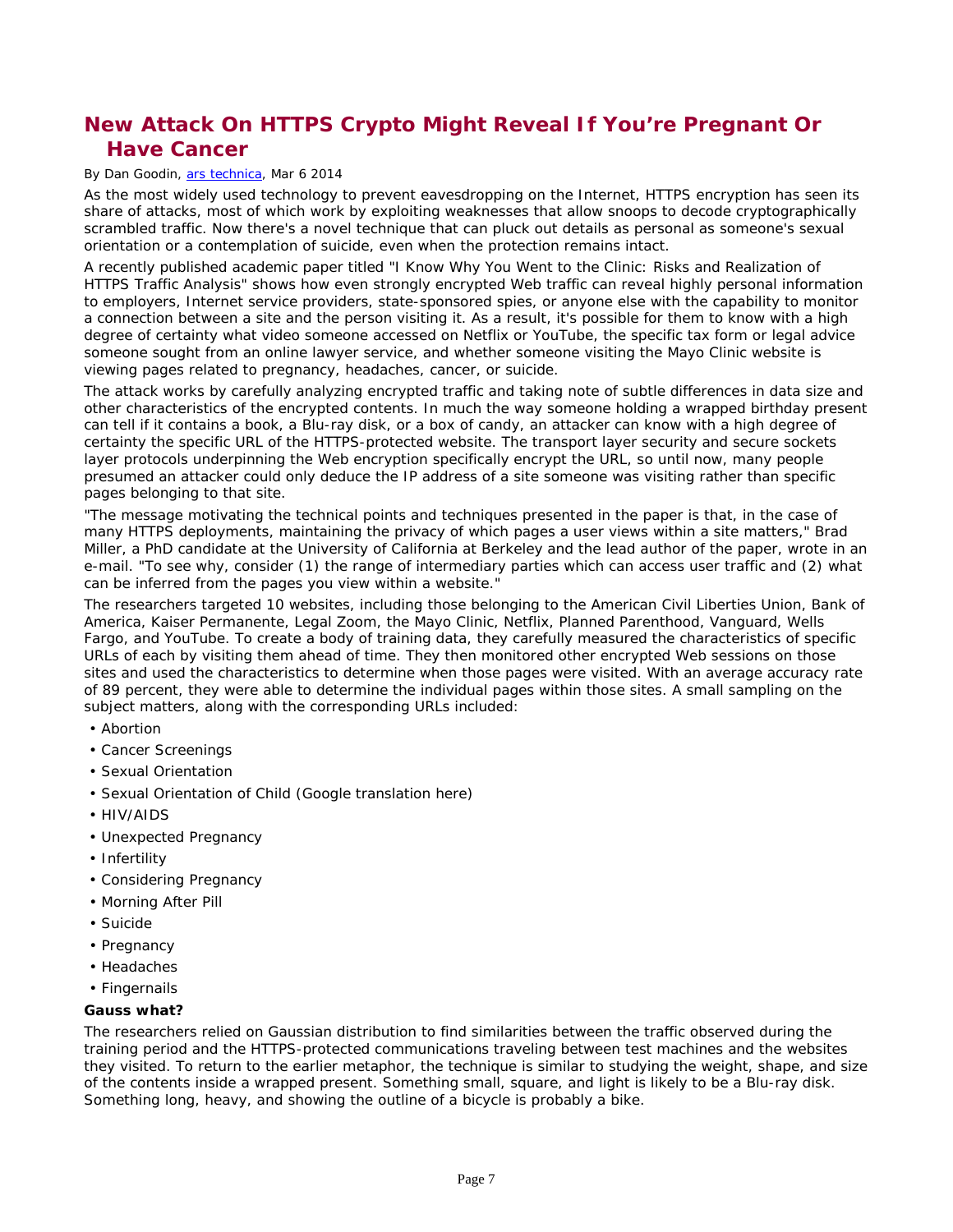# New Attack On HTTPS Crypto Might Reveal If You're Pregnant Or Have Cancer

By Dan Goodin, ars technica, Mar 6 2014

As the most widely used technology to prevent eavesdropping on the Internet, HTTPS encryption has seen its share of attacks, most of which work by exploiting weaknesses that allow snoops to decode cryptographically scrambled traffic. Now there's a novel technique that can pluck out details as personal as someone's sexual orientation or a contemplation of suicide, even when the protection remains intact.

A recently published academic paper titled "I Know Why You Went to the Clinic: Risks and Realization of HTTPS Traffic Analysis" shows how even strongly encrypted Web traffic can reveal highly personal information to employers, Internet service providers, state-sponsored spies, or anyone else with the capability to monitor a connection between a site and the person visiting it. As a result, it's possible for them to know with a high degree of certainty what video someone accessed on Netflix or YouTube, the specific tax form or legal advice someone sought from an online lawyer service, and whether someone visiting the Mayo Clinic website is viewing pages related to pregnancy, headaches, cancer, or suicide.

The attack works by carefully analyzing encrypted traffic and taking note of subtle differences in data size and other characteristics of the encrypted contents. In much the way someone holding a wrapped birthday present can tell if it contains a book, a Blu-ray disk, or a box of candy, an attacker can know with a high degree of certainty the specific URL of the HTTPS-protected website. The transport layer security and secure sockets layer protocols underpinning the Web encryption specifically encrypt the URL, so until now, many people presumed an attacker could only deduce the IP address of a site someone was visiting rather than specific pages belonging to that site.

"The message motivating the technical points and techniques presented in the paper is that, in the case of many HTTPS deployments, maintaining the privacy of which pages a user views within a site matters," Brad Miller, a PhD candidate at the University of California at Berkeley and the lead author of the paper, wrote in an e-mail. "To see why, consider (1) the range of intermediary parties which can access user traffic and (2) what can be inferred from the pages you view within a website."

The researchers targeted 10 websites, including those belonging to the American Civil Liberties Union, Bank of America, Kaiser Permanente, Legal Zoom, the Mayo Clinic, Netflix, Planned Parenthood, Vanguard, Wells Fargo, and YouTube. To create a body of training data, they carefully measured the characteristics of specific URLs of each by visiting them ahead of time. They then monitored other encrypted Web sessions on those sites and used the characteristics to determine when those pages were visited. With an average accuracy rate of 89 percent, they were able to determine the individual pages within those sites. A small sampling on the subject matters, along with the corresponding URLs included:

- Abortion
- Cancer Screenings
- Sexual Orientation
- Sexual Orientation of Child (Google translation here)
- HIV/AIDS
- Unexpected Pregnancy
- Infertility
- Considering Pregnancy
- Morning After Pill
- Suicide
- Pregnancy
- Headaches
- Fingernails

**Gauss what?**

The researchers relied on Gaussian distribution to find similarities between the traffic observed during the training period and the HTTPS-protected communications traveling between test machines and the websites they visited. To return to the earlier metaphor, the technique is similar to studying the weight, shape, and size of the contents inside a wrapped present. Something small, square, and light is likely to be a Blu-ray disk. Something long, heavy, and showing the outline of a bicycle is probably a bike.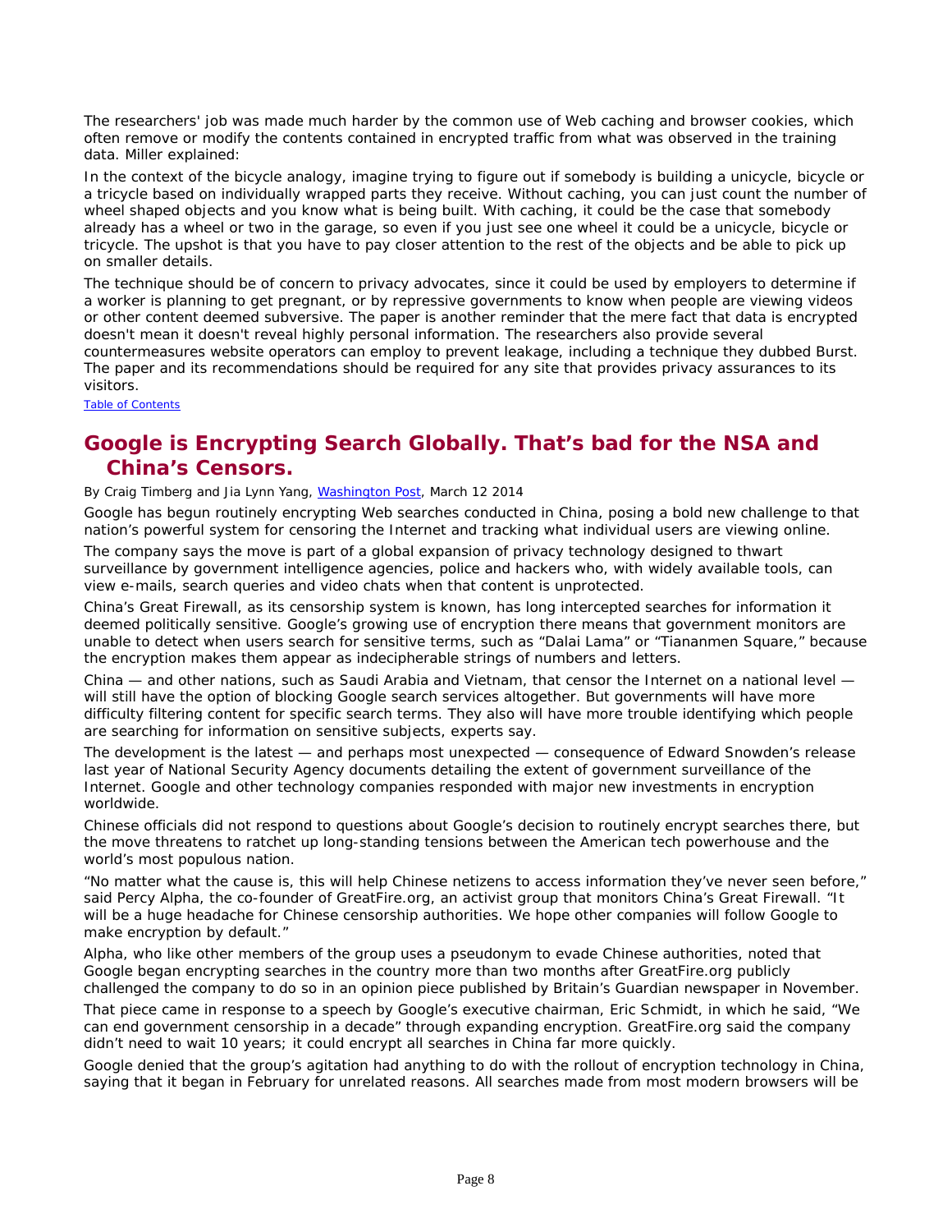The researchers' job was made much harder by the common use of Web caching and browser cookies, which often remove or modify the contents contained in encrypted traffic from what was observed in the training data. Miller explained:

In the context of the bicycle analogy, imagine trying to figure out if somebody is building a unicycle, bicycle or a tricycle based on individually wrapped parts they receive. Without caching, you can just count the number of wheel shaped objects and you know what is being built. With caching, it could be the case that somebody already has a wheel or two in the garage, so even if you just see one wheel it could be a unicycle, bicycle or tricycle. The upshot is that you have to pay closer attention to the rest of the objects and be able to pick up on smaller details.

The technique should be of concern to privacy advocates, since it could be used by employers to determine if a worker is planning to get pregnant, or by repressive governments to know when people are viewing videos or other content deemed subversive. The paper is another reminder that the mere fact that data is encrypted doesn't mean it doesn't reveal highly personal information. The researchers also provide several countermeasures website operators can employ to prevent leakage, including a technique they dubbed Burst. The paper and its recommendations should be required for any site that provides privacy assurances to its visitors.

Table of Contents

## Google is Encrypting Search Globally. That's bad for the NSA and China's Censors.

By Craig Timberg and Jia Lynn Yang, Washington Post, March 12 2014

Google has begun routinely encrypting Web searches conducted in China, posing a bold new challenge to that nation's powerful system for censoring the Internet and tracking what individual users are viewing online.

The company says the move is part of a global expansion of privacy technology designed to thwart surveillance by government intelligence agencies, police and hackers who, with widely available tools, can view e-mails, search queries and video chats when that content is unprotected.

China's Great Firewall, as its censorship system is known, has long intercepted searches for information it deemed politically sensitive. Google's growing use of encryption there means that government monitors are unable to detect when users search for sensitive terms, such as "Dalai Lama" or "Tiananmen Square," because the encryption makes them appear as indecipherable strings of numbers and letters.

China — and other nations, such as Saudi Arabia and Vietnam, that censor the Internet on a national level — will still have the option of blocking Google search services altogether. But governments will have more difficulty filtering content for specific search terms. They also will have more trouble identifying which people are searching for information on sensitive subjects, experts say.

The development is the latest — and perhaps most unexpected — consequence of Edward Snowden's release last year of National Security Agency documents detailing the extent of government surveillance of the Internet. Google and other technology companies responded with major new investments in encryption worldwide.

Chinese officials did not respond to questions about Google's decision to routinely encrypt searches there, but the move threatens to ratchet up long-standing tensions between the American tech powerhouse and the world's most populous nation.

"No matter what the cause is, this will help Chinese netizens to access information they've never seen before," said Percy Alpha, the co-founder of GreatFire.org, an activist group that monitors China's Great Firewall. "It will be a huge headache for Chinese censorship authorities. We hope other companies will follow Google to make encryption by default."

Alpha, who like other members of the group uses a pseudonym to evade Chinese authorities, noted that Google began encrypting searches in the country more than two months after GreatFire.org publicly challenged the company to do so in an opinion piece published by Britain's Guardian newspaper in November.

That piece came in response to a speech by Google's executive chairman, Eric Schmidt, in which he said, "We can end government censorship in a decade" through expanding encryption. GreatFire.org said the company didn't need to wait 10 years; it could encrypt all searches in China far more quickly.

Google denied that the group's agitation had anything to do with the rollout of encryption technology in China, saying that it began in February for unrelated reasons. All searches made from most modern browsers will be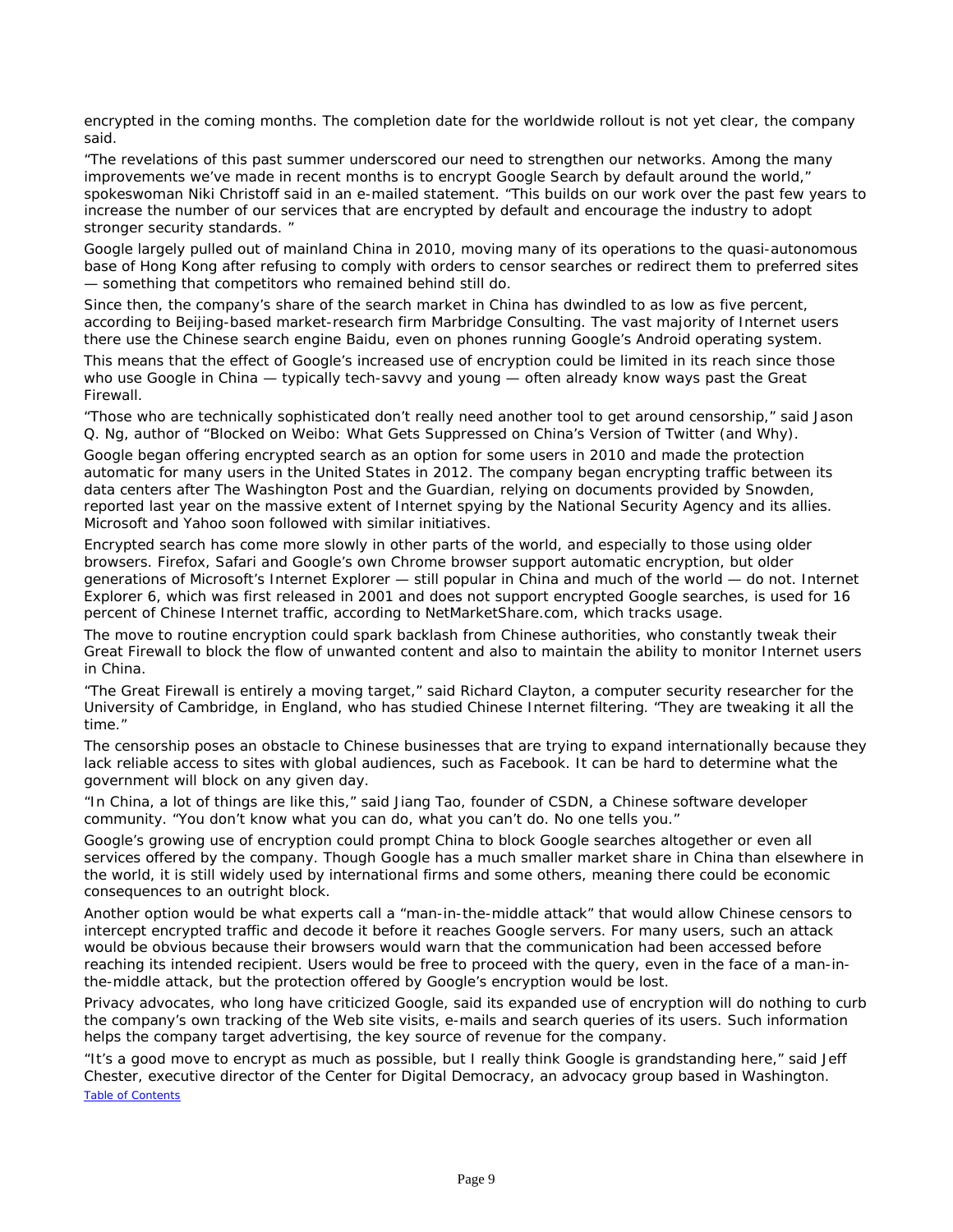encrypted in the coming months. The completion date for the worldwide rollout is not yet clear, the company said.

"The revelations of this past summer underscored our need to strengthen our networks. Among the many improvements we've made in recent months is to encrypt Google Search by default around the world," spokeswoman Niki Christoff said in an e-mailed statement. "This builds on our work over the past few years to increase the number of our services that are encrypted by default and encourage the industry to adopt stronger security standards. "

Google largely pulled out of mainland China in 2010, moving many of its operations to the quasi-autonomous base of Hong Kong after refusing to comply with orders to censor searches or redirect them to preferred sites — something that competitors who remained behind still do.

Since then, the company's share of the search market in China has dwindled to as low as five percent, according to Beijing-based market-research firm Marbridge Consulting. The vast majority of Internet users there use the Chinese search engine Baidu, even on phones running Google's Android operating system.

This means that the effect of Google's increased use of encryption could be limited in its reach since those who use Google in China — typically tech-savvy and young — often already know ways past the Great Firewall.

"Those who are technically sophisticated don't really need another tool to get around censorship," said Jason Q. Ng, author of "Blocked on Weibo: What Gets Suppressed on China's Version of Twitter (and Why).

Google began offering encrypted search as an option for some users in 2010 and made the protection automatic for many users in the United States in 2012. The company began encrypting traffic between its data centers after The Washington Post and the Guardian, relying on documents provided by Snowden, reported last year on the massive extent of Internet spying by the National Security Agency and its allies. Microsoft and Yahoo soon followed with similar initiatives.

Encrypted search has come more slowly in other parts of the world, and especially to those using older browsers. Firefox, Safari and Google's own Chrome browser support automatic encryption, but older generations of Microsoft's Internet Explorer — still popular in China and much of the world — do not. Internet Explorer 6, which was first released in 2001 and does not support encrypted Google searches, is used for 16 percent of Chinese Internet traffic, according to NetMarketShare.com, which tracks usage.

The move to routine encryption could spark backlash from Chinese authorities, who constantly tweak their Great Firewall to block the flow of unwanted content and also to maintain the ability to monitor Internet users in China.

"The Great Firewall is entirely a moving target," said Richard Clayton, a computer security researcher for the University of Cambridge, in England, who has studied Chinese Internet filtering. "They are tweaking it all the time."

The censorship poses an obstacle to Chinese businesses that are trying to expand internationally because they lack reliable access to sites with global audiences, such as Facebook. It can be hard to determine what the government will block on any given day.

"In China, a lot of things are like this," said Jiang Tao, founder of CSDN, a Chinese software developer community. "You don't know what you can do, what you can't do. No one tells you."

Google's growing use of encryption could prompt China to block Google searches altogether or even all services offered by the company. Though Google has a much smaller market share in China than elsewhere in the world, it is still widely used by international firms and some others, meaning there could be economic consequences to an outright block.

Another option would be what experts call a "man-in-the-middle attack" that would allow Chinese censors to intercept encrypted traffic and decode it before it reaches Google servers. For many users, such an attack would be obvious because their browsers would warn that the communication had been accessed before reaching its intended recipient. Users would be free to proceed with the query, even in the face of a man-in-the-middle attack, but the protection offered by Google's encryption would be lost.

Privacy advocates, who long have criticized Google, said its expanded use of encryption will do nothing to curb the company's own tracking of the Web site visits, e-mails and search queries of its users. Such information helps the company target advertising, the key source of revenue for the company.

"It's a good move to encrypt as much as possible, but I really think Google is grandstanding here," said Jeff Chester, executive director of the Center for Digital Democracy, an advocacy group based in Washington.

Table of Contents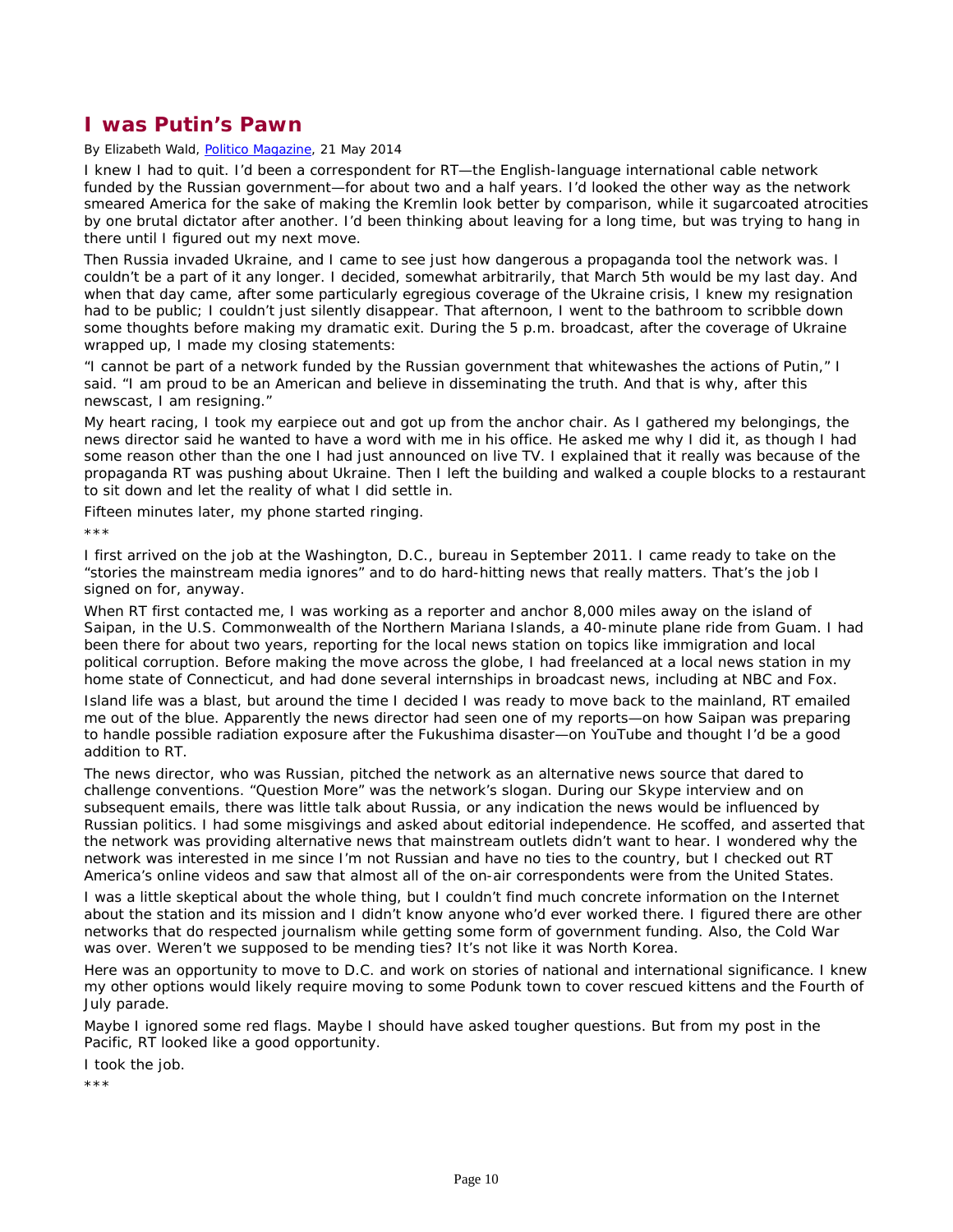## I was Putin's Pawn

By Elizabeth Wald, [Politico Magazine](), 21 May 2014

I knew I had to quit. I'd been a correspondent for RT—the English-language international cable network funded by the Russian government—for about two and a half years. I'd looked the other way as the network smeared America for the sake of making the Kremlin look better by comparison, while it sugarcoated atrocities by one brutal dictator after another. I'd been thinking about leaving for a long time, but was trying to hang in there until I figured out my next move.

Then Russia invaded Ukraine, and I came to see just how dangerous a propaganda tool the network was. I couldn't be a part of it any longer. I decided, somewhat arbitrarily, that March 5th would be my last day. And when that day came, after some particularly egregious coverage of the Ukraine crisis, I knew my resignation had to be public; I couldn't just silently disappear. That afternoon, I went to the bathroom to scribble down some thoughts before making my dramatic exit. During the 5 p.m. broadcast, after the coverage of Ukraine wrapped up, I made my closing statements:

"I cannot be part of a network funded by the Russian government that whitewashes the actions of Putin," I said. "I am proud to be an American and believe in disseminating the truth. And that is why, after this newscast, I am resigning."

My heart racing, I took my earpiece out and got up from the anchor chair. As I gathered my belongings, the news director said he wanted to have a word with me in his office. He asked me why I did it, as though I had some reason other than the one I had just announced on live TV. I explained that it really was because of the propaganda RT was pushing about Ukraine. Then I left the building and walked a couple blocks to a restaurant to sit down and let the reality of what I did settle in.

Fifteen minutes later, my phone started ringing.

\*\*\*

I first arrived on the job at the Washington, D.C., bureau in September 2011. I came ready to take on the "stories the mainstream media ignores" and to do hard-hitting news that really matters. That's the job I signed on for, anyway.

When RT first contacted me, I was working as a reporter and anchor 8,000 miles away on the island of Saipan, in the U.S. Commonwealth of the Northern Mariana Islands, a 40-minute plane ride from Guam. I had been there for about two years, reporting for the local news station on topics like immigration and local political corruption. Before making the move across the globe, I had freelanced at a local news station in my home state of Connecticut, and had done several internships in broadcast news, including at NBC and Fox.

Island life was a blast, but around the time I decided I was ready to move back to the mainland, RT emailed me out of the blue. Apparently the news director had seen one of my reports—on how Saipan was preparing to handle possible radiation exposure after the Fukushima disaster—on YouTube and thought I'd be a good addition to RT.

The news director, who was Russian, pitched the network as an alternative news source that dared to challenge conventions. "Question More" was the network's slogan. During our Skype interview and on subsequent emails, there was little talk about Russia, or any indication the news would be influenced by Russian politics. I had some misgivings and asked about editorial independence. He scoffed, and asserted that the network was providing alternative news that mainstream outlets didn't want to hear. I wondered why the network was interested in me since I'm not Russian and have no ties to the country, but I checked out RT America's online videos and saw that almost all of the on-air correspondents were from the United States.

I was a little skeptical about the whole thing, but I couldn't find much concrete information on the Internet about the station and its mission and I didn't know anyone who'd ever worked there. I figured there are other networks that do respected journalism while getting some form of government funding. Also, the Cold War was over. Weren't we supposed to be mending ties? It's not like it was North Korea.

Here was an opportunity to move to D.C. and work on stories of national and international significance. I knew my other options would likely require moving to some Podunk town to cover rescued kittens and the Fourth of July parade.

Maybe I ignored some red flags. Maybe I should have asked tougher questions. But from my post in the Pacific, RT looked like a good opportunity.

I took the job.

\*\*\*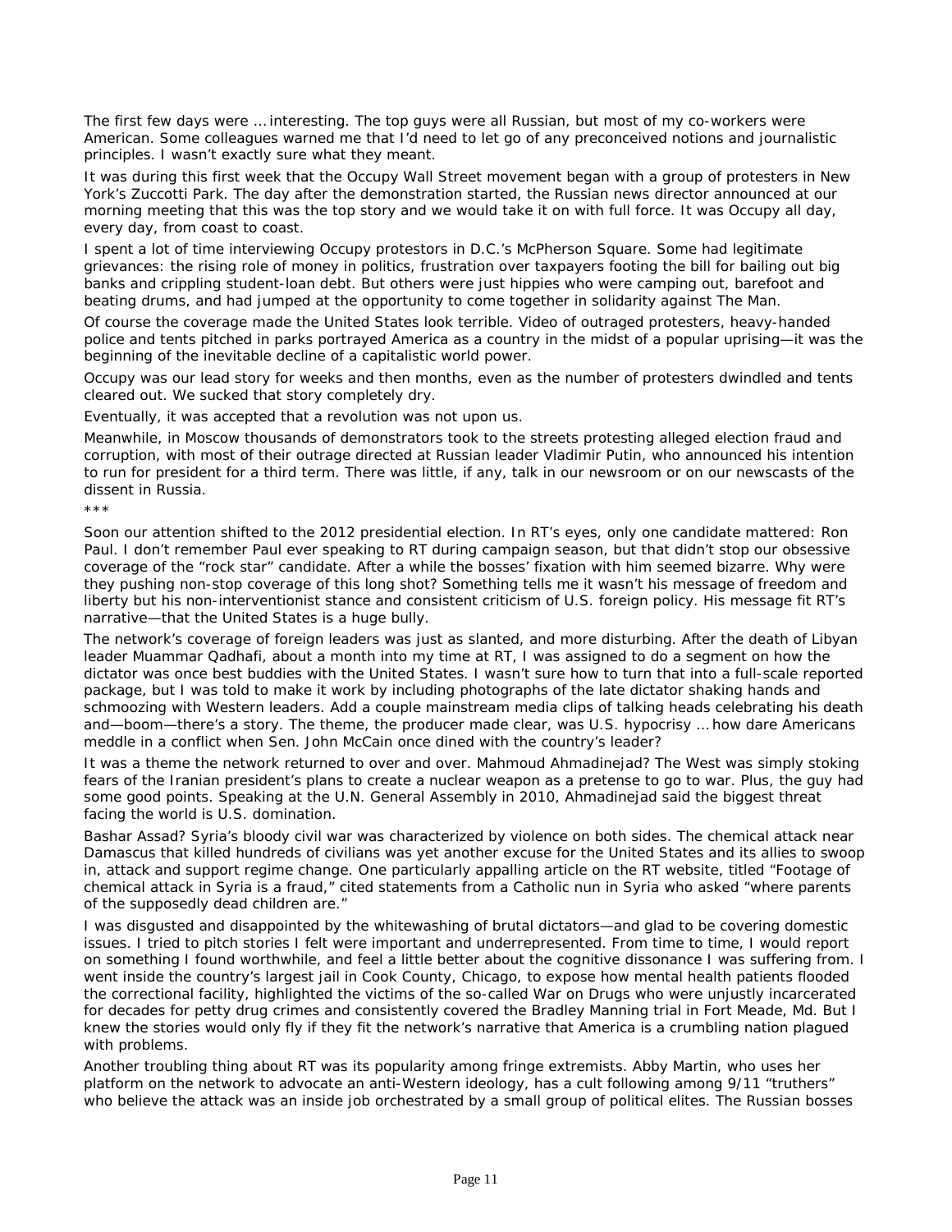The first few days were … interesting. The top guys were all Russian, but most of my co-workers were American. Some colleagues warned me that I'd need to let go of any preconceived notions and journalistic principles. I wasn't exactly sure what they meant.

It was during this first week that the Occupy Wall Street movement began with a group of protesters in New York's Zuccotti Park. The day after the demonstration started, the Russian news director announced at our morning meeting that this was the top story and we would take it on with full force. It was Occupy all day, every day, from coast to coast.

I spent a lot of time interviewing Occupy protestors in D.C.'s McPherson Square. Some had legitimate grievances: the rising role of money in politics, frustration over taxpayers footing the bill for bailing out big banks and crippling student-loan debt. But others were just hippies who were camping out, barefoot and beating drums, and had jumped at the opportunity to come together in solidarity against The Man.

Of course the coverage made the United States look terrible. Video of outraged protesters, heavy-handed police and tents pitched in parks portrayed America as a country in the midst of a popular uprising—it was the beginning of the inevitable decline of a capitalistic world power.

Occupy was our lead story for weeks and then months, even as the number of protesters dwindled and tents cleared out. We sucked that story completely dry.

Eventually, it was accepted that a revolution was not upon us.

Meanwhile, in Moscow thousands of demonstrators took to the streets protesting alleged election fraud and corruption, with most of their outrage directed at Russian leader Vladimir Putin, who announced his intention to run for president for a third term. There was little, if any, talk in our newsroom or on our newscasts of the dissent in Russia.

***

Soon our attention shifted to the 2012 presidential election. In RT's eyes, only one candidate mattered: Ron Paul. I don't remember Paul ever speaking to RT during campaign season, but that didn't stop our obsessive coverage of the "rock star" candidate. After a while the bosses' fixation with him seemed bizarre. Why were they pushing non-stop coverage of this long shot? Something tells me it wasn't his message of freedom and liberty but his non-interventionist stance and consistent criticism of U.S. foreign policy. His message fit RT's narrative—that the United States is a huge bully.

The network's coverage of foreign leaders was just as slanted, and more disturbing. After the death of Libyan leader Muammar Qadhafi, about a month into my time at RT, I was assigned to do a segment on how the dictator was once best buddies with the United States. I wasn't sure how to turn that into a full-scale reported package, but I was told to make it work by including photographs of the late dictator shaking hands and schmoozing with Western leaders. Add a couple mainstream media clips of talking heads celebrating his death and—boom—there's a story. The theme, the producer made clear, was U.S. hypocrisy … how dare Americans meddle in a conflict when Sen. John McCain once dined with the country's leader?

It was a theme the network returned to over and over. Mahmoud Ahmadinejad? The West was simply stoking fears of the Iranian president's plans to create a nuclear weapon as a pretense to go to war. Plus, the guy had some good points. Speaking at the U.N. General Assembly in 2010, Ahmadinejad said the biggest threat facing the world is U.S. domination.

Bashar Assad? Syria's bloody civil war was characterized by violence on both sides. The chemical attack near Damascus that killed hundreds of civilians was yet another excuse for the United States and its allies to swoop in, attack and support regime change. One particularly appalling article on the RT website, titled "Footage of chemical attack in Syria is a fraud," cited statements from a Catholic nun in Syria who asked "where parents of the supposedly dead children are."

I was disgusted and disappointed by the whitewashing of brutal dictators—and glad to be covering domestic issues. I tried to pitch stories I felt were important and underrepresented. From time to time, I would report on something I found worthwhile, and feel a little better about the cognitive dissonance I was suffering from. I went inside the country's largest jail in Cook County, Chicago, to expose how mental health patients flooded the correctional facility, highlighted the victims of the so-called War on Drugs who were unjustly incarcerated for decades for petty drug crimes and consistently covered the Bradley Manning trial in Fort Meade, Md. But I knew the stories would only fly if they fit the network's narrative that America is a crumbling nation plagued with problems.

Another troubling thing about RT was its popularity among fringe extremists. Abby Martin, who uses her platform on the network to advocate an anti-Western ideology, has a cult following among 9/11 "truthers" who believe the attack was an inside job orchestrated by a small group of political elites. The Russian bosses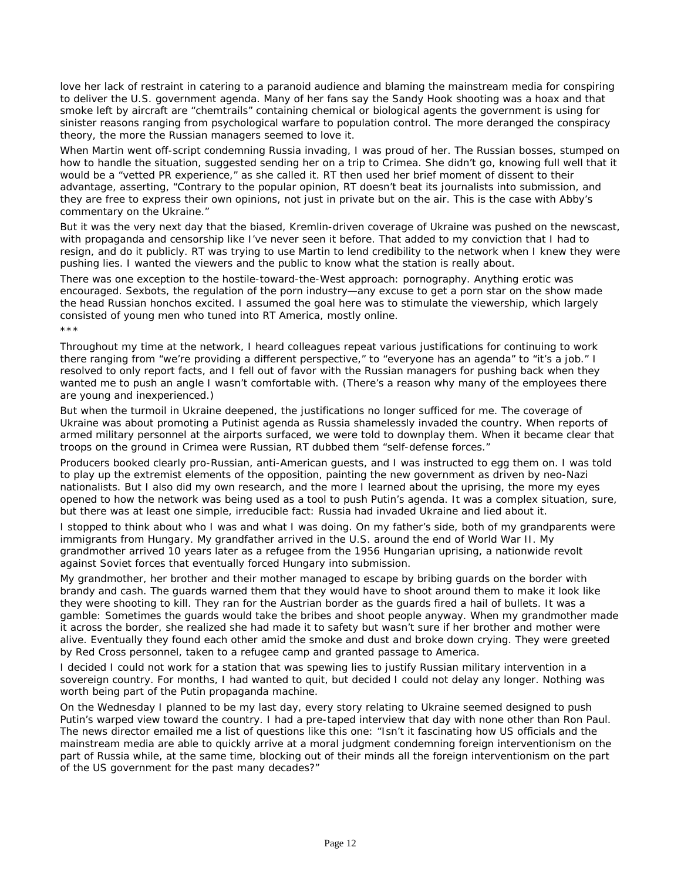love her lack of restraint in catering to a paranoid audience and blaming the mainstream media for conspiring to deliver the U.S. government agenda. Many of her fans say the Sandy Hook shooting was a hoax and that smoke left by aircraft are "chemtrails" containing chemical or biological agents the government is using for sinister reasons ranging from psychological warfare to population control. The more deranged the conspiracy theory, the more the Russian managers seemed to love it.

When Martin went off-script condemning Russia invading, I was proud of her. The Russian bosses, stumped on how to handle the situation, suggested sending her on a trip to Crimea. She didn't go, knowing full well that it would be a "vetted PR experience," as she called it. RT then used her brief moment of dissent to their advantage, asserting, "Contrary to the popular opinion, RT doesn't beat its journalists into submission, and they are free to express their own opinions, not just in private but on the air. This is the case with Abby's commentary on the Ukraine."

But it was the very next day that the biased, Kremlin-driven coverage of Ukraine was pushed on the newscast, with propaganda and censorship like I've never seen it before. That added to my conviction that I had to resign, and do it publicly. RT was trying to use Martin to lend credibility to the network when I knew they were pushing lies. I wanted the viewers and the public to know what the station is really about.

There was one exception to the hostile-toward-the-West approach: pornography. Anything erotic was encouraged. Sexbots, the regulation of the porn industry—any excuse to get a porn star on the show made the head Russian honchos excited. I assumed the goal here was to stimulate the viewership, which largely consisted of young men who tuned into RT America, mostly online.

***

Throughout my time at the network, I heard colleagues repeat various justifications for continuing to work there ranging from "we're providing a different perspective," to "everyone has an agenda" to "it's a job." I resolved to only report facts, and I fell out of favor with the Russian managers for pushing back when they wanted me to push an angle I wasn't comfortable with. (There's a reason why many of the employees there are young and inexperienced.)

But when the turmoil in Ukraine deepened, the justifications no longer sufficed for me. The coverage of Ukraine was about promoting a Putinist agenda as Russia shamelessly invaded the country. When reports of armed military personnel at the airports surfaced, we were told to downplay them. When it became clear that troops on the ground in Crimea were Russian, RT dubbed them "self-defense forces."

Producers booked clearly pro-Russian, anti-American guests, and I was instructed to egg them on. I was told to play up the extremist elements of the opposition, painting the new government as driven by neo-Nazi nationalists. But I also did my own research, and the more I learned about the uprising, the more my eyes opened to how the network was being used as a tool to push Putin's agenda. It was a complex situation, sure, but there was at least one simple, irreducible fact: Russia had invaded Ukraine and lied about it.

I stopped to think about who I was and what I was doing. On my father's side, both of my grandparents were immigrants from Hungary. My grandfather arrived in the U.S. around the end of World War II. My grandmother arrived 10 years later as a refugee from the 1956 Hungarian uprising, a nationwide revolt against Soviet forces that eventually forced Hungary into submission.

My grandmother, her brother and their mother managed to escape by bribing guards on the border with brandy and cash. The guards warned them that they would have to shoot around them to make it look like they were shooting to kill. They ran for the Austrian border as the guards fired a hail of bullets. It was a gamble: Sometimes the guards would take the bribes and shoot people anyway. When my grandmother made it across the border, she realized she had made it to safety but wasn't sure if her brother and mother were alive. Eventually they found each other amid the smoke and dust and broke down crying. They were greeted by Red Cross personnel, taken to a refugee camp and granted passage to America.

I decided I could not work for a station that was spewing lies to justify Russian military intervention in a sovereign country. For months, I had wanted to quit, but decided I could not delay any longer. Nothing was worth being part of the Putin propaganda machine.

On the Wednesday I planned to be my last day, every story relating to Ukraine seemed designed to push Putin's warped view toward the country. I had a pre-taped interview that day with none other than Ron Paul. The news director emailed me a list of questions like this one: "Isn't it fascinating how US officials and the mainstream media are able to quickly arrive at a moral judgment condemning foreign interventionism on the part of Russia while, at the same time, blocking out of their minds all the foreign interventionism on the part of the US government for the past many decades?"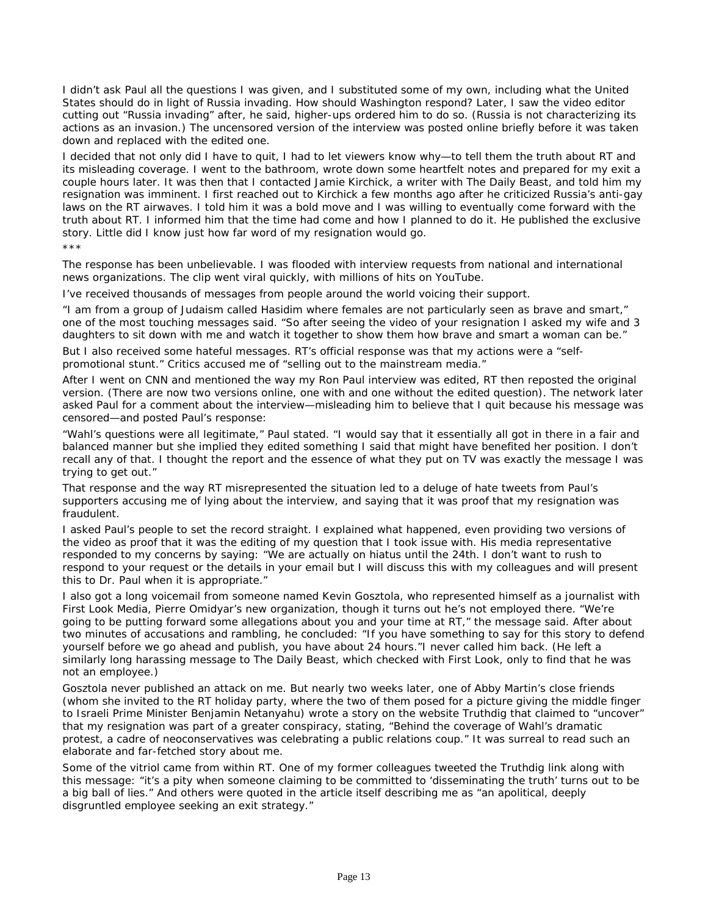I didn't ask Paul all the questions I was given, and I substituted some of my own, including what the United States should do in light of Russia invading. How should Washington respond? Later, I saw the video editor cutting out "Russia invading" after, he said, higher-ups ordered him to do so. (Russia is not characterizing its actions as an invasion.) The uncensored version of the interview was posted online briefly before it was taken down and replaced with the edited one.

I decided that not only did I have to quit, I had to let viewers know why—to tell them the truth about RT and its misleading coverage. I went to the bathroom, wrote down some heartfelt notes and prepared for my exit a couple hours later. It was then that I contacted Jamie Kirchick, a writer with The Daily Beast, and told him my resignation was imminent. I first reached out to Kirchick a few months ago after he criticized Russia's anti-gay laws on the RT airwaves. I told him it was a bold move and I was willing to eventually come forward with the truth about RT. I informed him that the time had come and how I planned to do it. He published the exclusive story. Little did I know just how far word of my resignation would go.

***

The response has been unbelievable. I was flooded with interview requests from national and international news organizations. The clip went viral quickly, with millions of hits on YouTube.

I've received thousands of messages from people around the world voicing their support.

"I am from a group of Judaism called Hasidim where females are not particularly seen as brave and smart," one of the most touching messages said. "So after seeing the video of your resignation I asked my wife and 3 daughters to sit down with me and watch it together to show them how brave and smart a woman can be."

But I also received some hateful messages. RT's official response was that my actions were a "self-promotional stunt." Critics accused me of "selling out to the mainstream media."

After I went on CNN and mentioned the way my Ron Paul interview was edited, RT then reposted the original version. (There are now two versions online, one with and one without the edited question). The network later asked Paul for a comment about the interview—misleading him to believe that I quit because his message was censored—and posted Paul's response:

"Wahl's questions were all legitimate," Paul stated. "I would say that it essentially all got in there in a fair and balanced manner but she implied they edited something I said that might have benefited her position. I don't recall any of that. I thought the report and the essence of what they put on TV was exactly the message I was trying to get out."

That response and the way RT misrepresented the situation led to a deluge of hate tweets from Paul's supporters accusing me of lying about the interview, and saying that it was proof that my resignation was fraudulent.

I asked Paul's people to set the record straight. I explained what happened, even providing two versions of the video as proof that it was the editing of my question that I took issue with. His media representative responded to my concerns by saying: "We are actually on hiatus until the 24th. I don't want to rush to respond to your request or the details in your email but I will discuss this with my colleagues and will present this to Dr. Paul when it is appropriate."

I also got a long voicemail from someone named Kevin Gosztola, who represented himself as a journalist with First Look Media, Pierre Omidyar's new organization, though it turns out he's not employed there. "We're going to be putting forward some allegations about you and your time at RT," the message said. After about two minutes of accusations and rambling, he concluded: "If you have something to say for this story to defend yourself before we go ahead and publish, you have about 24 hours."I never called him back. (He left a similarly long harassing message to The Daily Beast, which checked with First Look, only to find that he was not an employee.)

Gosztola never published an attack on me. But nearly two weeks later, one of Abby Martin's close friends (whom she invited to the RT holiday party, where the two of them posed for a picture giving the middle finger to Israeli Prime Minister Benjamin Netanyahu) wrote a story on the website Truthdig that claimed to "uncover" that my resignation was part of a greater conspiracy, stating, "Behind the coverage of Wahl's dramatic protest, a cadre of neoconservatives was celebrating a public relations coup." It was surreal to read such an elaborate and far-fetched story about me.

Some of the vitriol came from within RT. One of my former colleagues tweeted the Truthdig link along with this message: "it's a pity when someone claiming to be committed to 'disseminating the truth' turns out to be a big ball of lies." And others were quoted in the article itself describing me as "an apolitical, deeply disgruntled employee seeking an exit strategy."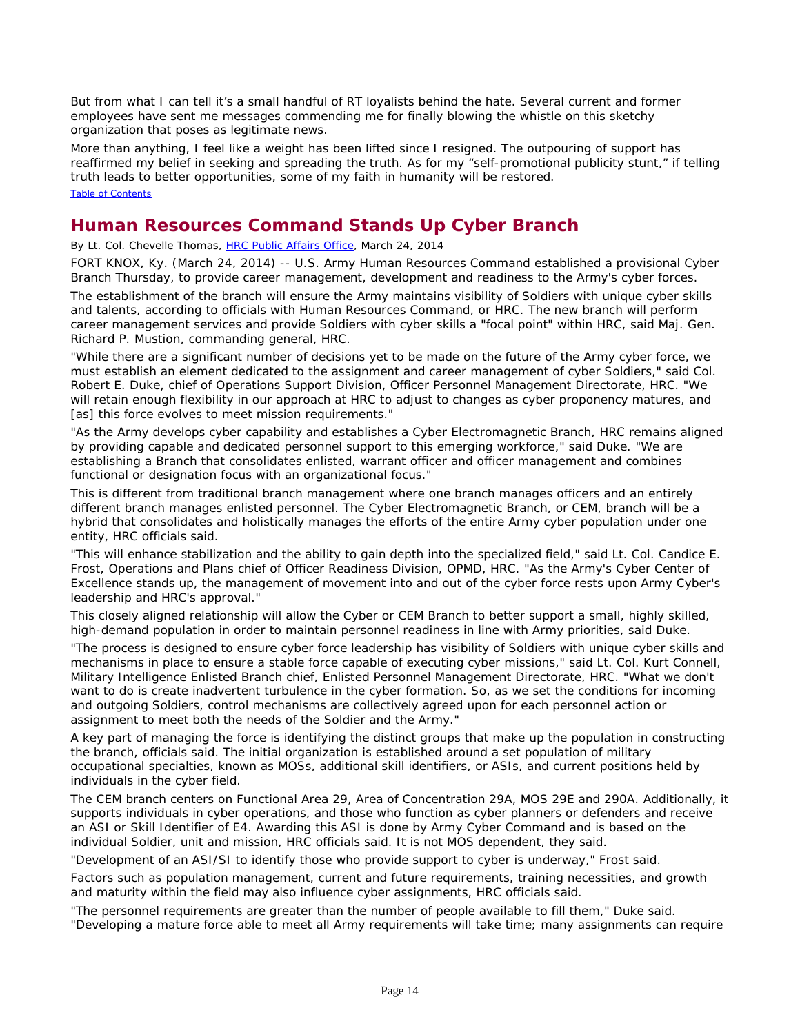But from what I can tell it's a small handful of RT loyalists behind the hate. Several current and former employees have sent me messages commending me for finally blowing the whistle on this sketchy organization that poses as legitimate news.

More than anything, I feel like a weight has been lifted since I resigned. The outpouring of support has reaffirmed my belief in seeking and spreading the truth. As for my "self-promotional publicity stunt," if telling truth leads to better opportunities, some of my faith in humanity will be restored.

Table of Contents

## Human Resources Command Stands Up Cyber Branch

By Lt. Col. Chevelle Thomas, HRC Public Affairs Office, March 24, 2014

FORT KNOX, Ky. (March 24, 2014) -- U.S. Army Human Resources Command established a provisional Cyber Branch Thursday, to provide career management, development and readiness to the Army's cyber forces.

The establishment of the branch will ensure the Army maintains visibility of Soldiers with unique cyber skills and talents, according to officials with Human Resources Command, or HRC. The new branch will perform career management services and provide Soldiers with cyber skills a "focal point" within HRC, said Maj. Gen. Richard P. Mustion, commanding general, HRC.

"While there are a significant number of decisions yet to be made on the future of the Army cyber force, we must establish an element dedicated to the assignment and career management of cyber Soldiers," said Col. Robert E. Duke, chief of Operations Support Division, Officer Personnel Management Directorate, HRC. "We will retain enough flexibility in our approach at HRC to adjust to changes as cyber proponency matures, and [as] this force evolves to meet mission requirements."

"As the Army develops cyber capability and establishes a Cyber Electromagnetic Branch, HRC remains aligned by providing capable and dedicated personnel support to this emerging workforce," said Duke. "We are establishing a Branch that consolidates enlisted, warrant officer and officer management and combines functional or designation focus with an organizational focus."

This is different from traditional branch management where one branch manages officers and an entirely different branch manages enlisted personnel. The Cyber Electromagnetic Branch, or CEM, branch will be a hybrid that consolidates and holistically manages the efforts of the entire Army cyber population under one entity, HRC officials said.

"This will enhance stabilization and the ability to gain depth into the specialized field," said Lt. Col. Candice E. Frost, Operations and Plans chief of Officer Readiness Division, OPMD, HRC. "As the Army's Cyber Center of Excellence stands up, the management of movement into and out of the cyber force rests upon Army Cyber's leadership and HRC's approval."

This closely aligned relationship will allow the Cyber or CEM Branch to better support a small, highly skilled, high-demand population in order to maintain personnel readiness in line with Army priorities, said Duke.

"The process is designed to ensure cyber force leadership has visibility of Soldiers with unique cyber skills and mechanisms in place to ensure a stable force capable of executing cyber missions," said Lt. Col. Kurt Connell, Military Intelligence Enlisted Branch chief, Enlisted Personnel Management Directorate, HRC. "What we don't want to do is create inadvertent turbulence in the cyber formation. So, as we set the conditions for incoming and outgoing Soldiers, control mechanisms are collectively agreed upon for each personnel action or assignment to meet both the needs of the Soldier and the Army."

A key part of managing the force is identifying the distinct groups that make up the population in constructing the branch, officials said. The initial organization is established around a set population of military occupational specialties, known as MOSs, additional skill identifiers, or ASIs, and current positions held by individuals in the cyber field.

The CEM branch centers on Functional Area 29, Area of Concentration 29A, MOS 29E and 290A. Additionally, it supports individuals in cyber operations, and those who function as cyber planners or defenders and receive an ASI or Skill Identifier of E4. Awarding this ASI is done by Army Cyber Command and is based on the individual Soldier, unit and mission, HRC officials said. It is not MOS dependent, they said.

"Development of an ASI/SI to identify those who provide support to cyber is underway," Frost said.

Factors such as population management, current and future requirements, training necessities, and growth and maturity within the field may also influence cyber assignments, HRC officials said.

"The personnel requirements are greater than the number of people available to fill them," Duke said. "Developing a mature force able to meet all Army requirements will take time; many assignments can require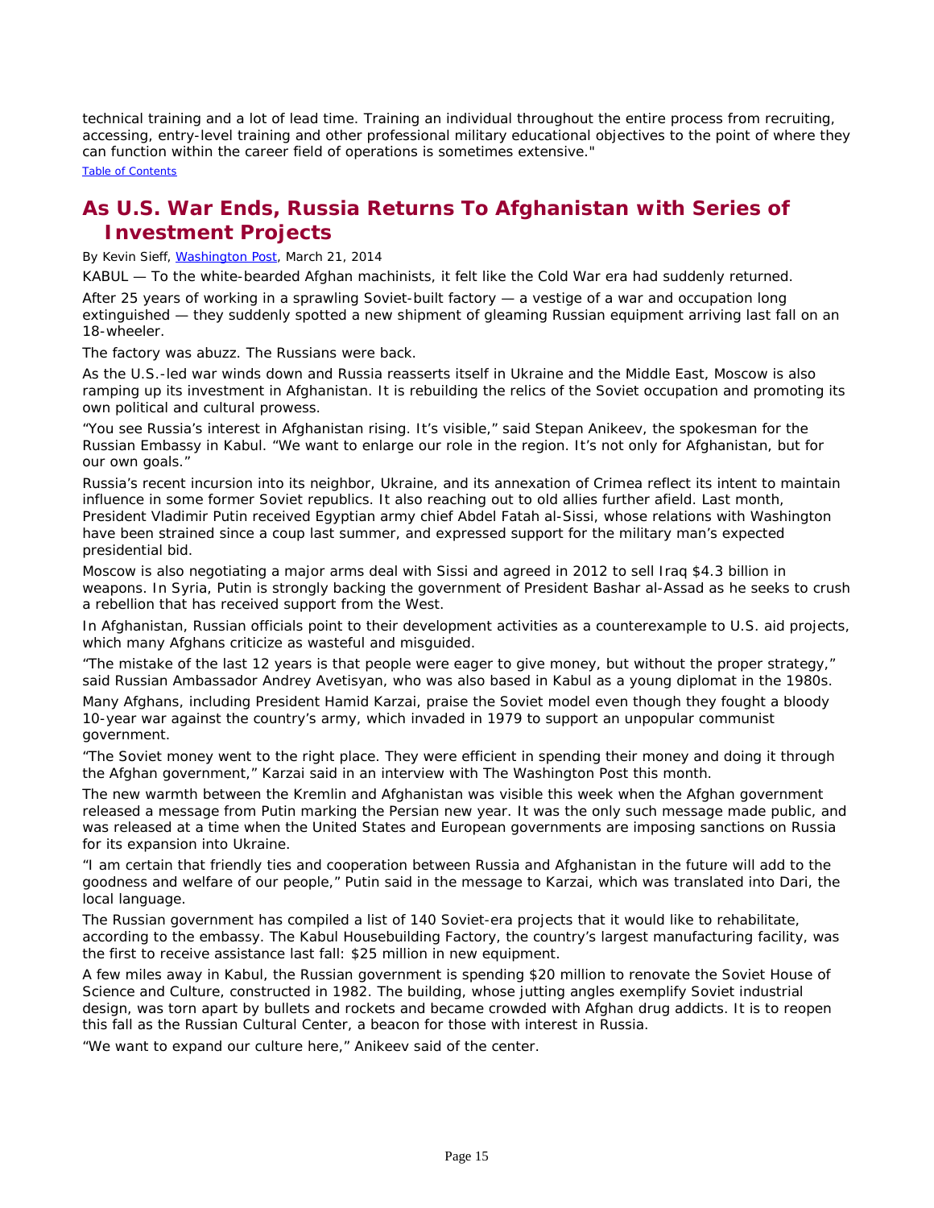technical training and a lot of lead time. Training an individual throughout the entire process from recruiting, accessing, entry-level training and other professional military educational objectives to the point of where they can function within the career field of operations is sometimes extensive."

Table of Contents

## As U.S. War Ends, Russia Returns To Afghanistan with Series of Investment Projects

By Kevin Sieff, Washington Post, March 21, 2014

KABUL — To the white-bearded Afghan machinists, it felt like the Cold War era had suddenly returned.

After 25 years of working in a sprawling Soviet-built factory — a vestige of a war and occupation long extinguished — they suddenly spotted a new shipment of gleaming Russian equipment arriving last fall on an 18-wheeler.

The factory was abuzz. The Russians were back.

As the U.S.-led war winds down and Russia reasserts itself in Ukraine and the Middle East, Moscow is also ramping up its investment in Afghanistan. It is rebuilding the relics of the Soviet occupation and promoting its own political and cultural prowess.

"You see Russia's interest in Afghanistan rising. It's visible," said Stepan Anikeev, the spokesman for the Russian Embassy in Kabul. "We want to enlarge our role in the region. It's not only for Afghanistan, but for our own goals."

Russia's recent incursion into its neighbor, Ukraine, and its annexation of Crimea reflect its intent to maintain influence in some former Soviet republics. It also reaching out to old allies further afield. Last month, President Vladimir Putin received Egyptian army chief Abdel Fatah al-Sissi, whose relations with Washington have been strained since a coup last summer, and expressed support for the military man's expected presidential bid.

Moscow is also negotiating a major arms deal with Sissi and agreed in 2012 to sell Iraq $4.3 billion in weapons. In Syria, Putin is strongly backing the government of President Bashar al-Assad as he seeks to crush a rebellion that has received support from the West.

In Afghanistan, Russian officials point to their development activities as a counterexample to U.S. aid projects, which many Afghans criticize as wasteful and misguided.

"The mistake of the last 12 years is that people were eager to give money, but without the proper strategy," said Russian Ambassador Andrey Avetisyan, who was also based in Kabul as a young diplomat in the 1980s.

Many Afghans, including President Hamid Karzai, praise the Soviet model even though they fought a bloody 10-year war against the country's army, which invaded in 1979 to support an unpopular communist government.

"The Soviet money went to the right place. They were efficient in spending their money and doing it through the Afghan government," Karzai said in an interview with The Washington Post this month.

The new warmth between the Kremlin and Afghanistan was visible this week when the Afghan government released a message from Putin marking the Persian new year. It was the only such message made public, and was released at a time when the United States and European governments are imposing sanctions on Russia for its expansion into Ukraine.

"I am certain that friendly ties and cooperation between Russia and Afghanistan in the future will add to the goodness and welfare of our people," Putin said in the message to Karzai, which was translated into Dari, the local language.

The Russian government has compiled a list of 140 Soviet-era projects that it would like to rehabilitate, according to the embassy. The Kabul Housebuilding Factory, the country's largest manufacturing facility, was the first to receive assistance last fall: $25 million in new equipment.

A few miles away in Kabul, the Russian government is spending $20 million to renovate the Soviet House of Science and Culture, constructed in 1982. The building, whose jutting angles exemplify Soviet industrial design, was torn apart by bullets and rockets and became crowded with Afghan drug addicts. It is to reopen this fall as the Russian Cultural Center, a beacon for those with interest in Russia.

"We want to expand our culture here," Anikeev said of the center.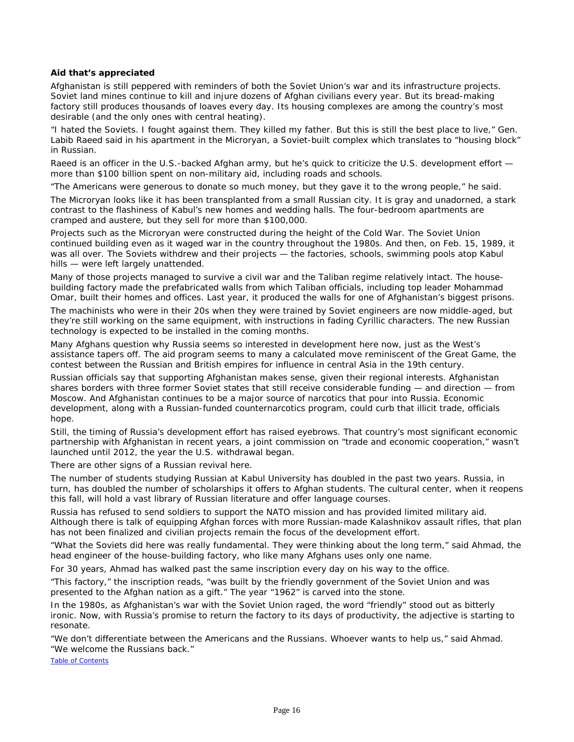**Aid that's appreciated**

Afghanistan is still peppered with reminders of both the Soviet Union's war and its infrastructure projects. Soviet land mines continue to kill and injure dozens of Afghan civilians every year. But its bread-making factory still produces thousands of loaves every day. Its housing complexes are among the country's most desirable (and the only ones with central heating).

"I hated the Soviets. I fought against them. They killed my father. But this is still the best place to live," Gen. Labib Raeed said in his apartment in the Microryan, a Soviet-built complex which translates to "housing block" in Russian.

Raeed is an officer in the U.S.-backed Afghan army, but he's quick to criticize the U.S. development effort — more than $100 billion spent on non-military aid, including roads and schools.

"The Americans were generous to donate so much money, but they gave it to the wrong people," he said.

The Microryan looks like it has been transplanted from a small Russian city. It is gray and unadorned, a stark contrast to the flashiness of Kabul's new homes and wedding halls. The four-bedroom apartments are cramped and austere, but they sell for more than $100,000.

Projects such as the Microryan were constructed during the height of the Cold War. The Soviet Union continued building even as it waged war in the country throughout the 1980s. And then, on Feb. 15, 1989, it was all over. The Soviets withdrew and their projects — the factories, schools, swimming pools atop Kabul hills — were left largely unattended.

Many of those projects managed to survive a civil war and the Taliban regime relatively intact. The house-building factory made the prefabricated walls from which Taliban officials, including top leader Mohammad Omar, built their homes and offices. Last year, it produced the walls for one of Afghanistan's biggest prisons.

The machinists who were in their 20s when they were trained by Soviet engineers are now middle-aged, but they're still working on the same equipment, with instructions in fading Cyrillic characters. The new Russian technology is expected to be installed in the coming months.

Many Afghans question why Russia seems so interested in development here now, just as the West's assistance tapers off. The aid program seems to many a calculated move reminiscent of the Great Game, the contest between the Russian and British empires for influence in central Asia in the 19th century.

Russian officials say that supporting Afghanistan makes sense, given their regional interests. Afghanistan shares borders with three former Soviet states that still receive considerable funding — and direction — from Moscow. And Afghanistan continues to be a major source of narcotics that pour into Russia. Economic development, along with a Russian-funded counternarcotics program, could curb that illicit trade, officials hope.

Still, the timing of Russia's development effort has raised eyebrows. That country's most significant economic partnership with Afghanistan in recent years, a joint commission on "trade and economic cooperation," wasn't launched until 2012, the year the U.S. withdrawal began.

There are other signs of a Russian revival here.

The number of students studying Russian at Kabul University has doubled in the past two years. Russia, in turn, has doubled the number of scholarships it offers to Afghan students. The cultural center, when it reopens this fall, will hold a vast library of Russian literature and offer language courses.

Russia has refused to send soldiers to support the NATO mission and has provided limited military aid. Although there is talk of equipping Afghan forces with more Russian-made Kalashnikov assault rifles, that plan has not been finalized and civilian projects remain the focus of the development effort.

"What the Soviets did here was really fundamental. They were thinking about the long term," said Ahmad, the head engineer of the house-building factory, who like many Afghans uses only one name.

For 30 years, Ahmad has walked past the same inscription every day on his way to the office.

"This factory," the inscription reads, "was built by the friendly government of the Soviet Union and was presented to the Afghan nation as a gift." The year "1962" is carved into the stone.

In the 1980s, as Afghanistan's war with the Soviet Union raged, the word "friendly" stood out as bitterly ironic. Now, with Russia's promise to return the factory to its days of productivity, the adjective is starting to resonate.

"We don't differentiate between the Americans and the Russians. Whoever wants to help us," said Ahmad. "We welcome the Russians back."

Table of Contents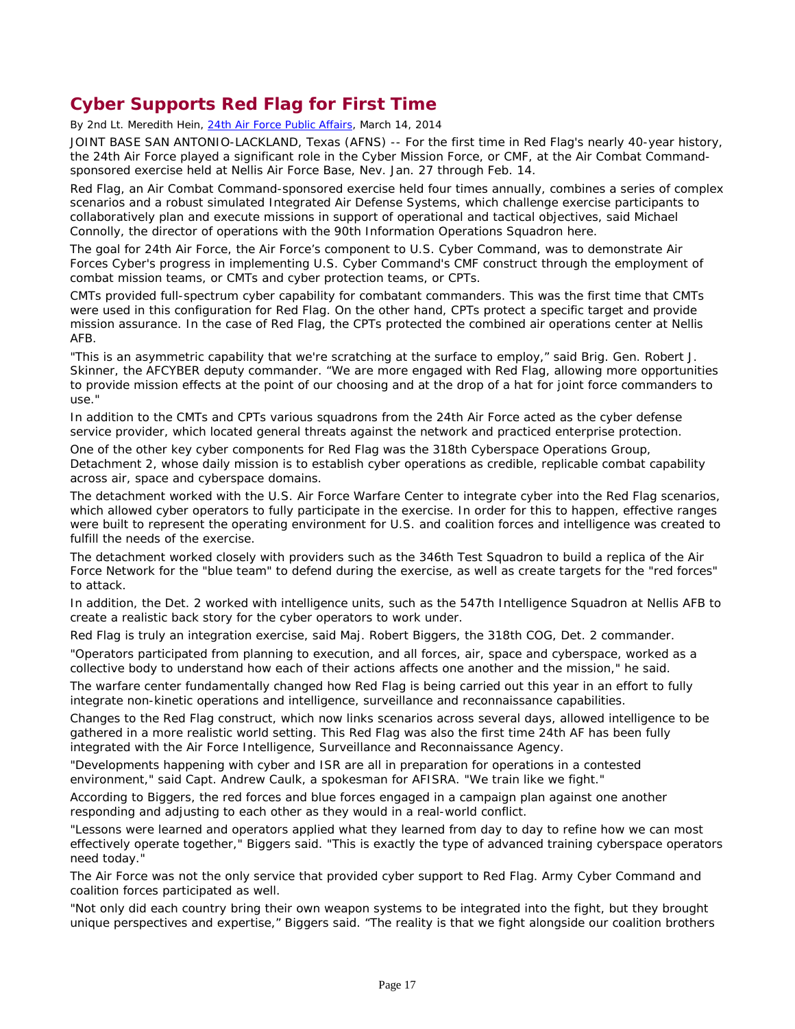## Cyber Supports Red Flag for First Time

By 2nd Lt. Meredith Hein, 24th Air Force Public Affairs, March 14, 2014

JOINT BASE SAN ANTONIO-LACKLAND, Texas (AFNS) -- For the first time in Red Flag's nearly 40-year history, the 24th Air Force played a significant role in the Cyber Mission Force, or CMF, at the Air Combat Command-sponsored exercise held at Nellis Air Force Base, Nev. Jan. 27 through Feb. 14.

Red Flag, an Air Combat Command-sponsored exercise held four times annually, combines a series of complex scenarios and a robust simulated Integrated Air Defense Systems, which challenge exercise participants to collaboratively plan and execute missions in support of operational and tactical objectives, said Michael Connolly, the director of operations with the 90th Information Operations Squadron here.

The goal for 24th Air Force, the Air Force's component to U.S. Cyber Command, was to demonstrate Air Forces Cyber's progress in implementing U.S. Cyber Command's CMF construct through the employment of combat mission teams, or CMTs and cyber protection teams, or CPTs.

CMTs provided full-spectrum cyber capability for combatant commanders. This was the first time that CMTs were used in this configuration for Red Flag. On the other hand, CPTs protect a specific target and provide mission assurance. In the case of Red Flag, the CPTs protected the combined air operations center at Nellis AFB.

"This is an asymmetric capability that we're scratching at the surface to employ," said Brig. Gen. Robert J. Skinner, the AFCYBER deputy commander. "We are more engaged with Red Flag, allowing more opportunities to provide mission effects at the point of our choosing and at the drop of a hat for joint force commanders to use."

In addition to the CMTs and CPTs various squadrons from the 24th Air Force acted as the cyber defense service provider, which located general threats against the network and practiced enterprise protection.

One of the other key cyber components for Red Flag was the 318th Cyberspace Operations Group, Detachment 2, whose daily mission is to establish cyber operations as credible, replicable combat capability across air, space and cyberspace domains.

The detachment worked with the U.S. Air Force Warfare Center to integrate cyber into the Red Flag scenarios, which allowed cyber operators to fully participate in the exercise. In order for this to happen, effective ranges were built to represent the operating environment for U.S. and coalition forces and intelligence was created to fulfill the needs of the exercise.

The detachment worked closely with providers such as the 346th Test Squadron to build a replica of the Air Force Network for the "blue team" to defend during the exercise, as well as create targets for the "red forces" to attack.

In addition, the Det. 2 worked with intelligence units, such as the 547th Intelligence Squadron at Nellis AFB to create a realistic back story for the cyber operators to work under.

Red Flag is truly an integration exercise, said Maj. Robert Biggers, the 318th COG, Det. 2 commander.

"Operators participated from planning to execution, and all forces, air, space and cyberspace, worked as a collective body to understand how each of their actions affects one another and the mission," he said.

The warfare center fundamentally changed how Red Flag is being carried out this year in an effort to fully integrate non-kinetic operations and intelligence, surveillance and reconnaissance capabilities.

Changes to the Red Flag construct, which now links scenarios across several days, allowed intelligence to be gathered in a more realistic world setting. This Red Flag was also the first time 24th AF has been fully integrated with the Air Force Intelligence, Surveillance and Reconnaissance Agency.

"Developments happening with cyber and ISR are all in preparation for operations in a contested environment," said Capt. Andrew Caulk, a spokesman for AFISRA. "We train like we fight."

According to Biggers, the red forces and blue forces engaged in a campaign plan against one another responding and adjusting to each other as they would in a real-world conflict.

"Lessons were learned and operators applied what they learned from day to day to refine how we can most effectively operate together," Biggers said. "This is exactly the type of advanced training cyberspace operators need today."

The Air Force was not the only service that provided cyber support to Red Flag. Army Cyber Command and coalition forces participated as well.

"Not only did each country bring their own weapon systems to be integrated into the fight, but they brought unique perspectives and expertise," Biggers said. "The reality is that we fight alongside our coalition brothers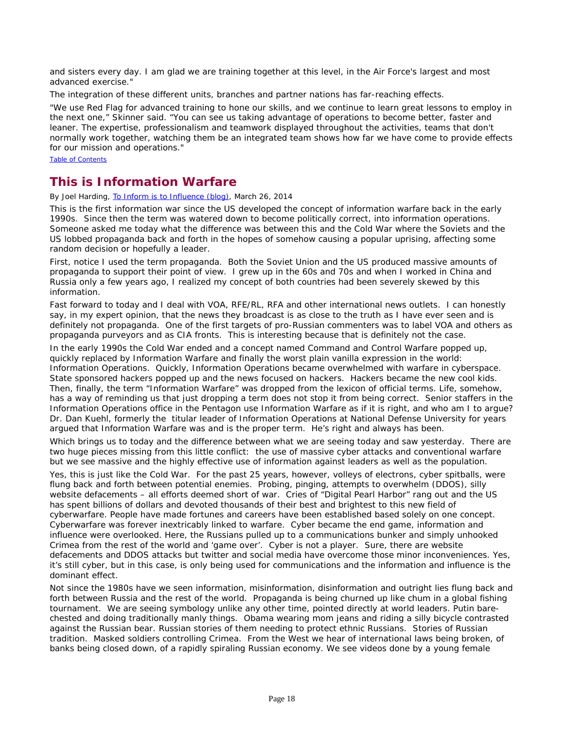and sisters every day. I am glad we are training together at this level, in the Air Force's largest and most advanced exercise."

The integration of these different units, branches and partner nations has far-reaching effects.

"We use Red Flag for advanced training to hone our skills, and we continue to learn great lessons to employ in the next one," Skinner said. "You can see us taking advantage of operations to become better, faster and leaner. The expertise, professionalism and teamwork displayed throughout the activities, teams that don't normally work together, watching them be an integrated team shows how far we have come to provide effects for our mission and operations."

Table of Contents

## This is Information Warfare

By Joel Harding, To Inform is to Influence (blog), March 26, 2014

This is the first information war since the US developed the concept of information warfare back in the early 1990s. Since then the term was watered down to become politically correct, into information operations. Someone asked me today what the difference was between this and the Cold War where the Soviets and the US lobbed propaganda back and forth in the hopes of somehow causing a popular uprising, affecting some random decision or hopefully a leader.

First, notice I used the term propaganda. Both the Soviet Union and the US produced massive amounts of propaganda to support their point of view. I grew up in the 60s and 70s and when I worked in China and Russia only a few years ago, I realized my concept of both countries had been severely skewed by this information.

Fast forward to today and I deal with VOA, RFE/RL, RFA and other international news outlets. I can honestly say, in my expert opinion, that the news they broadcast is as close to the truth as I have ever seen and is definitely not propaganda. One of the first targets of pro-Russian commenters was to label VOA and others as propaganda purveyors and as CIA fronts. This is interesting because that is definitely not the case.

In the early 1990s the Cold War ended and a concept named Command and Control Warfare popped up, quickly replaced by Information Warfare and finally the worst plain vanilla expression in the world: Information Operations. Quickly, Information Operations became overwhelmed with warfare in cyberspace. State sponsored hackers popped up and the news focused on hackers. Hackers became the new cool kids. Then, finally, the term "Information Warfare" was dropped from the lexicon of official terms. Life, somehow, has a way of reminding us that just dropping a term does not stop it from being correct. Senior staffers in the Information Operations office in the Pentagon use Information Warfare as if it is right, and who am I to argue? Dr. Dan Kuehl, formerly the titular leader of Information Operations at National Defense University for years argued that Information Warfare was and is the proper term. He's right and always has been.

Which brings us to today and the difference between what we are seeing today and saw yesterday. There are two huge pieces missing from this little conflict: the use of massive cyber attacks and conventional warfare but we see massive and the highly effective use of information against leaders as well as the population.

Yes, this is just like the Cold War. For the past 25 years, however, volleys of electrons, cyber spitballs, were flung back and forth between potential enemies. Probing, pinging, attempts to overwhelm (DDOS), silly website defacements – all efforts deemed short of war. Cries of "Digital Pearl Harbor" rang out and the US has spent billions of dollars and devoted thousands of their best and brightest to this new field of cyberwarfare. People have made fortunes and careers have been established based solely on one concept. Cyberwarfare was forever inextricably linked to warfare. Cyber became the end game, information and influence were overlooked. Here, the Russians pulled up to a communications bunker and simply unhooked Crimea from the rest of the world and 'game over'. Cyber is not a player. Sure, there are website defacements and DDOS attacks but twitter and social media have overcome those minor inconveniences. Yes, it's still cyber, but in this case, is only being used for communications and the information and influence is the dominant effect.

Not since the 1980s have we seen information, misinformation, disinformation and outright lies flung back and forth between Russia and the rest of the world. Propaganda is being churned up like chum in a global fishing tournament. We are seeing symbology unlike any other time, pointed directly at world leaders. Putin bare-chested and doing traditionally manly things. Obama wearing mom jeans and riding a silly bicycle contrasted against the Russian bear. Russian stories of them needing to protect ethnic Russians. Stories of Russian tradition. Masked soldiers controlling Crimea. From the West we hear of international laws being broken, of banks being closed down, of a rapidly spiraling Russian economy. We see videos done by a young female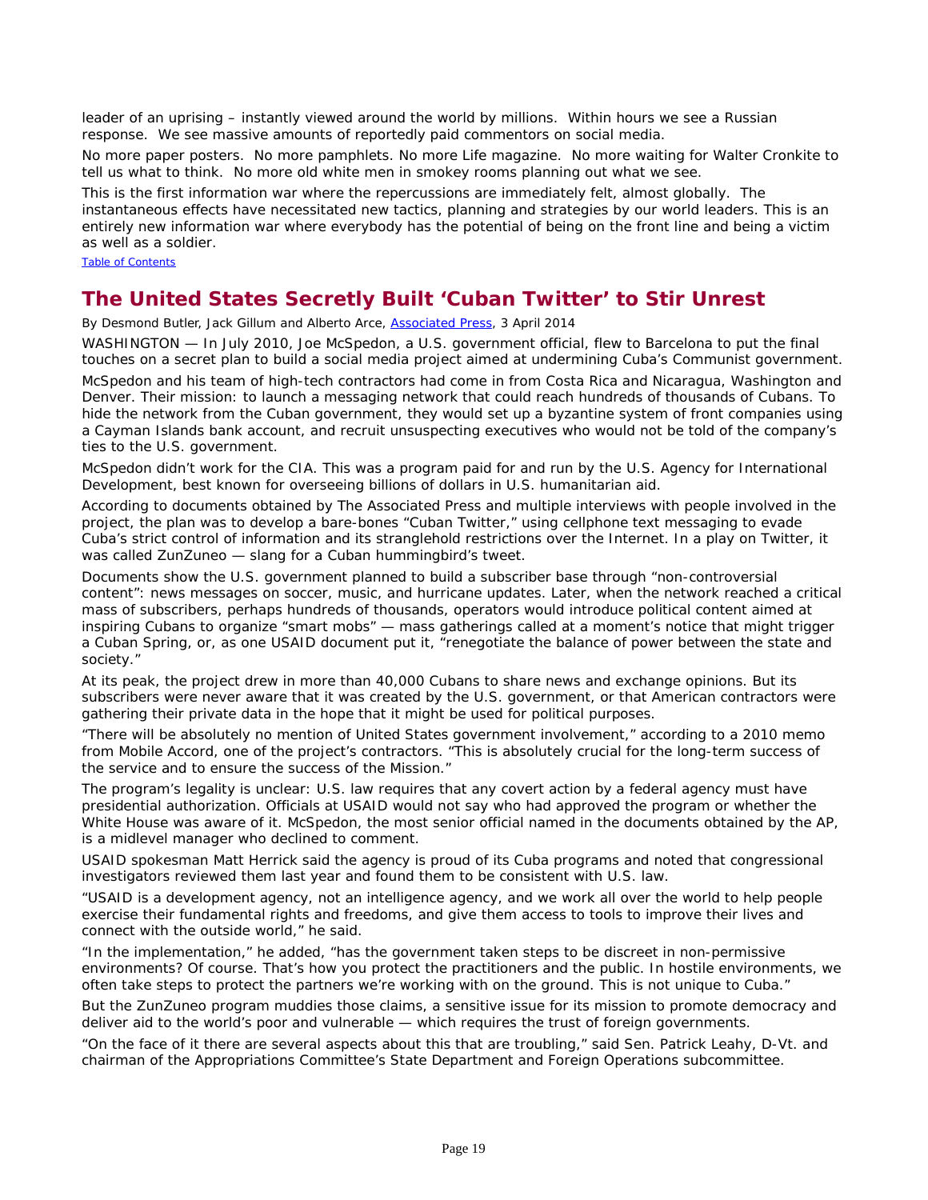leader of an uprising – instantly viewed around the world by millions. Within hours we see a Russian response. We see massive amounts of reportedly paid commentors on social media.

No more paper posters. No more pamphlets. No more Life magazine. No more waiting for Walter Cronkite to tell us what to think. No more old white men in smokey rooms planning out what we see.

This is the first information war where the repercussions are immediately felt, almost globally. The instantaneous effects have necessitated new tactics, planning and strategies by our world leaders. This is an entirely new information war where everybody has the potential of being on the front line and being a victim as well as a soldier.

Table of Contents

## The United States Secretly Built 'Cuban Twitter' to Stir Unrest

By Desmond Butler, Jack Gillum and Alberto Arce, Associated Press, 3 April 2014

WASHINGTON — In July 2010, Joe McSpedon, a U.S. government official, flew to Barcelona to put the final touches on a secret plan to build a social media project aimed at undermining Cuba's Communist government.

McSpedon and his team of high-tech contractors had come in from Costa Rica and Nicaragua, Washington and Denver. Their mission: to launch a messaging network that could reach hundreds of thousands of Cubans. To hide the network from the Cuban government, they would set up a byzantine system of front companies using a Cayman Islands bank account, and recruit unsuspecting executives who would not be told of the company's ties to the U.S. government.

McSpedon didn't work for the CIA. This was a program paid for and run by the U.S. Agency for International Development, best known for overseeing billions of dollars in U.S. humanitarian aid.

According to documents obtained by The Associated Press and multiple interviews with people involved in the project, the plan was to develop a bare-bones "Cuban Twitter," using cellphone text messaging to evade Cuba's strict control of information and its stranglehold restrictions over the Internet. In a play on Twitter, it was called ZunZuneo — slang for a Cuban hummingbird's tweet.

Documents show the U.S. government planned to build a subscriber base through "non-controversial content": news messages on soccer, music, and hurricane updates. Later, when the network reached a critical mass of subscribers, perhaps hundreds of thousands, operators would introduce political content aimed at inspiring Cubans to organize "smart mobs" — mass gatherings called at a moment's notice that might trigger a Cuban Spring, or, as one USAID document put it, "renegotiate the balance of power between the state and society."

At its peak, the project drew in more than 40,000 Cubans to share news and exchange opinions. But its subscribers were never aware that it was created by the U.S. government, or that American contractors were gathering their private data in the hope that it might be used for political purposes.

"There will be absolutely no mention of United States government involvement," according to a 2010 memo from Mobile Accord, one of the project's contractors. "This is absolutely crucial for the long-term success of the service and to ensure the success of the Mission."

The program's legality is unclear: U.S. law requires that any covert action by a federal agency must have presidential authorization. Officials at USAID would not say who had approved the program or whether the White House was aware of it. McSpedon, the most senior official named in the documents obtained by the AP, is a midlevel manager who declined to comment.

USAID spokesman Matt Herrick said the agency is proud of its Cuba programs and noted that congressional investigators reviewed them last year and found them to be consistent with U.S. law.

"USAID is a development agency, not an intelligence agency, and we work all over the world to help people exercise their fundamental rights and freedoms, and give them access to tools to improve their lives and connect with the outside world," he said.

"In the implementation," he added, "has the government taken steps to be discreet in non-permissive environments? Of course. That's how you protect the practitioners and the public. In hostile environments, we often take steps to protect the partners we're working with on the ground. This is not unique to Cuba."

But the ZunZuneo program muddies those claims, a sensitive issue for its mission to promote democracy and deliver aid to the world's poor and vulnerable — which requires the trust of foreign governments.

"On the face of it there are several aspects about this that are troubling," said Sen. Patrick Leahy, D-Vt. and chairman of the Appropriations Committee's State Department and Foreign Operations subcommittee.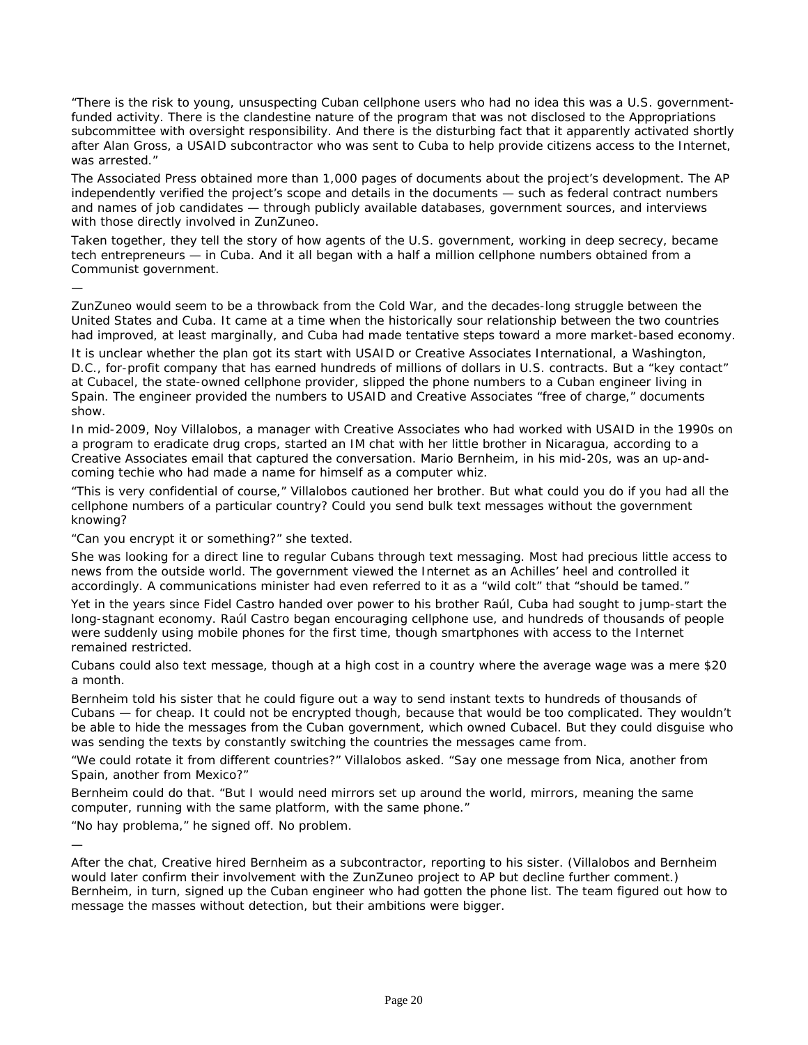"There is the risk to young, unsuspecting Cuban cellphone users who had no idea this was a U.S. government-funded activity. There is the clandestine nature of the program that was not disclosed to the Appropriations subcommittee with oversight responsibility. And there is the disturbing fact that it apparently activated shortly after Alan Gross, a USAID subcontractor who was sent to Cuba to help provide citizens access to the Internet, was arrested."

The Associated Press obtained more than 1,000 pages of documents about the project's development. The AP independently verified the project's scope and details in the documents — such as federal contract numbers and names of job candidates — through publicly available databases, government sources, and interviews with those directly involved in ZunZuneo.

Taken together, they tell the story of how agents of the U.S. government, working in deep secrecy, became tech entrepreneurs — in Cuba. And it all began with a half a million cellphone numbers obtained from a Communist government.

—

ZunZuneo would seem to be a throwback from the Cold War, and the decades-long struggle between the United States and Cuba. It came at a time when the historically sour relationship between the two countries had improved, at least marginally, and Cuba had made tentative steps toward a more market-based economy.

It is unclear whether the plan got its start with USAID or Creative Associates International, a Washington, D.C., for-profit company that has earned hundreds of millions of dollars in U.S. contracts. But a "key contact" at Cubacel, the state-owned cellphone provider, slipped the phone numbers to a Cuban engineer living in Spain. The engineer provided the numbers to USAID and Creative Associates "free of charge," documents show.

In mid-2009, Noy Villalobos, a manager with Creative Associates who had worked with USAID in the 1990s on a program to eradicate drug crops, started an IM chat with her little brother in Nicaragua, according to a Creative Associates email that captured the conversation. Mario Bernheim, in his mid-20s, was an up-and-coming techie who had made a name for himself as a computer whiz.

"This is very confidential of course," Villalobos cautioned her brother. But what could you do if you had all the cellphone numbers of a particular country? Could you send bulk text messages without the government knowing?

"Can you encrypt it or something?" she texted.

She was looking for a direct line to regular Cubans through text messaging. Most had precious little access to news from the outside world. The government viewed the Internet as an Achilles' heel and controlled it accordingly. A communications minister had even referred to it as a "wild colt" that "should be tamed."

Yet in the years since Fidel Castro handed over power to his brother Raúl, Cuba had sought to jump-start the long-stagnant economy. Raúl Castro began encouraging cellphone use, and hundreds of thousands of people were suddenly using mobile phones for the first time, though smartphones with access to the Internet remained restricted.

Cubans could also text message, though at a high cost in a country where the average wage was a mere $20 a month.

Bernheim told his sister that he could figure out a way to send instant texts to hundreds of thousands of Cubans — for cheap. It could not be encrypted though, because that would be too complicated. They wouldn't be able to hide the messages from the Cuban government, which owned Cubacel. But they could disguise who was sending the texts by constantly switching the countries the messages came from.

"We could rotate it from different countries?" Villalobos asked. "Say one message from Nica, another from Spain, another from Mexico?"

Bernheim could do that. "But I would need mirrors set up around the world, mirrors, meaning the same computer, running with the same platform, with the same phone."

"No hay problema," he signed off. No problem.

—

After the chat, Creative hired Bernheim as a subcontractor, reporting to his sister. (Villalobos and Bernheim would later confirm their involvement with the ZunZuneo project to AP but decline further comment.) Bernheim, in turn, signed up the Cuban engineer who had gotten the phone list. The team figured out how to message the masses without detection, but their ambitions were bigger.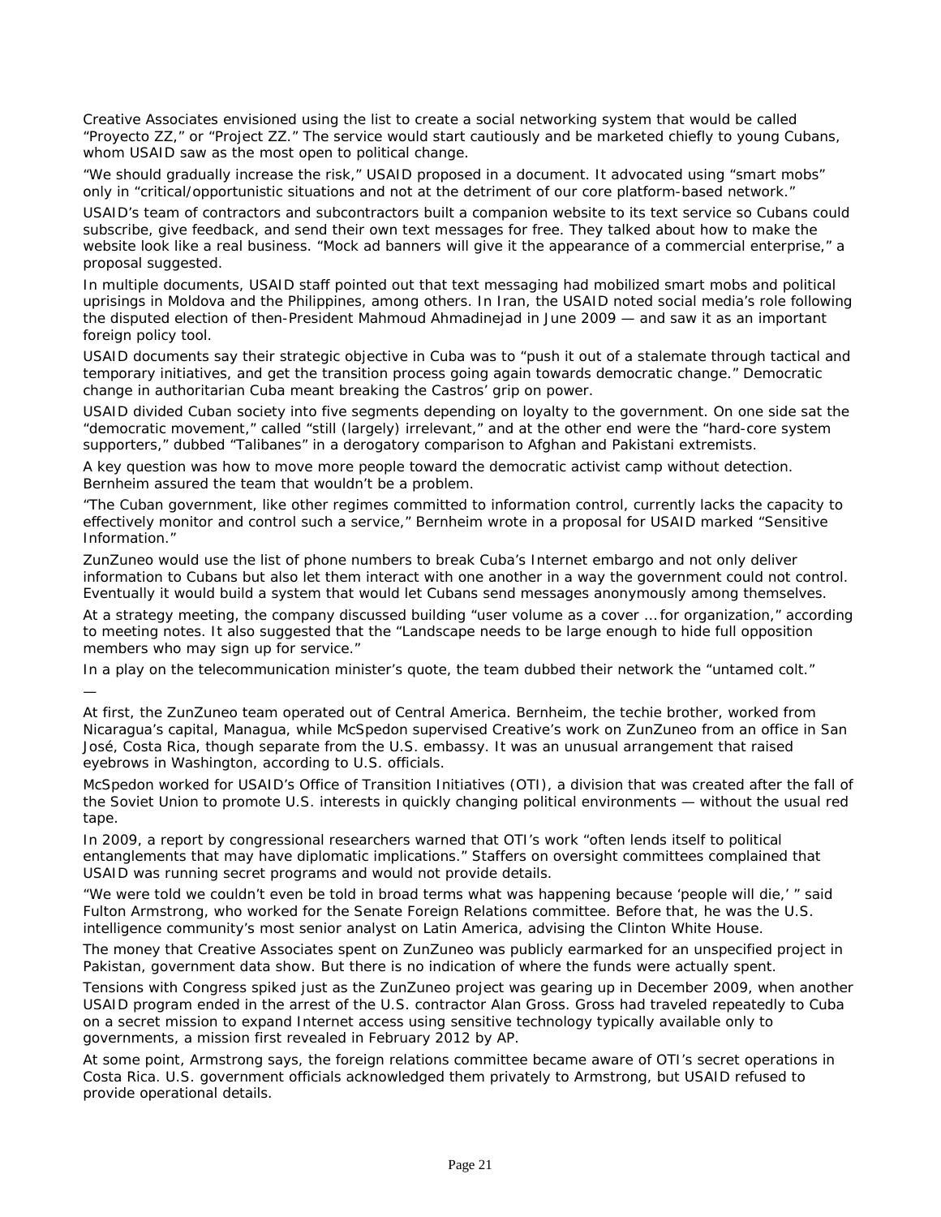Creative Associates envisioned using the list to create a social networking system that would be called "Proyecto ZZ," or "Project ZZ." The service would start cautiously and be marketed chiefly to young Cubans, whom USAID saw as the most open to political change.

"We should gradually increase the risk," USAID proposed in a document. It advocated using "smart mobs" only in "critical/opportunistic situations and not at the detriment of our core platform-based network."

USAID's team of contractors and subcontractors built a companion website to its text service so Cubans could subscribe, give feedback, and send their own text messages for free. They talked about how to make the website look like a real business. "Mock ad banners will give it the appearance of a commercial enterprise," a proposal suggested.

In multiple documents, USAID staff pointed out that text messaging had mobilized smart mobs and political uprisings in Moldova and the Philippines, among others. In Iran, the USAID noted social media's role following the disputed election of then-President Mahmoud Ahmadinejad in June 2009 — and saw it as an important foreign policy tool.

USAID documents say their strategic objective in Cuba was to "push it out of a stalemate through tactical and temporary initiatives, and get the transition process going again towards democratic change." Democratic change in authoritarian Cuba meant breaking the Castros' grip on power.

USAID divided Cuban society into five segments depending on loyalty to the government. On one side sat the "democratic movement," called "still (largely) irrelevant," and at the other end were the "hard-core system supporters," dubbed "Talibanes" in a derogatory comparison to Afghan and Pakistani extremists.

A key question was how to move more people toward the democratic activist camp without detection. Bernheim assured the team that wouldn't be a problem.

"The Cuban government, like other regimes committed to information control, currently lacks the capacity to effectively monitor and control such a service," Bernheim wrote in a proposal for USAID marked "Sensitive Information."

ZunZuneo would use the list of phone numbers to break Cuba's Internet embargo and not only deliver information to Cubans but also let them interact with one another in a way the government could not control. Eventually it would build a system that would let Cubans send messages anonymously among themselves.

At a strategy meeting, the company discussed building "user volume as a cover … for organization," according to meeting notes. It also suggested that the "Landscape needs to be large enough to hide full opposition members who may sign up for service."

In a play on the telecommunication minister's quote, the team dubbed their network the "untamed colt."

—

At first, the ZunZuneo team operated out of Central America. Bernheim, the techie brother, worked from Nicaragua's capital, Managua, while McSpedon supervised Creative's work on ZunZuneo from an office in San José, Costa Rica, though separate from the U.S. embassy. It was an unusual arrangement that raised eyebrows in Washington, according to U.S. officials.

McSpedon worked for USAID's Office of Transition Initiatives (OTI), a division that was created after the fall of the Soviet Union to promote U.S. interests in quickly changing political environments — without the usual red tape.

In 2009, a report by congressional researchers warned that OTI's work "often lends itself to political entanglements that may have diplomatic implications." Staffers on oversight committees complained that USAID was running secret programs and would not provide details.

"We were told we couldn't even be told in broad terms what was happening because 'people will die,' " said Fulton Armstrong, who worked for the Senate Foreign Relations committee. Before that, he was the U.S. intelligence community's most senior analyst on Latin America, advising the Clinton White House.

The money that Creative Associates spent on ZunZuneo was publicly earmarked for an unspecified project in Pakistan, government data show. But there is no indication of where the funds were actually spent.

Tensions with Congress spiked just as the ZunZuneo project was gearing up in December 2009, when another USAID program ended in the arrest of the U.S. contractor Alan Gross. Gross had traveled repeatedly to Cuba on a secret mission to expand Internet access using sensitive technology typically available only to governments, a mission first revealed in February 2012 by AP.

At some point, Armstrong says, the foreign relations committee became aware of OTI's secret operations in Costa Rica. U.S. government officials acknowledged them privately to Armstrong, but USAID refused to provide operational details.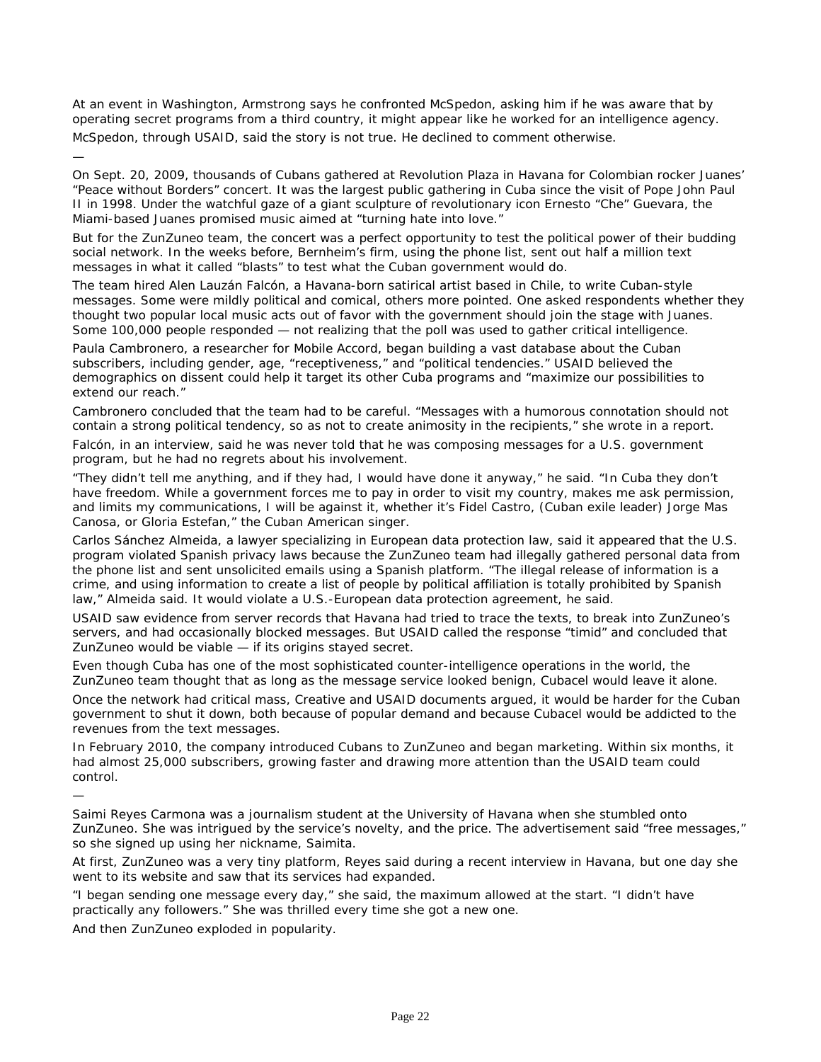At an event in Washington, Armstrong says he confronted McSpedon, asking him if he was aware that by operating secret programs from a third country, it might appear like he worked for an intelligence agency.

McSpedon, through USAID, said the story is not true. He declined to comment otherwise.

—

On Sept. 20, 2009, thousands of Cubans gathered at Revolution Plaza in Havana for Colombian rocker Juanes' "Peace without Borders" concert. It was the largest public gathering in Cuba since the visit of Pope John Paul II in 1998. Under the watchful gaze of a giant sculpture of revolutionary icon Ernesto "Che" Guevara, the Miami-based Juanes promised music aimed at "turning hate into love."

But for the ZunZuneo team, the concert was a perfect opportunity to test the political power of their budding social network. In the weeks before, Bernheim's firm, using the phone list, sent out half a million text messages in what it called "blasts" to test what the Cuban government would do.

The team hired Alen Lauzán Falcón, a Havana-born satirical artist based in Chile, to write Cuban-style messages. Some were mildly political and comical, others more pointed. One asked respondents whether they thought two popular local music acts out of favor with the government should join the stage with Juanes. Some 100,000 people responded — not realizing that the poll was used to gather critical intelligence.

Paula Cambronero, a researcher for Mobile Accord, began building a vast database about the Cuban subscribers, including gender, age, "receptiveness," and "political tendencies." USAID believed the demographics on dissent could help it target its other Cuba programs and "maximize our possibilities to extend our reach."

Cambronero concluded that the team had to be careful. "Messages with a humorous connotation should not contain a strong political tendency, so as not to create animosity in the recipients," she wrote in a report.

Falcón, in an interview, said he was never told that he was composing messages for a U.S. government program, but he had no regrets about his involvement.

"They didn't tell me anything, and if they had, I would have done it anyway," he said. "In Cuba they don't have freedom. While a government forces me to pay in order to visit my country, makes me ask permission, and limits my communications, I will be against it, whether it's Fidel Castro, (Cuban exile leader) Jorge Mas Canosa, or Gloria Estefan," the Cuban American singer.

Carlos Sánchez Almeida, a lawyer specializing in European data protection law, said it appeared that the U.S. program violated Spanish privacy laws because the ZunZuneo team had illegally gathered personal data from the phone list and sent unsolicited emails using a Spanish platform. "The illegal release of information is a crime, and using information to create a list of people by political affiliation is totally prohibited by Spanish law," Almeida said. It would violate a U.S.-European data protection agreement, he said.

USAID saw evidence from server records that Havana had tried to trace the texts, to break into ZunZuneo's servers, and had occasionally blocked messages. But USAID called the response "timid" and concluded that ZunZuneo would be viable — if its origins stayed secret.

Even though Cuba has one of the most sophisticated counter-intelligence operations in the world, the ZunZuneo team thought that as long as the message service looked benign, Cubacel would leave it alone.

Once the network had critical mass, Creative and USAID documents argued, it would be harder for the Cuban government to shut it down, both because of popular demand and because Cubacel would be addicted to the revenues from the text messages.

In February 2010, the company introduced Cubans to ZunZuneo and began marketing. Within six months, it had almost 25,000 subscribers, growing faster and drawing more attention than the USAID team could control.

—

Saimi Reyes Carmona was a journalism student at the University of Havana when she stumbled onto ZunZuneo. She was intrigued by the service's novelty, and the price. The advertisement said "free messages," so she signed up using her nickname, Saimita.

At first, ZunZuneo was a very tiny platform, Reyes said during a recent interview in Havana, but one day she went to its website and saw that its services had expanded.

"I began sending one message every day," she said, the maximum allowed at the start. "I didn't have practically any followers." She was thrilled every time she got a new one.

And then ZunZuneo exploded in popularity.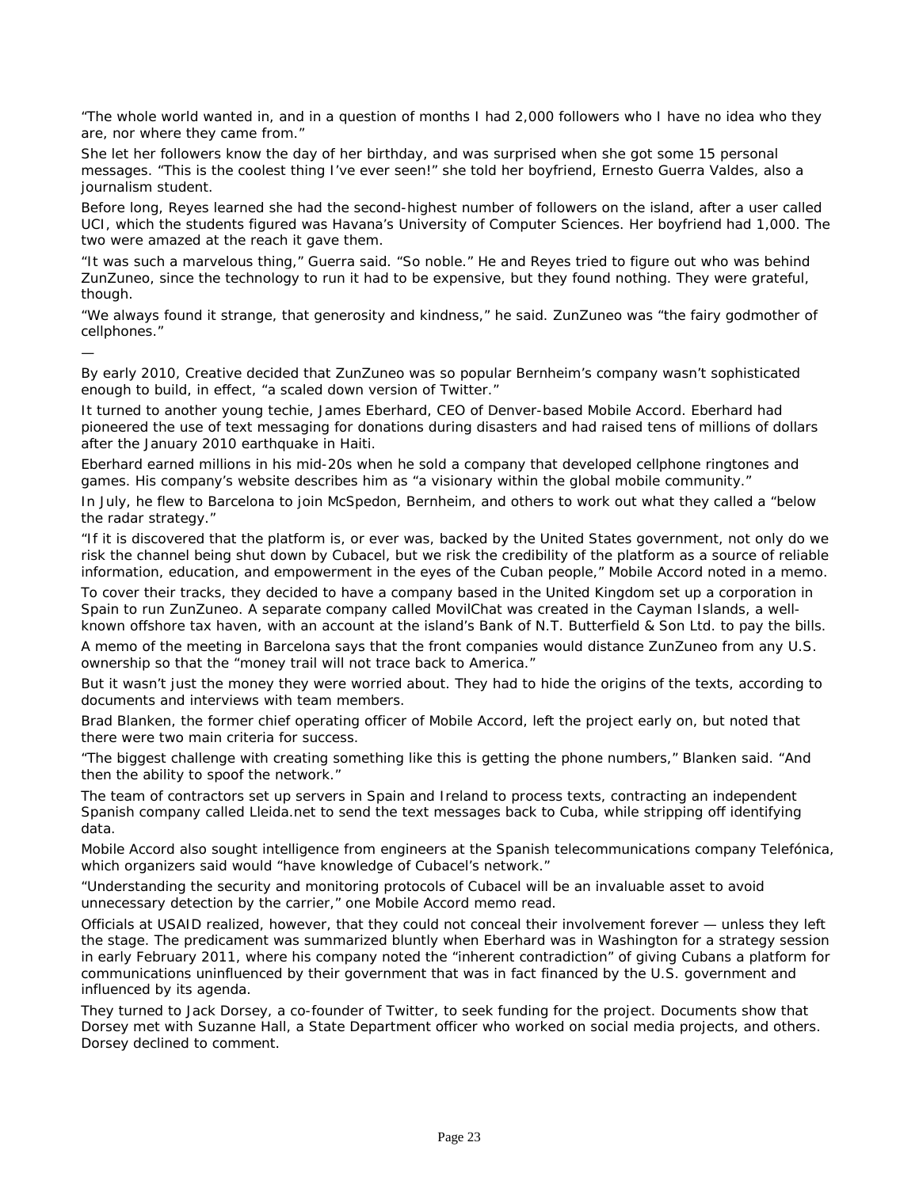"The whole world wanted in, and in a question of months I had 2,000 followers who I have no idea who they are, nor where they came from."

She let her followers know the day of her birthday, and was surprised when she got some 15 personal messages. "This is the coolest thing I've ever seen!" she told her boyfriend, Ernesto Guerra Valdes, also a journalism student.

Before long, Reyes learned she had the second-highest number of followers on the island, after a user called UCI, which the students figured was Havana's University of Computer Sciences. Her boyfriend had 1,000. The two were amazed at the reach it gave them.

"It was such a marvelous thing," Guerra said. "So noble." He and Reyes tried to figure out who was behind ZunZuneo, since the technology to run it had to be expensive, but they found nothing. They were grateful, though.

"We always found it strange, that generosity and kindness," he said. ZunZuneo was "the fairy godmother of cellphones."

—

By early 2010, Creative decided that ZunZuneo was so popular Bernheim's company wasn't sophisticated enough to build, in effect, "a scaled down version of Twitter."

It turned to another young techie, James Eberhard, CEO of Denver-based Mobile Accord. Eberhard had pioneered the use of text messaging for donations during disasters and had raised tens of millions of dollars after the January 2010 earthquake in Haiti.

Eberhard earned millions in his mid-20s when he sold a company that developed cellphone ringtones and games. His company's website describes him as "a visionary within the global mobile community."

In July, he flew to Barcelona to join McSpedon, Bernheim, and others to work out what they called a "below the radar strategy."

"If it is discovered that the platform is, or ever was, backed by the United States government, not only do we risk the channel being shut down by Cubacel, but we risk the credibility of the platform as a source of reliable information, education, and empowerment in the eyes of the Cuban people," Mobile Accord noted in a memo.

To cover their tracks, they decided to have a company based in the United Kingdom set up a corporation in Spain to run ZunZuneo. A separate company called MovilChat was created in the Cayman Islands, a well-known offshore tax haven, with an account at the island's Bank of N.T. Butterfield & Son Ltd. to pay the bills.

A memo of the meeting in Barcelona says that the front companies would distance ZunZuneo from any U.S. ownership so that the "money trail will not trace back to America."

But it wasn't just the money they were worried about. They had to hide the origins of the texts, according to documents and interviews with team members.

Brad Blanken, the former chief operating officer of Mobile Accord, left the project early on, but noted that there were two main criteria for success.

"The biggest challenge with creating something like this is getting the phone numbers," Blanken said. "And then the ability to spoof the network."

The team of contractors set up servers in Spain and Ireland to process texts, contracting an independent Spanish company called Lleida.net to send the text messages back to Cuba, while stripping off identifying data.

Mobile Accord also sought intelligence from engineers at the Spanish telecommunications company Telefónica, which organizers said would "have knowledge of Cubacel's network."

"Understanding the security and monitoring protocols of Cubacel will be an invaluable asset to avoid unnecessary detection by the carrier," one Mobile Accord memo read.

Officials at USAID realized, however, that they could not conceal their involvement forever — unless they left the stage. The predicament was summarized bluntly when Eberhard was in Washington for a strategy session in early February 2011, where his company noted the "inherent contradiction" of giving Cubans a platform for communications uninfluenced by their government that was in fact financed by the U.S. government and influenced by its agenda.

They turned to Jack Dorsey, a co-founder of Twitter, to seek funding for the project. Documents show that Dorsey met with Suzanne Hall, a State Department officer who worked on social media projects, and others. Dorsey declined to comment.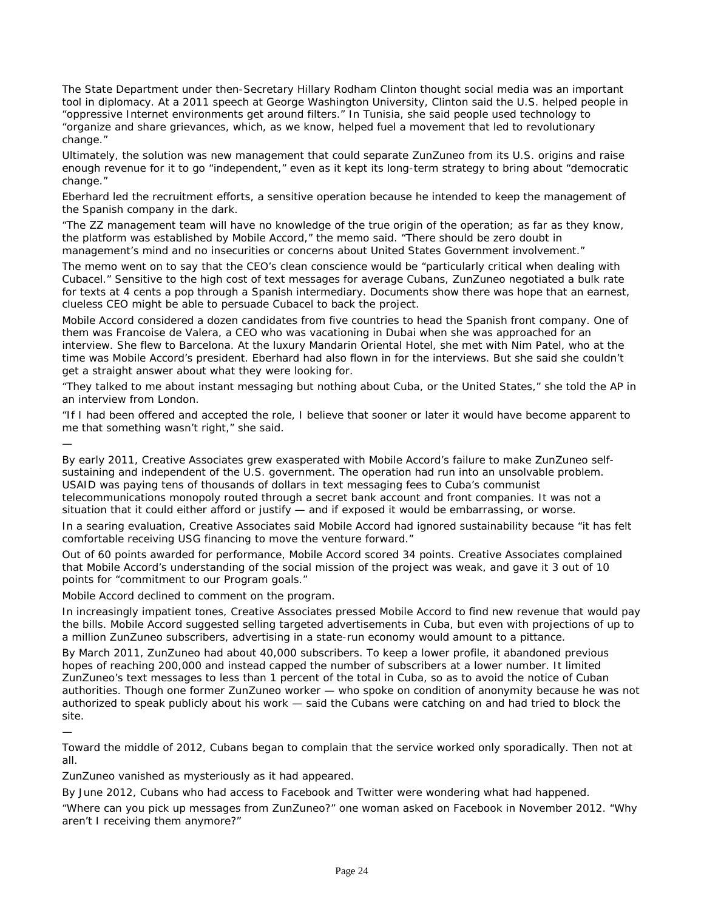The State Department under then-Secretary Hillary Rodham Clinton thought social media was an important tool in diplomacy. At a 2011 speech at George Washington University, Clinton said the U.S. helped people in "oppressive Internet environments get around filters." In Tunisia, she said people used technology to "organize and share grievances, which, as we know, helped fuel a movement that led to revolutionary change."

Ultimately, the solution was new management that could separate ZunZuneo from its U.S. origins and raise enough revenue for it to go "independent," even as it kept its long-term strategy to bring about "democratic change."

Eberhard led the recruitment efforts, a sensitive operation because he intended to keep the management of the Spanish company in the dark.

"The ZZ management team will have no knowledge of the true origin of the operation; as far as they know, the platform was established by Mobile Accord," the memo said. "There should be zero doubt in management's mind and no insecurities or concerns about United States Government involvement."

The memo went on to say that the CEO's clean conscience would be "particularly critical when dealing with Cubacel." Sensitive to the high cost of text messages for average Cubans, ZunZuneo negotiated a bulk rate for texts at 4 cents a pop through a Spanish intermediary. Documents show there was hope that an earnest, clueless CEO might be able to persuade Cubacel to back the project.

Mobile Accord considered a dozen candidates from five countries to head the Spanish front company. One of them was Francoise de Valera, a CEO who was vacationing in Dubai when she was approached for an interview. She flew to Barcelona. At the luxury Mandarin Oriental Hotel, she met with Nim Patel, who at the time was Mobile Accord's president. Eberhard had also flown in for the interviews. But she said she couldn't get a straight answer about what they were looking for.

"They talked to me about instant messaging but nothing about Cuba, or the United States," she told the AP in an interview from London.

"If I had been offered and accepted the role, I believe that sooner or later it would have become apparent to me that something wasn't right," she said.

—

By early 2011, Creative Associates grew exasperated with Mobile Accord's failure to make ZunZuneo self-sustaining and independent of the U.S. government. The operation had run into an unsolvable problem. USAID was paying tens of thousands of dollars in text messaging fees to Cuba's communist telecommunications monopoly routed through a secret bank account and front companies. It was not a situation that it could either afford or justify — and if exposed it would be embarrassing, or worse.

In a searing evaluation, Creative Associates said Mobile Accord had ignored sustainability because "it has felt comfortable receiving USG financing to move the venture forward."

Out of 60 points awarded for performance, Mobile Accord scored 34 points. Creative Associates complained that Mobile Accord's understanding of the social mission of the project was weak, and gave it 3 out of 10 points for "commitment to our Program goals."

Mobile Accord declined to comment on the program.

In increasingly impatient tones, Creative Associates pressed Mobile Accord to find new revenue that would pay the bills. Mobile Accord suggested selling targeted advertisements in Cuba, but even with projections of up to a million ZunZuneo subscribers, advertising in a state-run economy would amount to a pittance.

By March 2011, ZunZuneo had about 40,000 subscribers. To keep a lower profile, it abandoned previous hopes of reaching 200,000 and instead capped the number of subscribers at a lower number. It limited ZunZuneo's text messages to less than 1 percent of the total in Cuba, so as to avoid the notice of Cuban authorities. Though one former ZunZuneo worker — who spoke on condition of anonymity because he was not authorized to speak publicly about his work — said the Cubans were catching on and had tried to block the site.

—

Toward the middle of 2012, Cubans began to complain that the service worked only sporadically. Then not at all.

ZunZuneo vanished as mysteriously as it had appeared.

By June 2012, Cubans who had access to Facebook and Twitter were wondering what had happened.

"Where can you pick up messages from ZunZuneo?" one woman asked on Facebook in November 2012. "Why aren't I receiving them anymore?"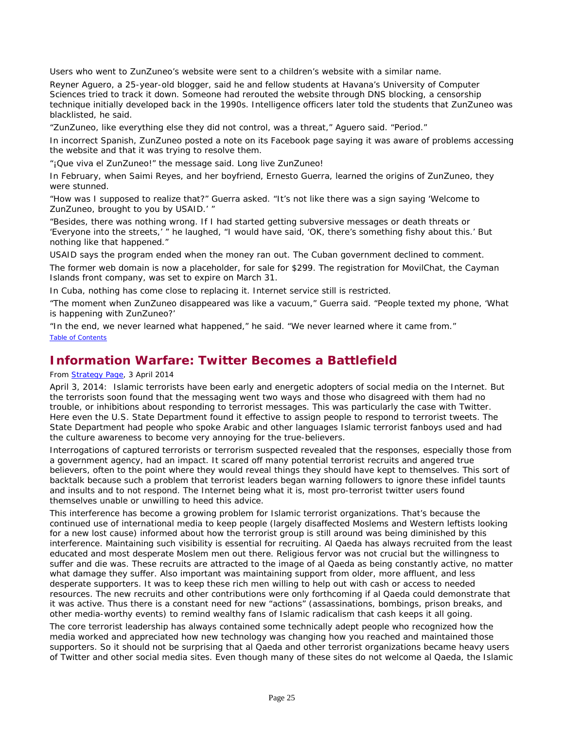Users who went to ZunZuneo's website were sent to a children's website with a similar name.

Reyner Aguero, a 25-year-old blogger, said he and fellow students at Havana's University of Computer Sciences tried to track it down. Someone had rerouted the website through DNS blocking, a censorship technique initially developed back in the 1990s. Intelligence officers later told the students that ZunZuneo was blacklisted, he said.

"ZunZuneo, like everything else they did not control, was a threat," Aguero said. "Period."

In incorrect Spanish, ZunZuneo posted a note on its Facebook page saying it was aware of problems accessing the website and that it was trying to resolve them.

"¡Que viva el ZunZuneo!" the message said. Long live ZunZuneo!

In February, when Saimi Reyes, and her boyfriend, Ernesto Guerra, learned the origins of ZunZuneo, they were stunned.

"How was I supposed to realize that?" Guerra asked. "It's not like there was a sign saying 'Welcome to ZunZuneo, brought to you by USAID.' "

"Besides, there was nothing wrong. If I had started getting subversive messages or death threats or 'Everyone into the streets,' " he laughed, "I would have said, 'OK, there's something fishy about this.' But nothing like that happened."

USAID says the program ended when the money ran out. The Cuban government declined to comment.

The former web domain is now a placeholder, for sale for $299. The registration for MovilChat, the Cayman Islands front company, was set to expire on March 31.

In Cuba, nothing has come close to replacing it. Internet service still is restricted.

"The moment when ZunZuneo disappeared was like a vacuum," Guerra said. "People texted my phone, 'What is happening with ZunZuneo?'

"In the end, we never learned what happened," he said. "We never learned where it came from."

Table of Contents

## Information Warfare: Twitter Becomes a Battlefield

From Strategy Page, 3 April 2014

April 3, 2014: Islamic terrorists have been early and energetic adopters of social media on the Internet. But the terrorists soon found that the messaging went two ways and those who disagreed with them had no trouble, or inhibitions about responding to terrorist messages. This was particularly the case with Twitter. Here even the U.S. State Department found it effective to assign people to respond to terrorist tweets. The State Department had people who spoke Arabic and other languages Islamic terrorist fanboys used and had the culture awareness to become very annoying for the true-believers.

Interrogations of captured terrorists or terrorism suspected revealed that the responses, especially those from a government agency, had an impact. It scared off many potential terrorist recruits and angered true believers, often to the point where they would reveal things they should have kept to themselves. This sort of backtalk because such a problem that terrorist leaders began warning followers to ignore these infidel taunts and insults and to not respond. The Internet being what it is, most pro-terrorist twitter users found themselves unable or unwilling to heed this advice.

This interference has become a growing problem for Islamic terrorist organizations. That's because the continued use of international media to keep people (largely disaffected Moslems and Western leftists looking for a new lost cause) informed about how the terrorist group is still around was being diminished by this interference. Maintaining such visibility is essential for recruiting. Al Qaeda has always recruited from the least educated and most desperate Moslem men out there. Religious fervor was not crucial but the willingness to suffer and die was. These recruits are attracted to the image of al Qaeda as being constantly active, no matter what damage they suffer. Also important was maintaining support from older, more affluent, and less desperate supporters. It was to keep these rich men willing to help out with cash or access to needed resources. The new recruits and other contributions were only forthcoming if al Qaeda could demonstrate that it was active. Thus there is a constant need for new "actions" (assassinations, bombings, prison breaks, and other media-worthy events) to remind wealthy fans of Islamic radicalism that cash keeps it all going.

The core terrorist leadership has always contained some technically adept people who recognized how the media worked and appreciated how new technology was changing how you reached and maintained those supporters. So it should not be surprising that al Qaeda and other terrorist organizations became heavy users of Twitter and other social media sites. Even though many of these sites do not welcome al Qaeda, the Islamic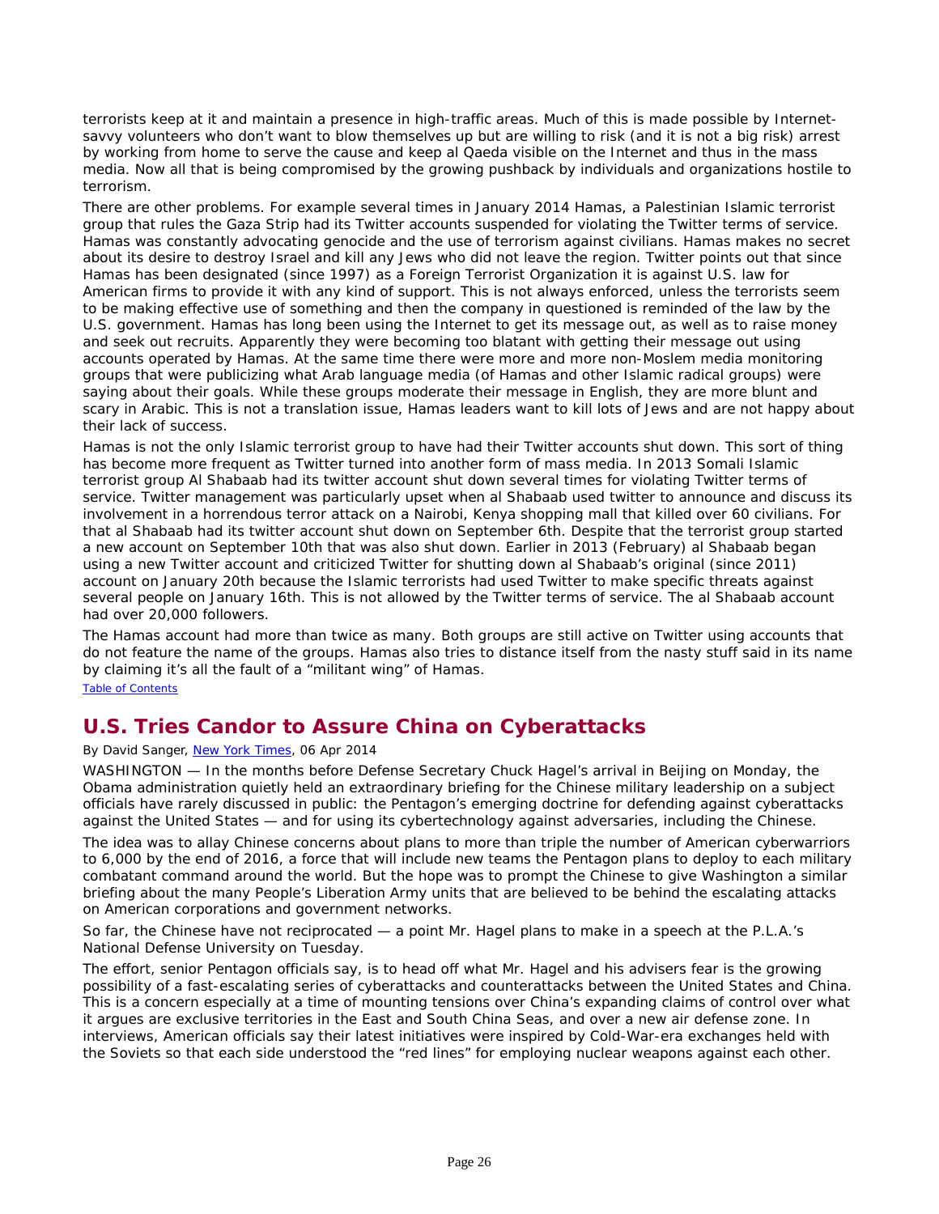terrorists keep at it and maintain a presence in high-traffic areas. Much of this is made possible by Internet-savvy volunteers who don't want to blow themselves up but are willing to risk (and it is not a big risk) arrest by working from home to serve the cause and keep al Qaeda visible on the Internet and thus in the mass media. Now all that is being compromised by the growing pushback by individuals and organizations hostile to terrorism.

There are other problems. For example several times in January 2014 Hamas, a Palestinian Islamic terrorist group that rules the Gaza Strip had its Twitter accounts suspended for violating the Twitter terms of service. Hamas was constantly advocating genocide and the use of terrorism against civilians. Hamas makes no secret about its desire to destroy Israel and kill any Jews who did not leave the region. Twitter points out that since Hamas has been designated (since 1997) as a Foreign Terrorist Organization it is against U.S. law for American firms to provide it with any kind of support. This is not always enforced, unless the terrorists seem to be making effective use of something and then the company in questioned is reminded of the law by the U.S. government. Hamas has long been using the Internet to get its message out, as well as to raise money and seek out recruits. Apparently they were becoming too blatant with getting their message out using accounts operated by Hamas. At the same time there were more and more non-Moslem media monitoring groups that were publicizing what Arab language media (of Hamas and other Islamic radical groups) were saying about their goals. While these groups moderate their message in English, they are more blunt and scary in Arabic. This is not a translation issue, Hamas leaders want to kill lots of Jews and are not happy about their lack of success.

Hamas is not the only Islamic terrorist group to have had their Twitter accounts shut down. This sort of thing has become more frequent as Twitter turned into another form of mass media. In 2013 Somali Islamic terrorist group Al Shabaab had its twitter account shut down several times for violating Twitter terms of service. Twitter management was particularly upset when al Shabaab used twitter to announce and discuss its involvement in a horrendous terror attack on a Nairobi, Kenya shopping mall that killed over 60 civilians. For that al Shabaab had its twitter account shut down on September 6th. Despite that the terrorist group started a new account on September 10th that was also shut down. Earlier in 2013 (February) al Shabaab began using a new Twitter account and criticized Twitter for shutting down al Shabaab's original (since 2011) account on January 20th because the Islamic terrorists had used Twitter to make specific threats against several people on January 16th. This is not allowed by the Twitter terms of service. The al Shabaab account had over 20,000 followers.

The Hamas account had more than twice as many. Both groups are still active on Twitter using accounts that do not feature the name of the groups. Hamas also tries to distance itself from the nasty stuff said in its name by claiming it's all the fault of a "militant wing" of Hamas.

Table of Contents

## U.S. Tries Candor to Assure China on Cyberattacks

By David Sanger, New York Times, 06 Apr 2014

WASHINGTON — In the months before Defense Secretary Chuck Hagel's arrival in Beijing on Monday, the Obama administration quietly held an extraordinary briefing for the Chinese military leadership on a subject officials have rarely discussed in public: the Pentagon's emerging doctrine for defending against cyberattacks against the United States — and for using its cybertechnology against adversaries, including the Chinese.

The idea was to allay Chinese concerns about plans to more than triple the number of American cyberwarriors to 6,000 by the end of 2016, a force that will include new teams the Pentagon plans to deploy to each military combatant command around the world. But the hope was to prompt the Chinese to give Washington a similar briefing about the many People's Liberation Army units that are believed to be behind the escalating attacks on American corporations and government networks.

So far, the Chinese have not reciprocated — a point Mr. Hagel plans to make in a speech at the P.L.A.'s National Defense University on Tuesday.

The effort, senior Pentagon officials say, is to head off what Mr. Hagel and his advisers fear is the growing possibility of a fast-escalating series of cyberattacks and counterattacks between the United States and China. This is a concern especially at a time of mounting tensions over China's expanding claims of control over what it argues are exclusive territories in the East and South China Seas, and over a new air defense zone. In interviews, American officials say their latest initiatives were inspired by Cold-War-era exchanges held with the Soviets so that each side understood the "red lines" for employing nuclear weapons against each other.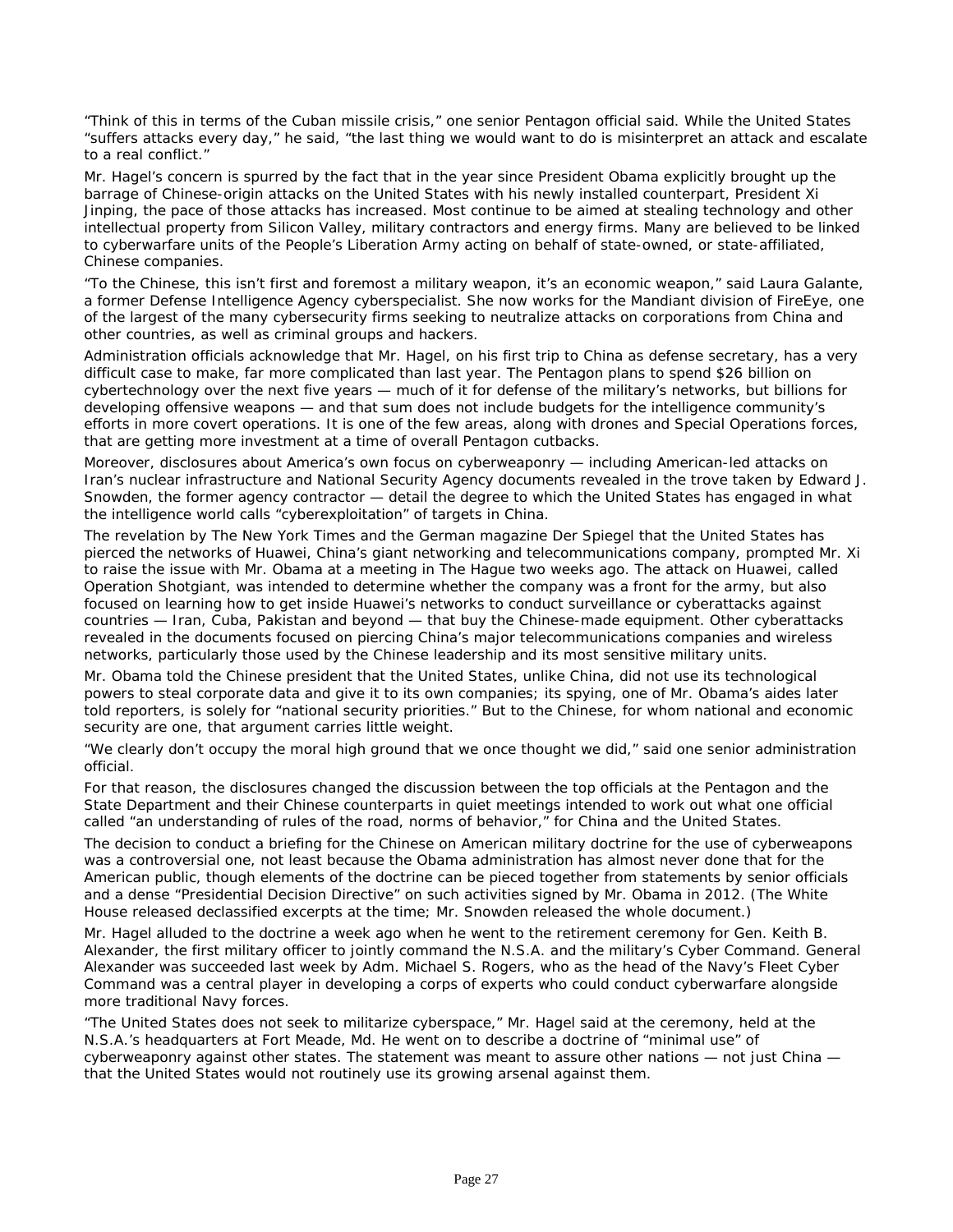"Think of this in terms of the Cuban missile crisis," one senior Pentagon official said. While the United States "suffers attacks every day," he said, "the last thing we would want to do is misinterpret an attack and escalate to a real conflict."

Mr. Hagel's concern is spurred by the fact that in the year since President Obama explicitly brought up the barrage of Chinese-origin attacks on the United States with his newly installed counterpart, President Xi Jinping, the pace of those attacks has increased. Most continue to be aimed at stealing technology and other intellectual property from Silicon Valley, military contractors and energy firms. Many are believed to be linked to cyberwarfare units of the People's Liberation Army acting on behalf of state-owned, or state-affiliated, Chinese companies.

"To the Chinese, this isn't first and foremost a military weapon, it's an economic weapon," said Laura Galante, a former Defense Intelligence Agency cyberspecialist. She now works for the Mandiant division of FireEye, one of the largest of the many cybersecurity firms seeking to neutralize attacks on corporations from China and other countries, as well as criminal groups and hackers.

Administration officials acknowledge that Mr. Hagel, on his first trip to China as defense secretary, has a very difficult case to make, far more complicated than last year. The Pentagon plans to spend $26 billion on cybertechnology over the next five years — much of it for defense of the military's networks, but billions for developing offensive weapons — and that sum does not include budgets for the intelligence community's efforts in more covert operations. It is one of the few areas, along with drones and Special Operations forces, that are getting more investment at a time of overall Pentagon cutbacks.

Moreover, disclosures about America's own focus on cyberweaponry — including American-led attacks on Iran's nuclear infrastructure and National Security Agency documents revealed in the trove taken by Edward J. Snowden, the former agency contractor — detail the degree to which the United States has engaged in what the intelligence world calls "cyberexploitation" of targets in China.

The revelation by The New York Times and the German magazine Der Spiegel that the United States has pierced the networks of Huawei, China's giant networking and telecommunications company, prompted Mr. Xi to raise the issue with Mr. Obama at a meeting in The Hague two weeks ago. The attack on Huawei, called Operation Shotgiant, was intended to determine whether the company was a front for the army, but also focused on learning how to get inside Huawei's networks to conduct surveillance or cyberattacks against countries — Iran, Cuba, Pakistan and beyond — that buy the Chinese-made equipment. Other cyberattacks revealed in the documents focused on piercing China's major telecommunications companies and wireless networks, particularly those used by the Chinese leadership and its most sensitive military units.

Mr. Obama told the Chinese president that the United States, unlike China, did not use its technological powers to steal corporate data and give it to its own companies; its spying, one of Mr. Obama's aides later told reporters, is solely for "national security priorities." But to the Chinese, for whom national and economic security are one, that argument carries little weight.

"We clearly don't occupy the moral high ground that we once thought we did," said one senior administration official.

For that reason, the disclosures changed the discussion between the top officials at the Pentagon and the State Department and their Chinese counterparts in quiet meetings intended to work out what one official called "an understanding of rules of the road, norms of behavior," for China and the United States.

The decision to conduct a briefing for the Chinese on American military doctrine for the use of cyberweapons was a controversial one, not least because the Obama administration has almost never done that for the American public, though elements of the doctrine can be pieced together from statements by senior officials and a dense "Presidential Decision Directive" on such activities signed by Mr. Obama in 2012. (The White House released declassified excerpts at the time; Mr. Snowden released the whole document.)

Mr. Hagel alluded to the doctrine a week ago when he went to the retirement ceremony for Gen. Keith B. Alexander, the first military officer to jointly command the N.S.A. and the military's Cyber Command. General Alexander was succeeded last week by Adm. Michael S. Rogers, who as the head of the Navy's Fleet Cyber Command was a central player in developing a corps of experts who could conduct cyberwarfare alongside more traditional Navy forces.

"The United States does not seek to militarize cyberspace," Mr. Hagel said at the ceremony, held at the N.S.A.'s headquarters at Fort Meade, Md. He went on to describe a doctrine of "minimal use" of cyberweaponry against other states. The statement was meant to assure other nations — not just China — that the United States would not routinely use its growing arsenal against them.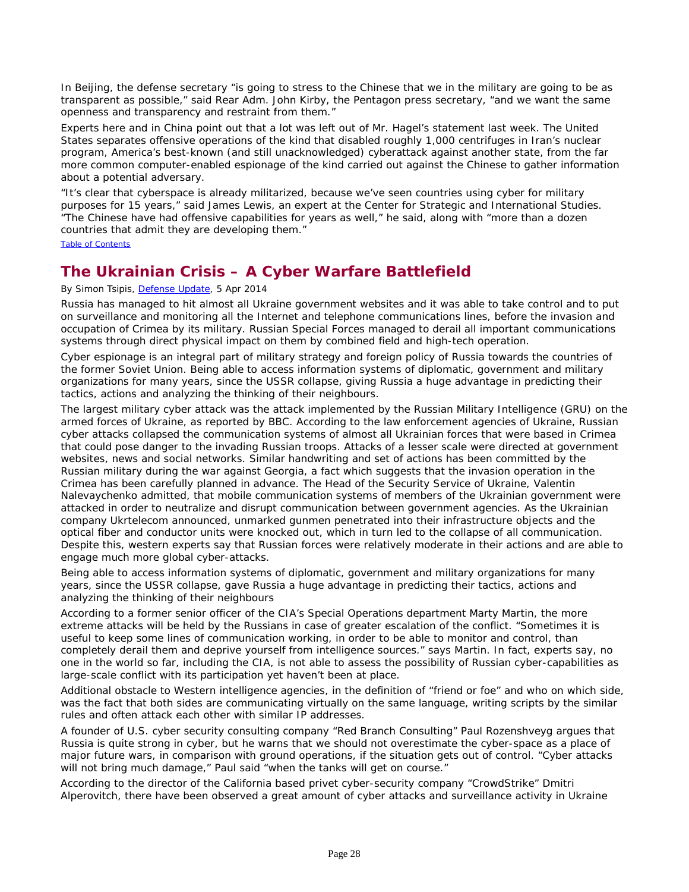In Beijing, the defense secretary "is going to stress to the Chinese that we in the military are going to be as transparent as possible," said Rear Adm. John Kirby, the Pentagon press secretary, "and we want the same openness and transparency and restraint from them."

Experts here and in China point out that a lot was left out of Mr. Hagel's statement last week. The United States separates offensive operations of the kind that disabled roughly 1,000 centrifuges in Iran's nuclear program, America's best-known (and still unacknowledged) cyberattack against another state, from the far more common computer-enabled espionage of the kind carried out against the Chinese to gather information about a potential adversary.

"It's clear that cyberspace is already militarized, because we've seen countries using cyber for military purposes for 15 years," said James Lewis, an expert at the Center for Strategic and International Studies. "The Chinese have had offensive capabilities for years as well," he said, along with "more than a dozen countries that admit they are developing them."

Table of Contents

## The Ukrainian Crisis – A Cyber Warfare Battlefield

By Simon Tsipis, Defense Update, 5 Apr 2014

Russia has managed to hit almost all Ukraine government websites and it was able to take control and to put on surveillance and monitoring all the Internet and telephone communications lines, before the invasion and occupation of Crimea by its military. Russian Special Forces managed to derail all important communications systems through direct physical impact on them by combined field and high-tech operation.

Cyber espionage is an integral part of military strategy and foreign policy of Russia towards the countries of the former Soviet Union. Being able to access information systems of diplomatic, government and military organizations for many years, since the USSR collapse, giving Russia a huge advantage in predicting their tactics, actions and analyzing the thinking of their neighbours.

The largest military cyber attack was the attack implemented by the Russian Military Intelligence (GRU) on the armed forces of Ukraine, as reported by BBC. According to the law enforcement agencies of Ukraine, Russian cyber attacks collapsed the communication systems of almost all Ukrainian forces that were based in Crimea that could pose danger to the invading Russian troops. Attacks of a lesser scale were directed at government websites, news and social networks. Similar handwriting and set of actions has been committed by the Russian military during the war against Georgia, a fact which suggests that the invasion operation in the Crimea has been carefully planned in advance. The Head of the Security Service of Ukraine, Valentin Nalevaychenko admitted, that mobile communication systems of members of the Ukrainian government were attacked in order to neutralize and disrupt communication between government agencies. As the Ukrainian company Ukrtelecom announced, unmarked gunmen penetrated into their infrastructure objects and the optical fiber and conductor units were knocked out, which in turn led to the collapse of all communication. Despite this, western experts say that Russian forces were relatively moderate in their actions and are able to engage much more global cyber-attacks.

Being able to access information systems of diplomatic, government and military organizations for many years, since the USSR collapse, gave Russia a huge advantage in predicting their tactics, actions and analyzing the thinking of their neighbours

According to a former senior officer of the CIA's Special Operations department Marty Martin, the more extreme attacks will be held by the Russians in case of greater escalation of the conflict. "Sometimes it is useful to keep some lines of communication working, in order to be able to monitor and control, than completely derail them and deprive yourself from intelligence sources." says Martin. In fact, experts say, no one in the world so far, including the CIA, is not able to assess the possibility of Russian cyber-capabilities as large-scale conflict with its participation yet haven't been at place.

Additional obstacle to Western intelligence agencies, in the definition of "friend or foe" and who on which side, was the fact that both sides are communicating virtually on the same language, writing scripts by the similar rules and often attack each other with similar IP addresses.

A founder of U.S. cyber security consulting company "Red Branch Consulting" Paul Rozenshveyg argues that Russia is quite strong in cyber, but he warns that we should not overestimate the cyber-space as a place of major future wars, in comparison with ground operations, if the situation gets out of control. "Cyber attacks will not bring much damage," Paul said "when the tanks will get on course."

According to the director of the California based privet cyber-security company "CrowdStrike" Dmitri Alperovitch, there have been observed a great amount of cyber attacks and surveillance activity in Ukraine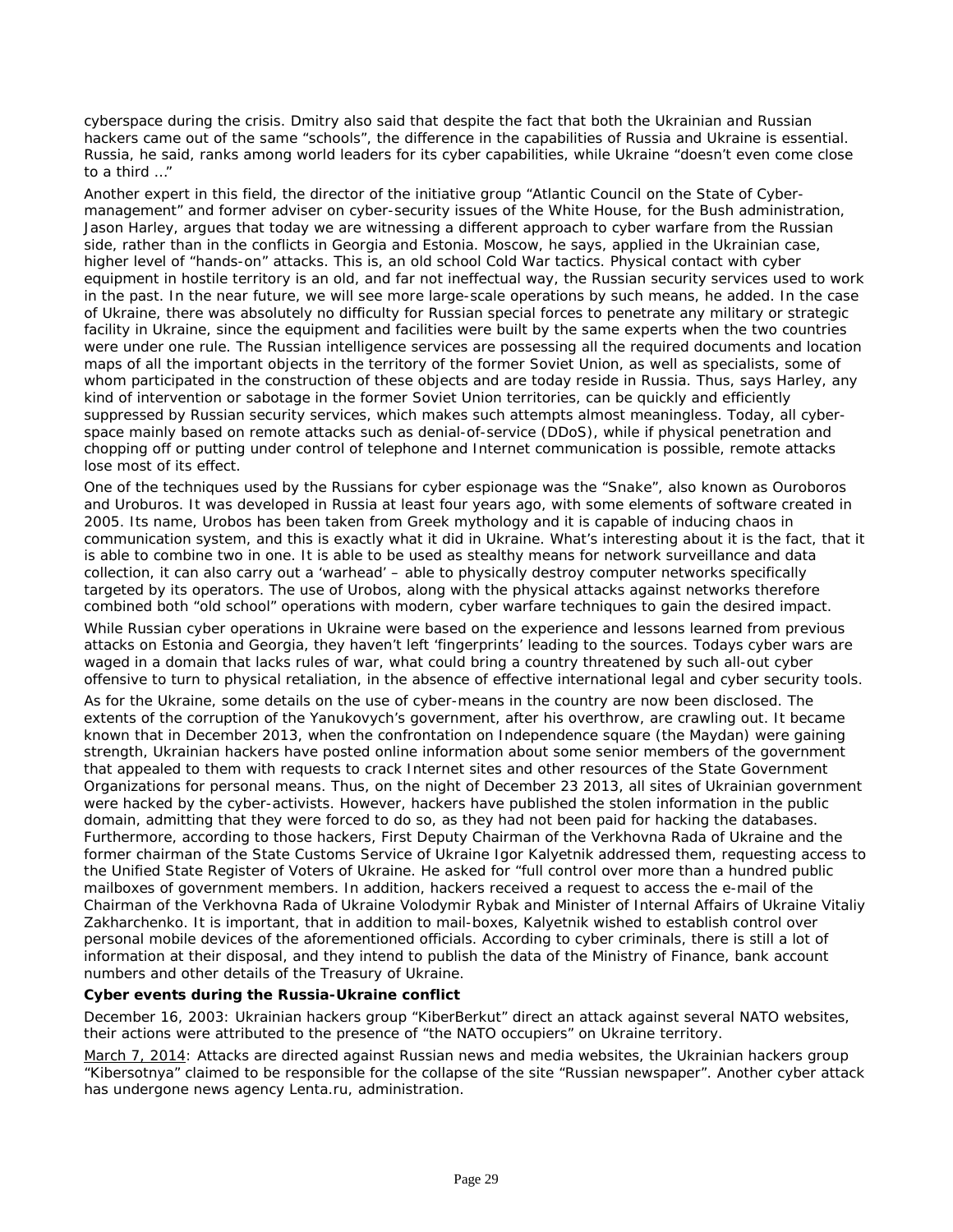cyberspace during the crisis. Dmitry also said that despite the fact that both the Ukrainian and Russian hackers came out of the same "schools", the difference in the capabilities of Russia and Ukraine is essential. Russia, he said, ranks among world leaders for its cyber capabilities, while Ukraine "doesn't even come close to a third …"

Another expert in this field, the director of the initiative group "Atlantic Council on the State of Cyber-management" and former adviser on cyber-security issues of the White House, for the Bush administration, Jason Harley, argues that today we are witnessing a different approach to cyber warfare from the Russian side, rather than in the conflicts in Georgia and Estonia. Moscow, he says, applied in the Ukrainian case, higher level of "hands-on" attacks. This is, an old school Cold War tactics. Physical contact with cyber equipment in hostile territory is an old, and far not ineffectual way, the Russian security services used to work in the past. In the near future, we will see more large-scale operations by such means, he added. In the case of Ukraine, there was absolutely no difficulty for Russian special forces to penetrate any military or strategic facility in Ukraine, since the equipment and facilities were built by the same experts when the two countries were under one rule. The Russian intelligence services are possessing all the required documents and location maps of all the important objects in the territory of the former Soviet Union, as well as specialists, some of whom participated in the construction of these objects and are today reside in Russia. Thus, says Harley, any kind of intervention or sabotage in the former Soviet Union territories, can be quickly and efficiently suppressed by Russian security services, which makes such attempts almost meaningless. Today, all cyber-space mainly based on remote attacks such as denial-of-service (DDoS), while if physical penetration and chopping off or putting under control of telephone and Internet communication is possible, remote attacks lose most of its effect.

One of the techniques used by the Russians for cyber espionage was the "Snake", also known as Ouroboros and Uroburos. It was developed in Russia at least four years ago, with some elements of software created in 2005. Its name, Urobos has been taken from Greek mythology and it is capable of inducing chaos in communication system, and this is exactly what it did in Ukraine. What's interesting about it is the fact, that it is able to combine two in one. It is able to be used as stealthy means for network surveillance and data collection, it can also carry out a 'warhead' – able to physically destroy computer networks specifically targeted by its operators. The use of Urobos, along with the physical attacks against networks therefore combined both "old school" operations with modern, cyber warfare techniques to gain the desired impact.

While Russian cyber operations in Ukraine were based on the experience and lessons learned from previous attacks on Estonia and Georgia, they haven't left 'fingerprints' leading to the sources. Todays cyber wars are waged in a domain that lacks rules of war, what could bring a country threatened by such all-out cyber offensive to turn to physical retaliation, in the absence of effective international legal and cyber security tools.

As for the Ukraine, some details on the use of cyber-means in the country are now been disclosed. The extents of the corruption of the Yanukovych's government, after his overthrow, are crawling out. It became known that in December 2013, when the confrontation on Independence square (the Maydan) were gaining strength, Ukrainian hackers have posted online information about some senior members of the government that appealed to them with requests to crack Internet sites and other resources of the State Government Organizations for personal means. Thus, on the night of December 23 2013, all sites of Ukrainian government were hacked by the cyber-activists. However, hackers have published the stolen information in the public domain, admitting that they were forced to do so, as they had not been paid for hacking the databases. Furthermore, according to those hackers, First Deputy Chairman of the Verkhovna Rada of Ukraine and the former chairman of the State Customs Service of Ukraine Igor Kalyetnik addressed them, requesting access to the Unified State Register of Voters of Ukraine. He asked for "full control over more than a hundred public mailboxes of government members. In addition, hackers received a request to access the e-mail of the Chairman of the Verkhovna Rada of Ukraine Volodymir Rybak and Minister of Internal Affairs of Ukraine Vitaliy Zakharchenko. It is important, that in addition to mail-boxes, Kalyetnik wished to establish control over personal mobile devices of the aforementioned officials. According to cyber criminals, there is still a lot of information at their disposal, and they intend to publish the data of the Ministry of Finance, bank account numbers and other details of the Treasury of Ukraine.

**Cyber events during the Russia-Ukraine conflict**

December 16, 2003: Ukrainian hackers group "KiberBerkut" direct an attack against several NATO websites, their actions were attributed to the presence of "the NATO occupiers" on Ukraine territory.

March 7, 2014: Attacks are directed against Russian news and media websites, the Ukrainian hackers group "Kibersotnya" claimed to be responsible for the collapse of the site "Russian newspaper". Another cyber attack has undergone news agency Lenta.ru, administration.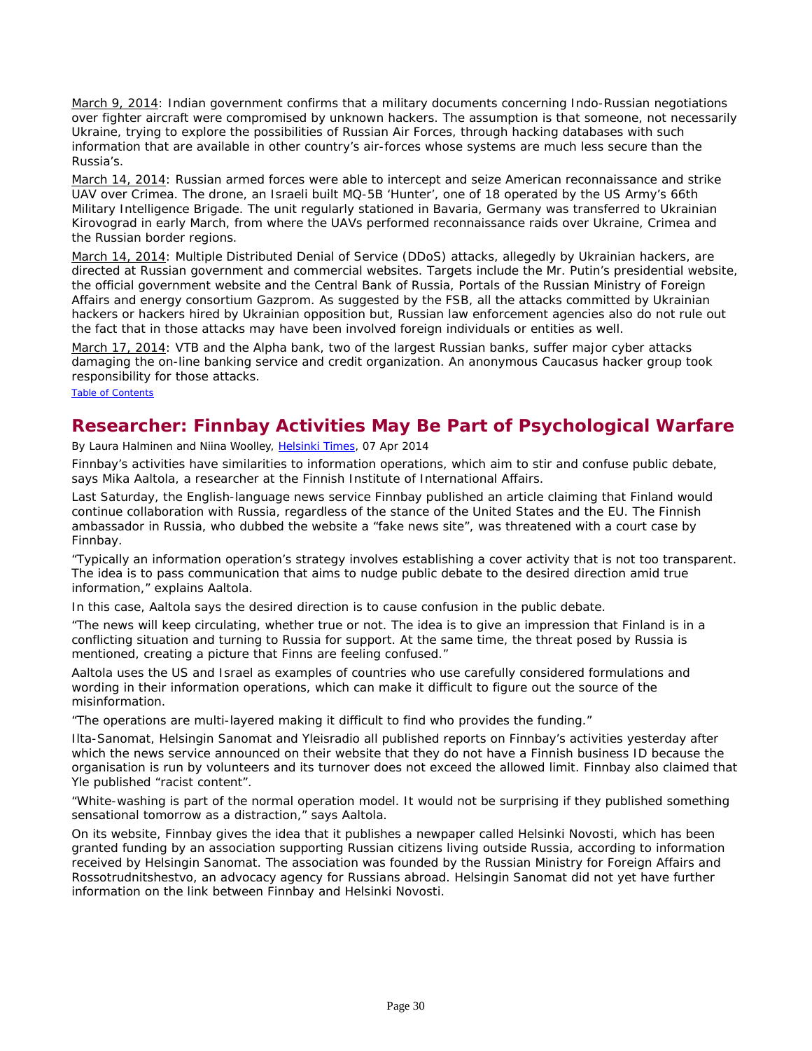March 9, 2014: Indian government confirms that a military documents concerning Indo-Russian negotiations over fighter aircraft were compromised by unknown hackers. The assumption is that someone, not necessarily Ukraine, trying to explore the possibilities of Russian Air Forces, through hacking databases with such information that are available in other country's air-forces whose systems are much less secure than the Russia's.

March 14, 2014: Russian armed forces were able to intercept and seize American reconnaissance and strike UAV over Crimea. The drone, an Israeli built MQ-5B 'Hunter', one of 18 operated by the US Army's 66th Military Intelligence Brigade. The unit regularly stationed in Bavaria, Germany was transferred to Ukrainian Kirovograd in early March, from where the UAVs performed reconnaissance raids over Ukraine, Crimea and the Russian border regions.

March 14, 2014: Multiple Distributed Denial of Service (DDoS) attacks, allegedly by Ukrainian hackers, are directed at Russian government and commercial websites. Targets include the Mr. Putin's presidential website, the official government website and the Central Bank of Russia, Portals of the Russian Ministry of Foreign Affairs and energy consortium Gazprom. As suggested by the FSB, all the attacks committed by Ukrainian hackers or hackers hired by Ukrainian opposition but, Russian law enforcement agencies also do not rule out the fact that in those attacks may have been involved foreign individuals or entities as well.

March 17, 2014: VTB and the Alpha bank, two of the largest Russian banks, suffer major cyber attacks damaging the on-line banking service and credit organization. An anonymous Caucasus hacker group took responsibility for those attacks.

Table of Contents

## Researcher: Finnbay Activities May Be Part of Psychological Warfare

By Laura Halminen and Niina Woolley, Helsinki Times, 07 Apr 2014

Finnbay's activities have similarities to information operations, which aim to stir and confuse public debate, says Mika Aaltola, a researcher at the Finnish Institute of International Affairs.

Last Saturday, the English-language news service Finnbay published an article claiming that Finland would continue collaboration with Russia, regardless of the stance of the United States and the EU. The Finnish ambassador in Russia, who dubbed the website a "fake news site", was threatened with a court case by Finnbay.

"Typically an information operation's strategy involves establishing a cover activity that is not too transparent. The idea is to pass communication that aims to nudge public debate to the desired direction amid true information," explains Aaltola.

In this case, Aaltola says the desired direction is to cause confusion in the public debate.

"The news will keep circulating, whether true or not. The idea is to give an impression that Finland is in a conflicting situation and turning to Russia for support. At the same time, the threat posed by Russia is mentioned, creating a picture that Finns are feeling confused."

Aaltola uses the US and Israel as examples of countries who use carefully considered formulations and wording in their information operations, which can make it difficult to figure out the source of the misinformation.

"The operations are multi-layered making it difficult to find who provides the funding."

Ilta-Sanomat, Helsingin Sanomat and Yleisradio all published reports on Finnbay's activities yesterday after which the news service announced on their website that they do not have a Finnish business ID because the organisation is run by volunteers and its turnover does not exceed the allowed limit. Finnbay also claimed that Yle published "racist content".

"White-washing is part of the normal operation model. It would not be surprising if they published something sensational tomorrow as a distraction," says Aaltola.

On its website, Finnbay gives the idea that it publishes a newpaper called Helsinki Novosti, which has been granted funding by an association supporting Russian citizens living outside Russia, according to information received by Helsingin Sanomat. The association was founded by the Russian Ministry for Foreign Affairs and Rossotrudnitshestvo, an advocacy agency for Russians abroad. Helsingin Sanomat did not yet have further information on the link between Finnbay and Helsinki Novosti.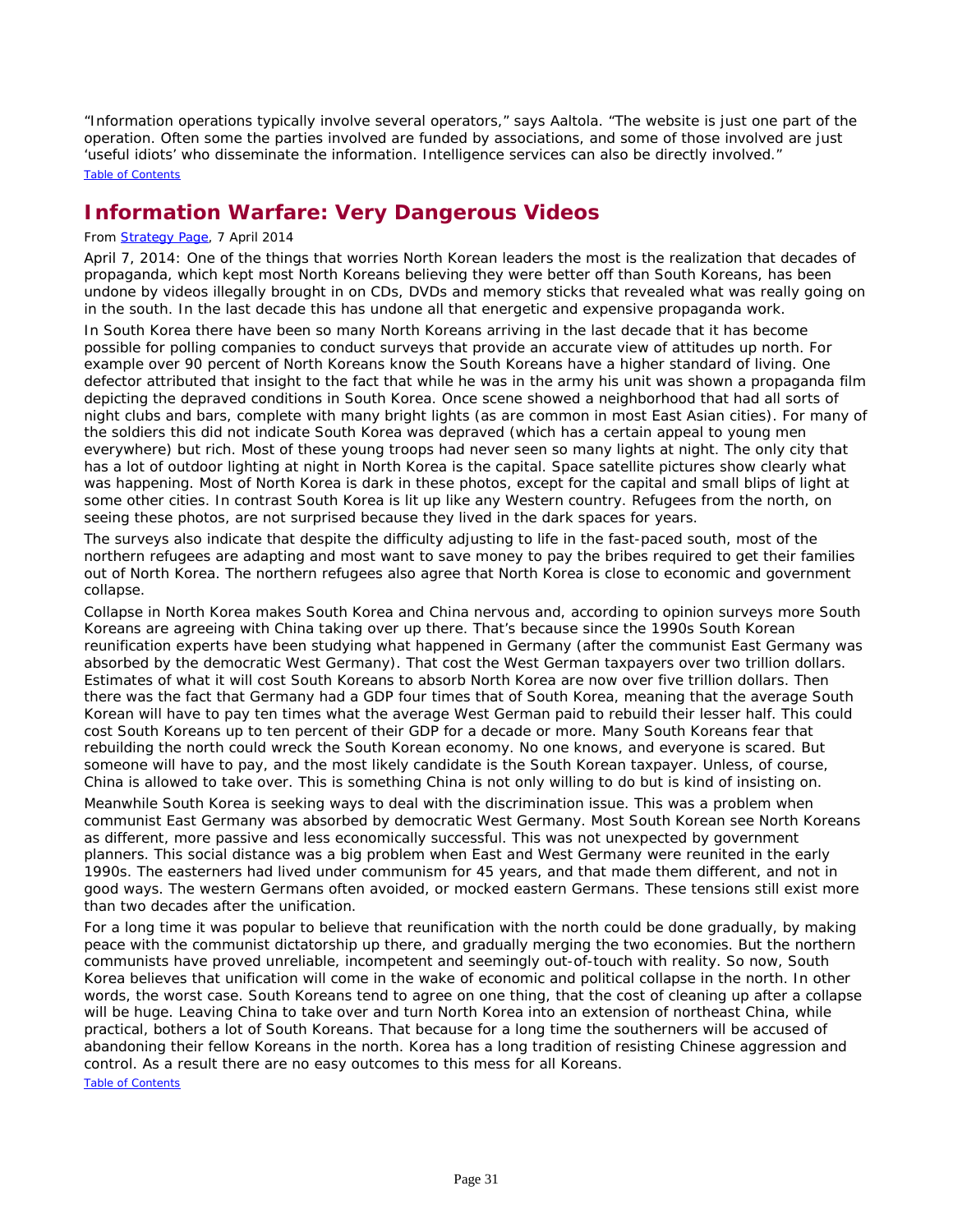"Information operations typically involve several operators," says Aaltola. "The website is just one part of the operation. Often some the parties involved are funded by associations, and some of those involved are just 'useful idiots' who disseminate the information. Intelligence services can also be directly involved."

[Table of Contents](#)

## Information Warfare: Very Dangerous Videos

From [Strategy Page](#), 7 April 2014

April 7, 2014: One of the things that worries North Korean leaders the most is the realization that decades of propaganda, which kept most North Koreans believing they were better off than South Koreans, has been undone by videos illegally brought in on CDs, DVDs and memory sticks that revealed what was really going on in the south. In the last decade this has undone all that energetic and expensive propaganda work.

In South Korea there have been so many North Koreans arriving in the last decade that it has become possible for polling companies to conduct surveys that provide an accurate view of attitudes up north. For example over 90 percent of North Koreans know the South Koreans have a higher standard of living. One defector attributed that insight to the fact that while he was in the army his unit was shown a propaganda film depicting the depraved conditions in South Korea. Once scene showed a neighborhood that had all sorts of night clubs and bars, complete with many bright lights (as are common in most East Asian cities). For many of the soldiers this did not indicate South Korea was depraved (which has a certain appeal to young men everywhere) but rich. Most of these young troops had never seen so many lights at night. The only city that has a lot of outdoor lighting at night in North Korea is the capital. Space satellite pictures show clearly what was happening. Most of North Korea is dark in these photos, except for the capital and small blips of light at some other cities. In contrast South Korea is lit up like any Western country. Refugees from the north, on seeing these photos, are not surprised because they lived in the dark spaces for years.

The surveys also indicate that despite the difficulty adjusting to life in the fast-paced south, most of the northern refugees are adapting and most want to save money to pay the bribes required to get their families out of North Korea. The northern refugees also agree that North Korea is close to economic and government collapse.

Collapse in North Korea makes South Korea and China nervous and, according to opinion surveys more South Koreans are agreeing with China taking over up there. That's because since the 1990s South Korean reunification experts have been studying what happened in Germany (after the communist East Germany was absorbed by the democratic West Germany). That cost the West German taxpayers over two trillion dollars. Estimates of what it will cost South Koreans to absorb North Korea are now over five trillion dollars. Then there was the fact that Germany had a GDP four times that of South Korea, meaning that the average South Korean will have to pay ten times what the average West German paid to rebuild their lesser half. This could cost South Koreans up to ten percent of their GDP for a decade or more. Many South Koreans fear that rebuilding the north could wreck the South Korean economy. No one knows, and everyone is scared. But someone will have to pay, and the most likely candidate is the South Korean taxpayer. Unless, of course, China is allowed to take over. This is something China is not only willing to do but is kind of insisting on.

Meanwhile South Korea is seeking ways to deal with the discrimination issue. This was a problem when communist East Germany was absorbed by democratic West Germany. Most South Korean see North Koreans as different, more passive and less economically successful. This was not unexpected by government planners. This social distance was a big problem when East and West Germany were reunited in the early 1990s. The easterners had lived under communism for 45 years, and that made them different, and not in good ways. The western Germans often avoided, or mocked eastern Germans. These tensions still exist more than two decades after the unification.

For a long time it was popular to believe that reunification with the north could be done gradually, by making peace with the communist dictatorship up there, and gradually merging the two economies. But the northern communists have proved unreliable, incompetent and seemingly out-of-touch with reality. So now, South Korea believes that unification will come in the wake of economic and political collapse in the north. In other words, the worst case. South Koreans tend to agree on one thing, that the cost of cleaning up after a collapse will be huge. Leaving China to take over and turn North Korea into an extension of northeast China, while practical, bothers a lot of South Koreans. That because for a long time the southerners will be accused of abandoning their fellow Koreans in the north. Korea has a long tradition of resisting Chinese aggression and control. As a result there are no easy outcomes to this mess for all Koreans.

[Table of Contents](#)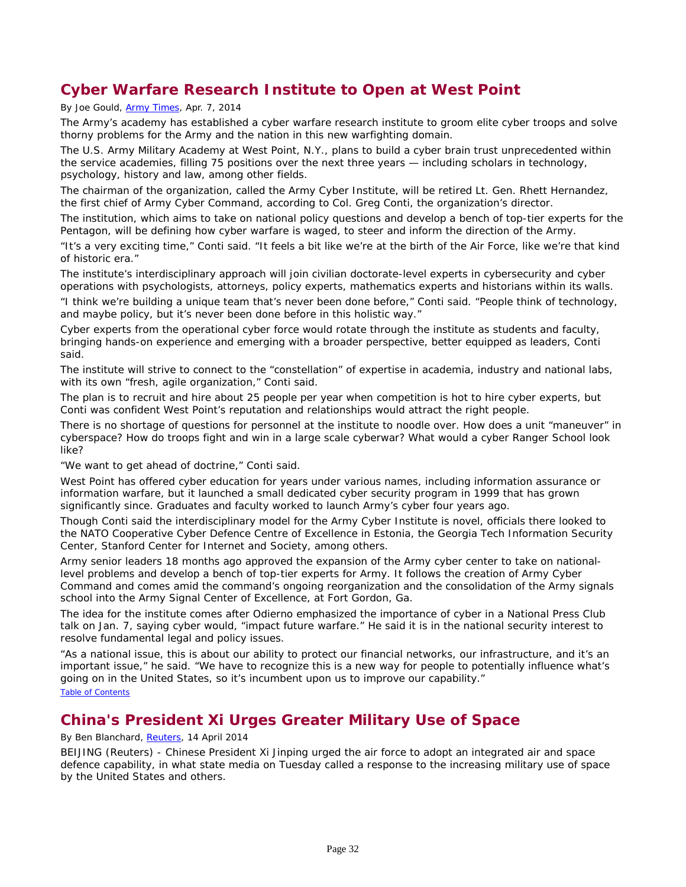## Cyber Warfare Research Institute to Open at West Point

By Joe Gould, Army Times, Apr. 7, 2014

The Army's academy has established a cyber warfare research institute to groom elite cyber troops and solve thorny problems for the Army and the nation in this new warfighting domain.

The U.S. Army Military Academy at West Point, N.Y., plans to build a cyber brain trust unprecedented within the service academies, filling 75 positions over the next three years — including scholars in technology, psychology, history and law, among other fields.

The chairman of the organization, called the Army Cyber Institute, will be retired Lt. Gen. Rhett Hernandez, the first chief of Army Cyber Command, according to Col. Greg Conti, the organization's director.

The institution, which aims to take on national policy questions and develop a bench of top-tier experts for the Pentagon, will be defining how cyber warfare is waged, to steer and inform the direction of the Army.

"It's a very exciting time," Conti said. "It feels a bit like we're at the birth of the Air Force, like we're that kind of historic era."

The institute's interdisciplinary approach will join civilian doctorate-level experts in cybersecurity and cyber operations with psychologists, attorneys, policy experts, mathematics experts and historians within its walls.

"I think we're building a unique team that's never been done before," Conti said. "People think of technology, and maybe policy, but it's never been done before in this holistic way."

Cyber experts from the operational cyber force would rotate through the institute as students and faculty, bringing hands-on experience and emerging with a broader perspective, better equipped as leaders, Conti said.

The institute will strive to connect to the "constellation" of expertise in academia, industry and national labs, with its own "fresh, agile organization," Conti said.

The plan is to recruit and hire about 25 people per year when competition is hot to hire cyber experts, but Conti was confident West Point's reputation and relationships would attract the right people.

There is no shortage of questions for personnel at the institute to noodle over. How does a unit "maneuver" in cyberspace? How do troops fight and win in a large scale cyberwar? What would a cyber Ranger School look like?

"We want to get ahead of doctrine," Conti said.

West Point has offered cyber education for years under various names, including information assurance or information warfare, but it launched a small dedicated cyber security program in 1999 that has grown significantly since. Graduates and faculty worked to launch Army's cyber four years ago.

Though Conti said the interdisciplinary model for the Army Cyber Institute is novel, officials there looked to the NATO Cooperative Cyber Defence Centre of Excellence in Estonia, the Georgia Tech Information Security Center, Stanford Center for Internet and Society, among others.

Army senior leaders 18 months ago approved the expansion of the Army cyber center to take on national-level problems and develop a bench of top-tier experts for Army. It follows the creation of Army Cyber Command and comes amid the command's ongoing reorganization and the consolidation of the Army signals school into the Army Signal Center of Excellence, at Fort Gordon, Ga.

The idea for the institute comes after Odierno emphasized the importance of cyber in a National Press Club talk on Jan. 7, saying cyber would, "impact future warfare." He said it is in the national security interest to resolve fundamental legal and policy issues.

"As a national issue, this is about our ability to protect our financial networks, our infrastructure, and it's an important issue," he said. "We have to recognize this is a new way for people to potentially influence what's going on in the United States, so it's incumbent upon us to improve our capability."

Table of Contents

## China's President Xi Urges Greater Military Use of Space

By Ben Blanchard, Reuters, 14 April 2014

BEIJING (Reuters) - Chinese President Xi Jinping urged the air force to adopt an integrated air and space defence capability, in what state media on Tuesday called a response to the increasing military use of space by the United States and others.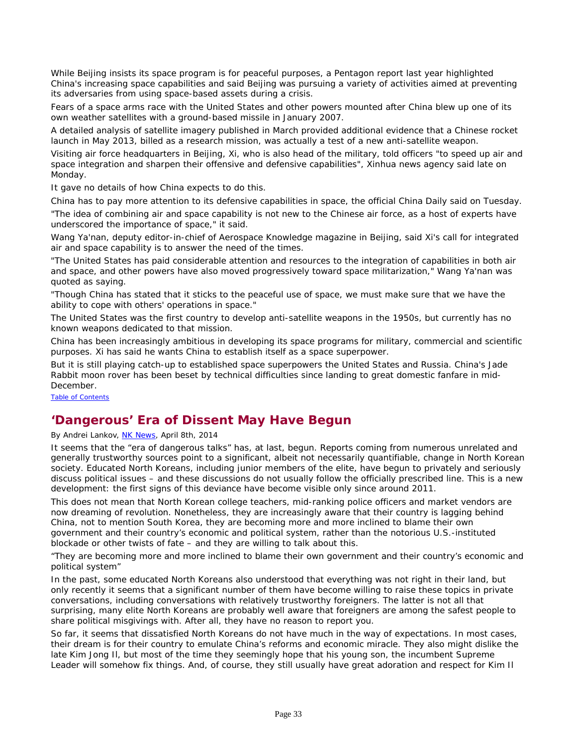While Beijing insists its space program is for peaceful purposes, a Pentagon report last year highlighted China's increasing space capabilities and said Beijing was pursuing a variety of activities aimed at preventing its adversaries from using space-based assets during a crisis.

Fears of a space arms race with the United States and other powers mounted after China blew up one of its own weather satellites with a ground-based missile in January 2007.

A detailed analysis of satellite imagery published in March provided additional evidence that a Chinese rocket launch in May 2013, billed as a research mission, was actually a test of a new anti-satellite weapon.

Visiting air force headquarters in Beijing, Xi, who is also head of the military, told officers "to speed up air and space integration and sharpen their offensive and defensive capabilities", Xinhua news agency said late on Monday.

It gave no details of how China expects to do this.

China has to pay more attention to its defensive capabilities in space, the official China Daily said on Tuesday.

"The idea of combining air and space capability is not new to the Chinese air force, as a host of experts have underscored the importance of space," it said.

Wang Ya'nan, deputy editor-in-chief of Aerospace Knowledge magazine in Beijing, said Xi's call for integrated air and space capability is to answer the need of the times.

"The United States has paid considerable attention and resources to the integration of capabilities in both air and space, and other powers have also moved progressively toward space militarization," Wang Ya'nan was quoted as saying.

"Though China has stated that it sticks to the peaceful use of space, we must make sure that we have the ability to cope with others' operations in space."

The United States was the first country to develop anti-satellite weapons in the 1950s, but currently has no known weapons dedicated to that mission.

China has been increasingly ambitious in developing its space programs for military, commercial and scientific purposes. Xi has said he wants China to establish itself as a space superpower.

But it is still playing catch-up to established space superpowers the United States and Russia. China's Jade Rabbit moon rover has been beset by technical difficulties since landing to great domestic fanfare in mid-December.

Table of Contents

## 'Dangerous' Era of Dissent May Have Begun

By Andrei Lankov, NK News, April 8th, 2014

It seems that the "era of dangerous talks" has, at last, begun. Reports coming from numerous unrelated and generally trustworthy sources point to a significant, albeit not necessarily quantifiable, change in North Korean society. Educated North Koreans, including junior members of the elite, have begun to privately and seriously discuss political issues – and these discussions do not usually follow the officially prescribed line. This is a new development: the first signs of this deviance have become visible only since around 2011.

This does not mean that North Korean college teachers, mid-ranking police officers and market vendors are now dreaming of revolution. Nonetheless, they are increasingly aware that their country is lagging behind China, not to mention South Korea, they are becoming more and more inclined to blame their own government and their country's economic and political system, rather than the notorious U.S.-instituted blockade or other twists of fate – and they are willing to talk about this.

"They are becoming more and more inclined to blame their own government and their country's economic and political system"

In the past, some educated North Koreans also understood that everything was not right in their land, but only recently it seems that a significant number of them have become willing to raise these topics in private conversations, including conversations with relatively trustworthy foreigners. The latter is not all that surprising, many elite North Koreans are probably well aware that foreigners are among the safest people to share political misgivings with. After all, they have no reason to report you.

So far, it seems that dissatisfied North Koreans do not have much in the way of expectations. In most cases, their dream is for their country to emulate China's reforms and economic miracle. They also might dislike the late Kim Jong Il, but most of the time they seemingly hope that his young son, the incumbent Supreme Leader will somehow fix things. And, of course, they still usually have great adoration and respect for Kim Il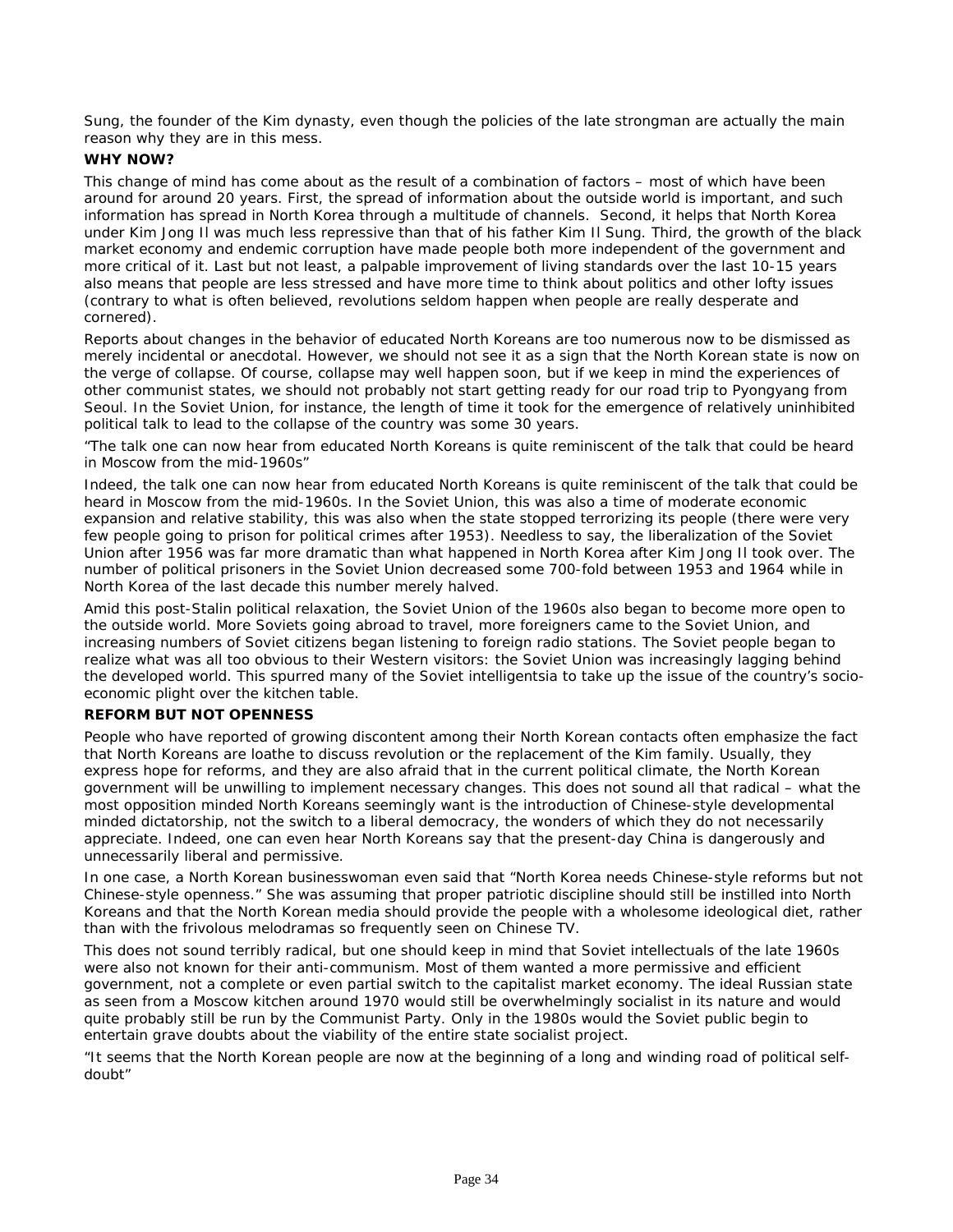Sung, the founder of the Kim dynasty, even though the policies of the late strongman are actually the main reason why they are in this mess.

**WHY NOW?**

This change of mind has come about as the result of a combination of factors – most of which have been around for around 20 years. First, the spread of information about the outside world is important, and such information has spread in North Korea through a multitude of channels. Second, it helps that North Korea under Kim Jong Il was much less repressive than that of his father Kim Il Sung. Third, the growth of the black market economy and endemic corruption have made people both more independent of the government and more critical of it. Last but not least, a palpable improvement of living standards over the last 10-15 years also means that people are less stressed and have more time to think about politics and other lofty issues (contrary to what is often believed, revolutions seldom happen when people are really desperate and cornered).

Reports about changes in the behavior of educated North Koreans are too numerous now to be dismissed as merely incidental or anecdotal. However, we should not see it as a sign that the North Korean state is now on the verge of collapse. Of course, collapse may well happen soon, but if we keep in mind the experiences of other communist states, we should not probably not start getting ready for our road trip to Pyongyang from Seoul. In the Soviet Union, for instance, the length of time it took for the emergence of relatively uninhibited political talk to lead to the collapse of the country was some 30 years.

"The talk one can now hear from educated North Koreans is quite reminiscent of the talk that could be heard in Moscow from the mid-1960s"

Indeed, the talk one can now hear from educated North Koreans is quite reminiscent of the talk that could be heard in Moscow from the mid-1960s. In the Soviet Union, this was also a time of moderate economic expansion and relative stability, this was also when the state stopped terrorizing its people (there were very few people going to prison for political crimes after 1953). Needless to say, the liberalization of the Soviet Union after 1956 was far more dramatic than what happened in North Korea after Kim Jong Il took over. The number of political prisoners in the Soviet Union decreased some 700-fold between 1953 and 1964 while in North Korea of the last decade this number merely halved.

Amid this post-Stalin political relaxation, the Soviet Union of the 1960s also began to become more open to the outside world. More Soviets going abroad to travel, more foreigners came to the Soviet Union, and increasing numbers of Soviet citizens began listening to foreign radio stations. The Soviet people began to realize what was all too obvious to their Western visitors: the Soviet Union was increasingly lagging behind the developed world. This spurred many of the Soviet intelligentsia to take up the issue of the country's socio-economic plight over the kitchen table.

**REFORM BUT NOT OPENNESS**

People who have reported of growing discontent among their North Korean contacts often emphasize the fact that North Koreans are loathe to discuss revolution or the replacement of the Kim family. Usually, they express hope for reforms, and they are also afraid that in the current political climate, the North Korean government will be unwilling to implement necessary changes. This does not sound all that radical – what the most opposition minded North Koreans seemingly want is the introduction of Chinese-style developmental minded dictatorship, not the switch to a liberal democracy, the wonders of which they do not necessarily appreciate. Indeed, one can even hear North Koreans say that the present-day China is dangerously and unnecessarily liberal and permissive.

In one case, a North Korean businesswoman even said that "North Korea needs Chinese-style reforms but not Chinese-style openness." She was assuming that proper patriotic discipline should still be instilled into North Koreans and that the North Korean media should provide the people with a wholesome ideological diet, rather than with the frivolous melodramas so frequently seen on Chinese TV.

This does not sound terribly radical, but one should keep in mind that Soviet intellectuals of the late 1960s were also not known for their anti-communism. Most of them wanted a more permissive and efficient government, not a complete or even partial switch to the capitalist market economy. The ideal Russian state as seen from a Moscow kitchen around 1970 would still be overwhelmingly socialist in its nature and would quite probably still be run by the Communist Party. Only in the 1980s would the Soviet public begin to entertain grave doubts about the viability of the entire state socialist project.

"It seems that the North Korean people are now at the beginning of a long and winding road of political self-doubt"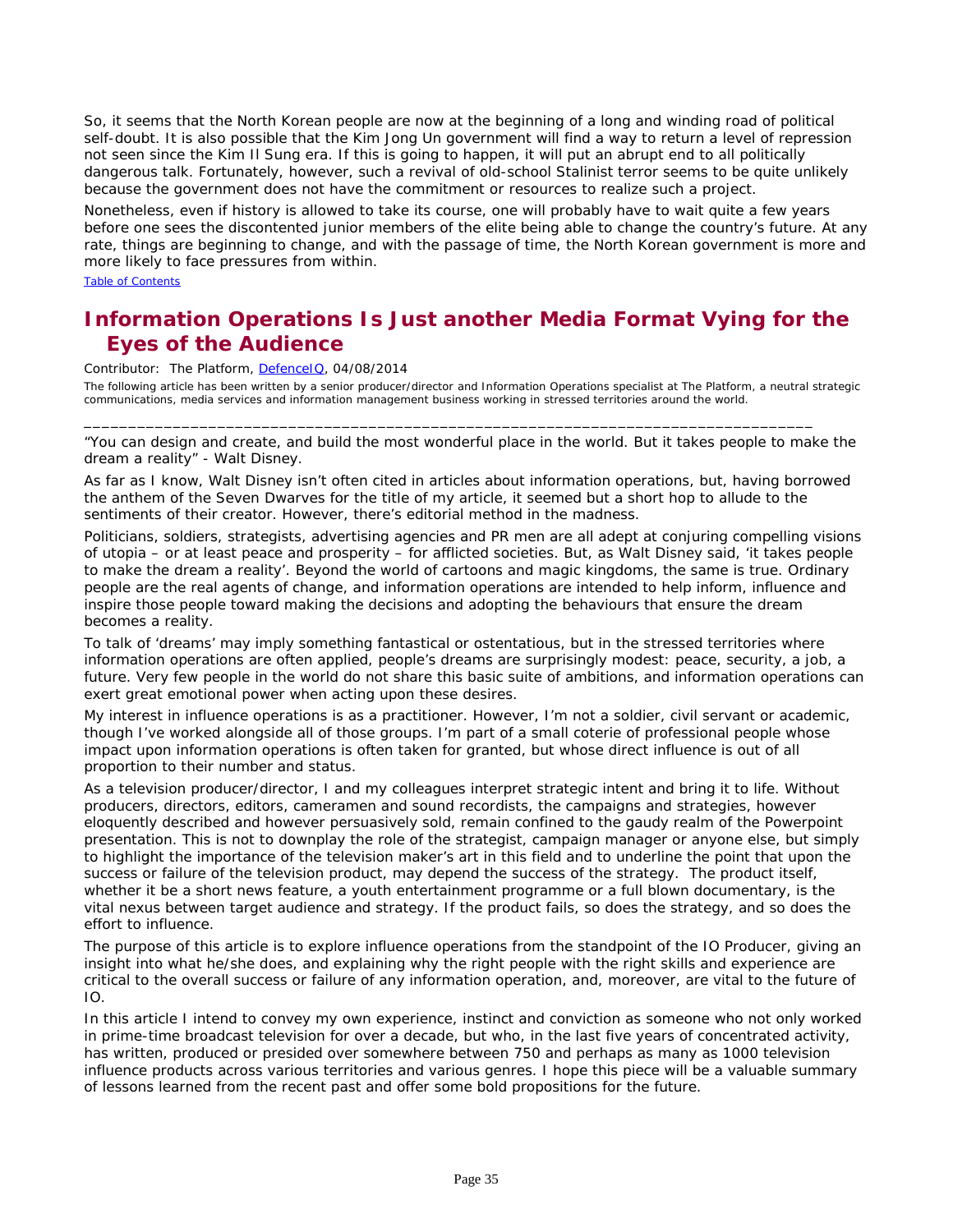So, it seems that the North Korean people are now at the beginning of a long and winding road of political self-doubt. It is also possible that the Kim Jong Un government will find a way to return a level of repression not seen since the Kim Il Sung era. If this is going to happen, it will put an abrupt end to all politically dangerous talk. Fortunately, however, such a revival of old-school Stalinist terror seems to be quite unlikely because the government does not have the commitment or resources to realize such a project.

Nonetheless, even if history is allowed to take its course, one will probably have to wait quite a few years before one sees the discontented junior members of the elite being able to change the country's future. At any rate, things are beginning to change, and with the passage of time, the North Korean government is more and more likely to face pressures from within.

[Table of Contents]

## Information Operations Is Just another Media Format Vying for the Eyes of the Audience

Contributor: The Platform, [DefenceIQ], 04/08/2014

The following article has been written by a senior producer/director and Information Operations specialist at The Platform, a neutral strategic communications, media services and information management business working in stressed territories around the world.

---

"You can design and create, and build the most wonderful place in the world. But it takes people to make the dream a reality" - Walt Disney.

As far as I know, Walt Disney isn't often cited in articles about information operations, but, having borrowed the anthem of the Seven Dwarves for the title of my article, it seemed but a short hop to allude to the sentiments of their creator. However, there's editorial method in the madness.

Politicians, soldiers, strategists, advertising agencies and PR men are all adept at conjuring compelling visions of utopia – or at least peace and prosperity – for afflicted societies. But, as Walt Disney said, 'it takes people to make the dream a reality'. Beyond the world of cartoons and magic kingdoms, the same is true. Ordinary people are the real agents of change, and information operations are intended to help inform, influence and inspire those people toward making the decisions and adopting the behaviours that ensure the dream becomes a reality.

To talk of 'dreams' may imply something fantastical or ostentatious, but in the stressed territories where information operations are often applied, people's dreams are surprisingly modest: peace, security, a job, a future. Very few people in the world do not share this basic suite of ambitions, and information operations can exert great emotional power when acting upon these desires.

My interest in influence operations is as a practitioner. However, I'm not a soldier, civil servant or academic, though I've worked alongside all of those groups. I'm part of a small coterie of professional people whose impact upon information operations is often taken for granted, but whose direct influence is out of all proportion to their number and status.

As a television producer/director, I and my colleagues interpret strategic intent and bring it to life. Without producers, directors, editors, cameramen and sound recordists, the campaigns and strategies, however eloquently described and however persuasively sold, remain confined to the gaudy realm of the Powerpoint presentation. This is not to downplay the role of the strategist, campaign manager or anyone else, but simply to highlight the importance of the television maker's art in this field and to underline the point that upon the success or failure of the television product, may depend the success of the strategy. The product itself, whether it be a short news feature, a youth entertainment programme or a full blown documentary, is the vital nexus between target audience and strategy. If the product fails, so does the strategy, and so does the effort to influence.

The purpose of this article is to explore influence operations from the standpoint of the IO Producer, giving an insight into what he/she does, and explaining why the right people with the right skills and experience are critical to the overall success or failure of any information operation, and, moreover, are vital to the future of IO.

In this article I intend to convey my own experience, instinct and conviction as someone who not only worked in prime-time broadcast television for over a decade, but who, in the last five years of concentrated activity, has written, produced or presided over somewhere between 750 and perhaps as many as 1000 television influence products across various territories and various genres. I hope this piece will be a valuable summary of lessons learned from the recent past and offer some bold propositions for the future.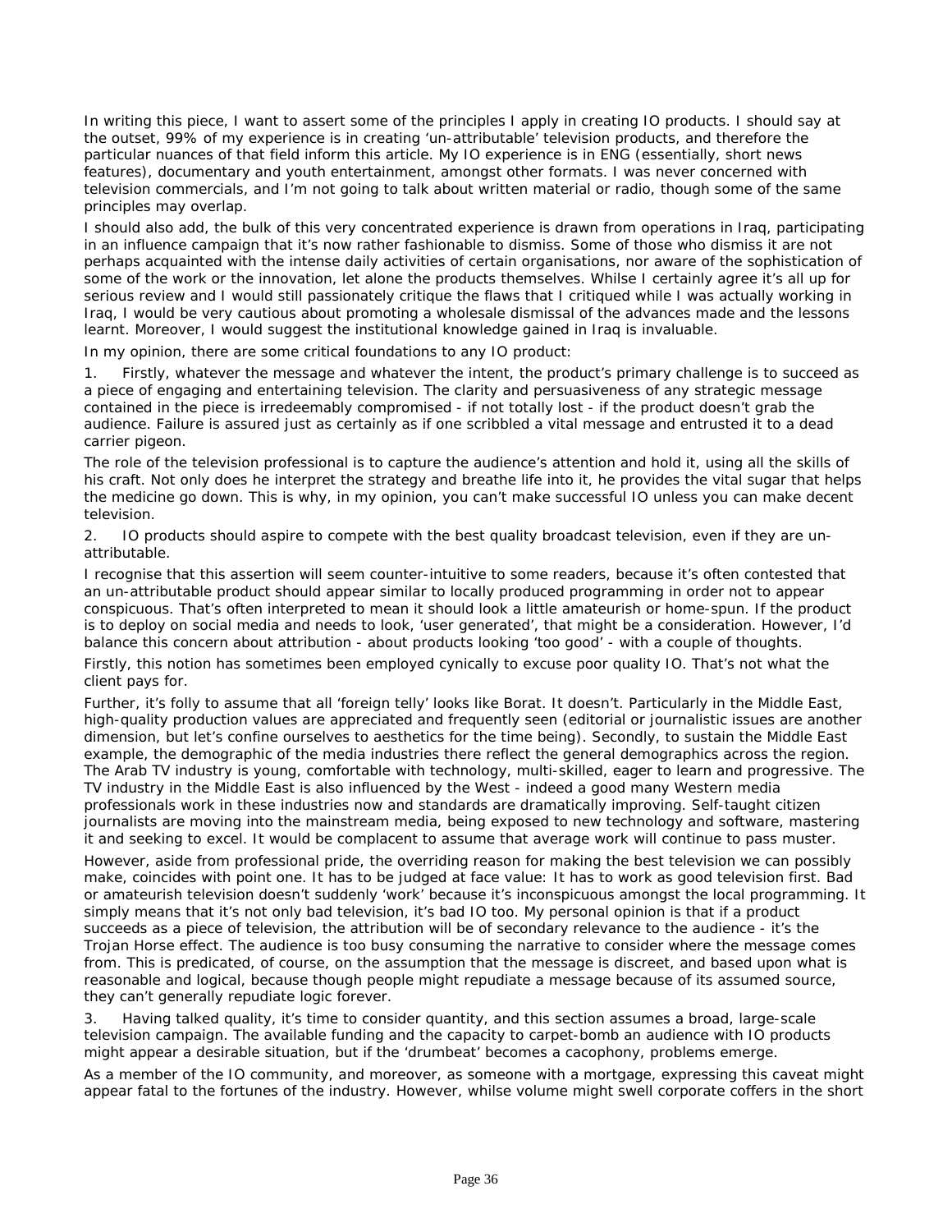In writing this piece, I want to assert some of the principles I apply in creating IO products. I should say at the outset, 99% of my experience is in creating 'un-attributable' television products, and therefore the particular nuances of that field inform this article. My IO experience is in ENG (essentially, short news features), documentary and youth entertainment, amongst other formats. I was never concerned with television commercials, and I'm not going to talk about written material or radio, though some of the same principles may overlap.

I should also add, the bulk of this very concentrated experience is drawn from operations in Iraq, participating in an influence campaign that it's now rather fashionable to dismiss. Some of those who dismiss it are not perhaps acquainted with the intense daily activities of certain organisations, nor aware of the sophistication of some of the work or the innovation, let alone the products themselves. Whilst I certainly agree it's all up for serious review and I would still passionately critique the flaws that I critiqued while I was actually working in Iraq, I would be very cautious about promoting a wholesale dismissal of the advances made and the lessons learnt. Moreover, I would suggest the institutional knowledge gained in Iraq is invaluable.

In my opinion, there are some critical foundations to any IO product:

1. Firstly, whatever the message and whatever the intent, the product's primary challenge is to succeed as a piece of engaging and entertaining television. The clarity and persuasiveness of any strategic message contained in the piece is irredeemably compromised - if not totally lost - if the product doesn't grab the audience. Failure is assured just as certainly as if one scribbled a vital message and entrusted it to a dead carrier pigeon.

The role of the television professional is to capture the audience's attention and hold it, using all the skills of his craft. Not only does he interpret the strategy and breathe life into it, he provides the vital sugar that helps the medicine go down. This is why, in my opinion, you can't make successful IO unless you can make decent television.

2. IO products should aspire to compete with the best quality broadcast television, even if they are un-attributable.

I recognise that this assertion will seem counter-intuitive to some readers, because it's often contested that an un-attributable product should appear similar to locally produced programming in order not to appear conspicuous. That's often interpreted to mean it should look a little amateurish or home-spun. If the product is to deploy on social media and needs to look, 'user generated', that might be a consideration. However, I'd balance this concern about attribution - about products looking 'too good' - with a couple of thoughts.

Firstly, this notion has sometimes been employed cynically to excuse poor quality IO. That's not what the client pays for.

Further, it's folly to assume that all 'foreign telly' looks like Borat. It doesn't. Particularly in the Middle East, high-quality production values are appreciated and frequently seen (editorial or journalistic issues are another dimension, but let's confine ourselves to aesthetics for the time being). Secondly, to sustain the Middle East example, the demographic of the media industries there reflect the general demographics across the region. The Arab TV industry is young, comfortable with technology, multi-skilled, eager to learn and progressive. The TV industry in the Middle East is also influenced by the West - indeed a good many Western media professionals work in these industries now and standards are dramatically improving. Self-taught citizen journalists are moving into the mainstream media, being exposed to new technology and software, mastering it and seeking to excel. It would be complacent to assume that average work will continue to pass muster.

However, aside from professional pride, the overriding reason for making the best television we can possibly make, coincides with point one. It has to be judged at face value: It has to work as good television first. Bad or amateurish television doesn't suddenly 'work' because it's inconspicuous amongst the local programming. It simply means that it's not only bad television, it's bad IO too. My personal opinion is that if a product succeeds as a piece of television, the attribution will be of secondary relevance to the audience - it's the Trojan Horse effect. The audience is too busy consuming the narrative to consider where the message comes from. This is predicated, of course, on the assumption that the message is discreet, and based upon what is reasonable and logical, because though people might repudiate a message because of its assumed source, they can't generally repudiate logic forever.

3. Having talked quality, it's time to consider quantity, and this section assumes a broad, large-scale television campaign. The available funding and the capacity to carpet-bomb an audience with IO products might appear a desirable situation, but if the 'drumbeat' becomes a cacophony, problems emerge.

As a member of the IO community, and moreover, as someone with a mortgage, expressing this caveat might appear fatal to the fortunes of the industry. However, whilse volume might swell corporate coffers in the short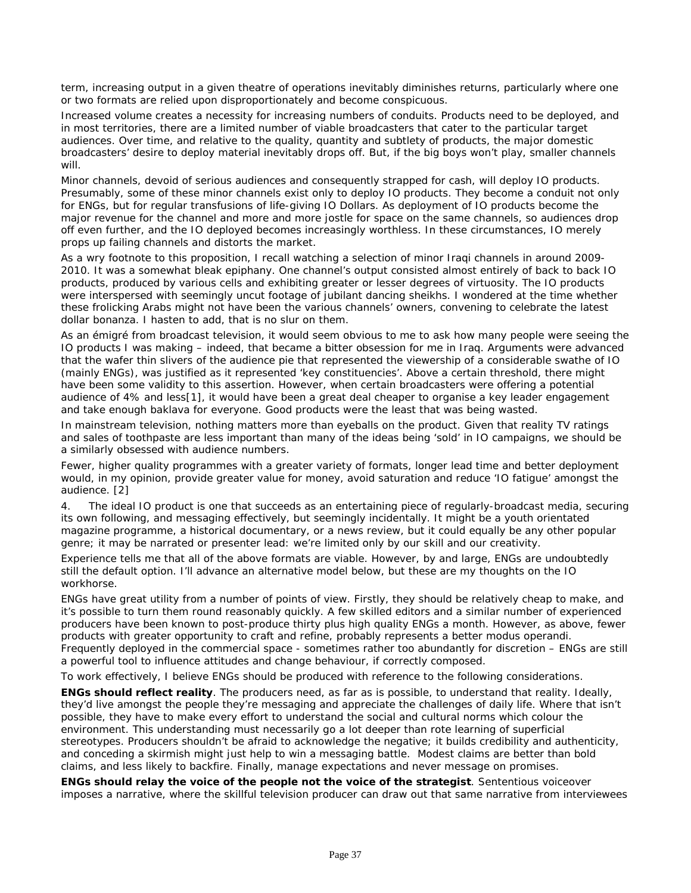term, increasing output in a given theatre of operations inevitably diminishes returns, particularly where one or two formats are relied upon disproportionately and become conspicuous.

Increased volume creates a necessity for increasing numbers of conduits. Products need to be deployed, and in most territories, there are a limited number of viable broadcasters that cater to the particular target audiences. Over time, and relative to the quality, quantity and subtlety of products, the major domestic broadcasters' desire to deploy material inevitably drops off. But, if the big boys won't play, smaller channels will.

Minor channels, devoid of serious audiences and consequently strapped for cash, will deploy IO products. Presumably, some of these minor channels exist only to deploy IO products. They become a conduit not only for ENGs, but for regular transfusions of life-giving IO Dollars. As deployment of IO products become the major revenue for the channel and more and more jostle for space on the same channels, so audiences drop off even further, and the IO deployed becomes increasingly worthless. In these circumstances, IO merely props up failing channels and distorts the market.

As a wry footnote to this proposition, I recall watching a selection of minor Iraqi channels in around 2009-2010. It was a somewhat bleak epiphany. One channel's output consisted almost entirely of back to back IO products, produced by various cells and exhibiting greater or lesser degrees of virtuosity. The IO products were interspersed with seemingly uncut footage of jubilant dancing sheikhs. I wondered at the time whether these frolicking Arabs might not have been the various channels' owners, convening to celebrate the latest dollar bonanza. I hasten to add, that is no slur on them.

As an émigré from broadcast television, it would seem obvious to me to ask how many people were seeing the IO products I was making – indeed, that became a bitter obsession for me in Iraq. Arguments were advanced that the wafer thin slivers of the audience pie that represented the viewership of a considerable swathe of IO (mainly ENGs), was justified as it represented 'key constituencies'. Above a certain threshold, there might have been some validity to this assertion. However, when certain broadcasters were offering a potential audience of 4% and less[1], it would have been a great deal cheaper to organise a key leader engagement and take enough baklava for everyone. Good products were the least that was being wasted.

In mainstream television, nothing matters more than eyeballs on the product. Given that reality TV ratings and sales of toothpaste are less important than many of the ideas being 'sold' in IO campaigns, we should be a similarly obsessed with audience numbers.

Fewer, higher quality programmes with a greater variety of formats, longer lead time and better deployment would, in my opinion, provide greater value for money, avoid saturation and reduce 'IO fatigue' amongst the audience. [2]

4. The ideal IO product is one that succeeds as an entertaining piece of regularly-broadcast media, securing its own following, and messaging effectively, but seemingly incidentally. It might be a youth orientated magazine programme, a historical documentary, or a news review, but it could equally be any other popular genre; it may be narrated or presenter lead: we're limited only by our skill and our creativity.

Experience tells me that all of the above formats are viable. However, by and large, ENGs are undoubtedly still the default option. I'll advance an alternative model below, but these are my thoughts on the IO workhorse.

ENGs have great utility from a number of points of view. Firstly, they should be relatively cheap to make, and it's possible to turn them round reasonably quickly. A few skilled editors and a similar number of experienced producers have been known to post-produce thirty plus high quality ENGs a month. However, as above, fewer products with greater opportunity to craft and refine, probably represents a better modus operandi. Frequently deployed in the commercial space - sometimes rather too abundantly for discretion – ENGs are still a powerful tool to influence attitudes and change behaviour, if correctly composed.

To work effectively, I believe ENGs should be produced with reference to the following considerations.

**ENGs should reflect reality**. The producers need, as far as is possible, to understand that reality. Ideally, they'd live amongst the people they're messaging and appreciate the challenges of daily life. Where that isn't possible, they have to make every effort to understand the social and cultural norms which colour the environment. This understanding must necessarily go a lot deeper than rote learning of superficial stereotypes. Producers shouldn't be afraid to acknowledge the negative; it builds credibility and authenticity, and conceding a skirmish might just help to win a messaging battle. Modest claims are better than bold claims, and less likely to backfire. Finally, manage expectations and never message on promises.

**ENGs should relay the voice of the people not the voice of the strategist**. Sententious voiceover imposes a narrative, where the skillful television producer can draw out that same narrative from interviewees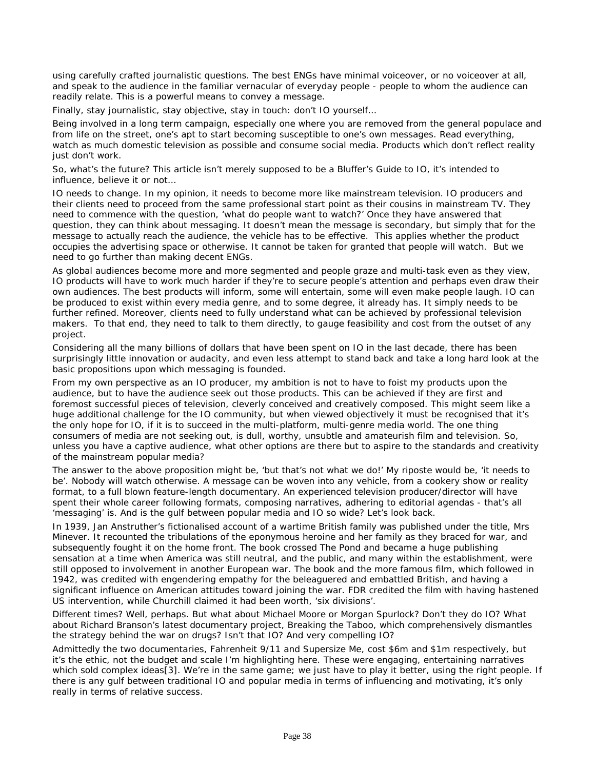using carefully crafted journalistic questions. The best ENGs have minimal voiceover, or no voiceover at all, and speak to the audience in the familiar vernacular of everyday people - people to whom the audience can readily relate. This is a powerful means to convey a message.

Finally, stay journalistic, stay objective, stay in touch: don't IO yourself…

Being involved in a long term campaign, especially one where you are removed from the general populace and from life on the street, one's apt to start becoming susceptible to one's own messages. Read everything, watch as much domestic television as possible and consume social media. Products which don't reflect reality just don't work.

So, what's the future? This article isn't merely supposed to be a Bluffer's Guide to IO, it's intended to influence, believe it or not…

IO needs to change. In my opinion, it needs to become more like mainstream television. IO producers and their clients need to proceed from the same professional start point as their cousins in mainstream TV. They need to commence with the question, 'what do people want to watch?' Once they have answered that question, they can think about messaging. It doesn't mean the message is secondary, but simply that for the message to actually reach the audience, the vehicle has to be effective. This applies whether the product occupies the advertising space or otherwise. It cannot be taken for granted that people will watch. But we need to go further than making decent ENGs.

As global audiences become more and more segmented and people graze and multi-task even as they view, IO products will have to work much harder if they're to secure people's attention and perhaps even draw their own audiences. The best products will inform, some will entertain, some will even make people laugh. IO can be produced to exist within every media genre, and to some degree, it already has. It simply needs to be further refined. Moreover, clients need to fully understand what can be achieved by professional television makers. To that end, they need to talk to them directly, to gauge feasibility and cost from the outset of any project.

Considering all the many billions of dollars that have been spent on IO in the last decade, there has been surprisingly little innovation or audacity, and even less attempt to stand back and take a long hard look at the basic propositions upon which messaging is founded.

From my own perspective as an IO producer, my ambition is not to have to foist my products upon the audience, but to have the audience seek out those products. This can be achieved if they are first and foremost successful pieces of television, cleverly conceived and creatively composed. This might seem like a huge additional challenge for the IO community, but when viewed objectively it must be recognised that it's the only hope for IO, if it is to succeed in the multi-platform, multi-genre media world. The one thing consumers of media are not seeking out, is dull, worthy, unsubtle and amateurish film and television. So, unless you have a captive audience, what other options are there but to aspire to the standards and creativity of the mainstream popular media?

The answer to the above proposition might be, 'but that's not what we do!' My riposte would be, 'it needs to be'. Nobody will watch otherwise. A message can be woven into any vehicle, from a cookery show or reality format, to a full blown feature-length documentary. An experienced television producer/director will have spent their whole career following formats, composing narratives, adhering to editorial agendas - that's all 'messaging' is. And is the gulf between popular media and IO so wide? Let's look back.

In 1939, Jan Anstruther's fictionalised account of a wartime British family was published under the title, Mrs Minever. It recounted the tribulations of the eponymous heroine and her family as they braced for war, and subsequently fought it on the home front. The book crossed The Pond and became a huge publishing sensation at a time when America was still neutral, and the public, and many within the establishment, were still opposed to involvement in another European war. The book and the more famous film, which followed in 1942, was credited with engendering empathy for the beleaguered and embattled British, and having a significant influence on American attitudes toward joining the war. FDR credited the film with having hastened US intervention, while Churchill claimed it had been worth, 'six divisions'.

Different times? Well, perhaps. But what about Michael Moore or Morgan Spurlock? Don't they do IO? What about Richard Branson's latest documentary project, Breaking the Taboo, which comprehensively dismantles the strategy behind the war on drugs? Isn't that IO? And very compelling IO?

Admittedly the two documentaries, Fahrenheit 9/11 and Supersize Me, cost $6m and $1m respectively, but it's the ethic, not the budget and scale I'm highlighting here. These were engaging, entertaining narratives which sold complex ideas[3]. We're in the same game; we just have to play it better, using the right people. If there is any gulf between traditional IO and popular media in terms of influencing and motivating, it's only really in terms of relative success.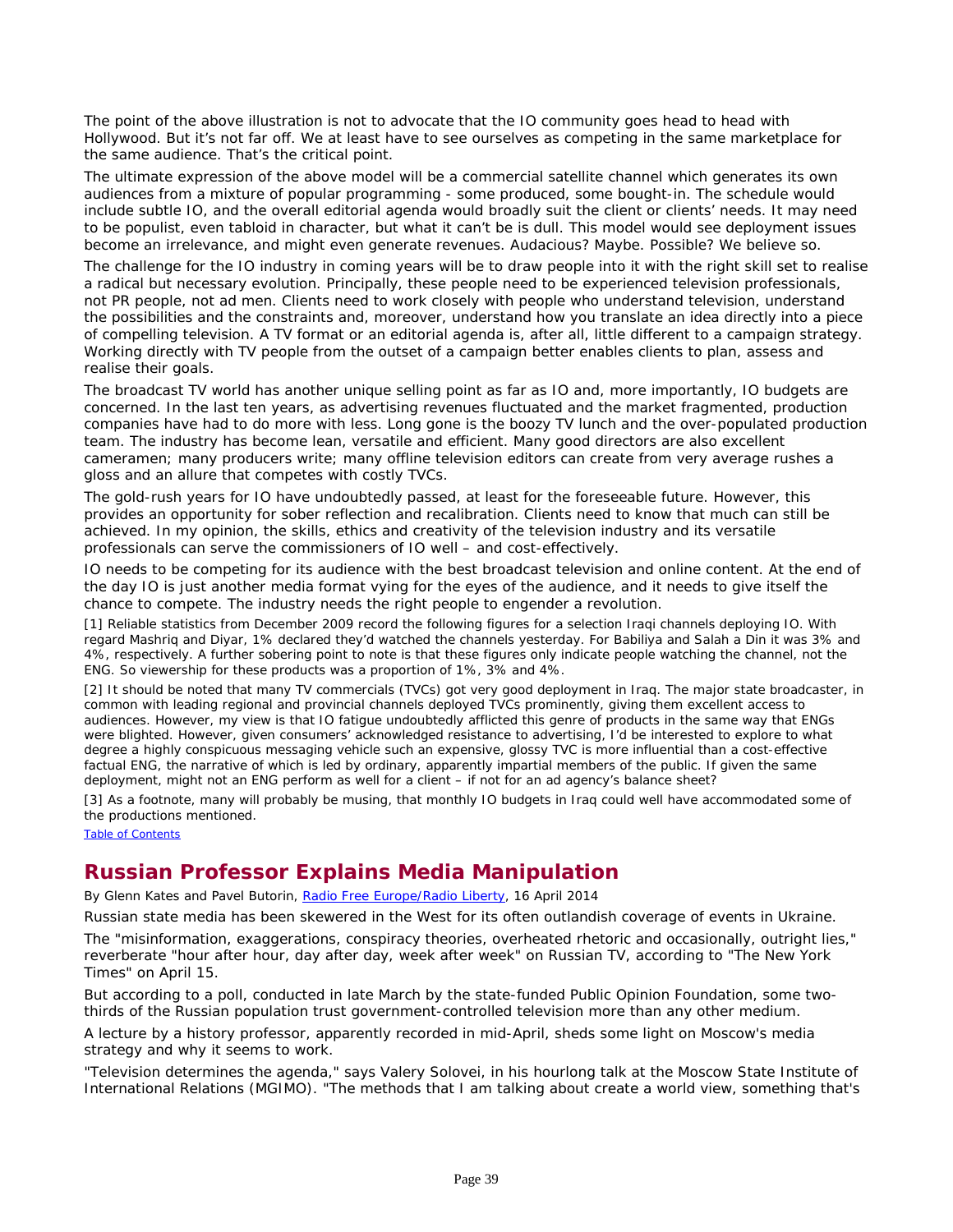The point of the above illustration is not to advocate that the IO community goes head to head with Hollywood. But it's not far off. We at least have to see ourselves as competing in the same marketplace for the same audience. That's the critical point.

The ultimate expression of the above model will be a commercial satellite channel which generates its own audiences from a mixture of popular programming - some produced, some bought-in. The schedule would include subtle IO, and the overall editorial agenda would broadly suit the client or clients' needs. It may need to be populist, even tabloid in character, but what it can't be is dull. This model would see deployment issues become an irrelevance, and might even generate revenues. Audacious? Maybe. Possible? We believe so.

The challenge for the IO industry in coming years will be to draw people into it with the right skill set to realise a radical but necessary evolution. Principally, these people need to be experienced television professionals, not PR people, not ad men. Clients need to work closely with people who understand television, understand the possibilities and the constraints and, moreover, understand how you translate an idea directly into a piece of compelling television. A TV format or an editorial agenda is, after all, little different to a campaign strategy. Working directly with TV people from the outset of a campaign better enables clients to plan, assess and realise their goals.

The broadcast TV world has another unique selling point as far as IO and, more importantly, IO budgets are concerned. In the last ten years, as advertising revenues fluctuated and the market fragmented, production companies have had to do more with less. Long gone is the boozy TV lunch and the over-populated production team. The industry has become lean, versatile and efficient. Many good directors are also excellent cameramen; many producers write; many offline television editors can create from very average rushes a gloss and an allure that competes with costly TVCs.

The gold-rush years for IO have undoubtedly passed, at least for the foreseeable future. However, this provides an opportunity for sober reflection and recalibration. Clients need to know that much can still be achieved. In my opinion, the skills, ethics and creativity of the television industry and its versatile professionals can serve the commissioners of IO well – and cost-effectively.

IO needs to be competing for its audience with the best broadcast television and online content. At the end of the day IO is just another media format vying for the eyes of the audience, and it needs to give itself the chance to compete. The industry needs the right people to engender a revolution.

[1] Reliable statistics from December 2009 record the following figures for a selection Iraqi channels deploying IO. With regard Mashriq and Diyar, 1% declared they'd watched the channels yesterday. For Babiliya and Salah a Din it was 3% and 4%, respectively. A further sobering point to note is that these figures only indicate people watching the channel, not the ENG. So viewership for these products was a proportion of 1%, 3% and 4%.

[2] It should be noted that many TV commercials (TVCs) got very good deployment in Iraq. The major state broadcaster, in common with leading regional and provincial channels deployed TVCs prominently, giving them excellent access to audiences. However, my view is that IO fatigue undoubtedly afflicted this genre of products in the same way that ENGs were blighted. However, given consumers' acknowledged resistance to advertising, I'd be interested to explore to what degree a highly conspicuous messaging vehicle such an expensive, glossy TVC is more influential than a cost-effective factual ENG, the narrative of which is led by ordinary, apparently impartial members of the public. If given the same deployment, might not an ENG perform as well for a client – if not for an ad agency's balance sheet?

[3] As a footnote, many will probably be musing, that monthly IO budgets in Iraq could well have accommodated some of the productions mentioned.

Table of Contents

## Russian Professor Explains Media Manipulation

By Glenn Kates and Pavel Butorin, Radio Free Europe/Radio Liberty, 16 April 2014

Russian state media has been skewered in the West for its often outlandish coverage of events in Ukraine.

The "misinformation, exaggerations, conspiracy theories, overheated rhetoric and occasionally, outright lies," reverberate "hour after hour, day after day, week after week" on Russian TV, according to "The New York Times" on April 15.

But according to a poll, conducted in late March by the state-funded Public Opinion Foundation, some two-thirds of the Russian population trust government-controlled television more than any other medium.

A lecture by a history professor, apparently recorded in mid-April, sheds some light on Moscow's media strategy and why it seems to work.

"Television determines the agenda," says Valery Solovei, in his hourlong talk at the Moscow State Institute of International Relations (MGIMO). "The methods that I am talking about create a world view, something that's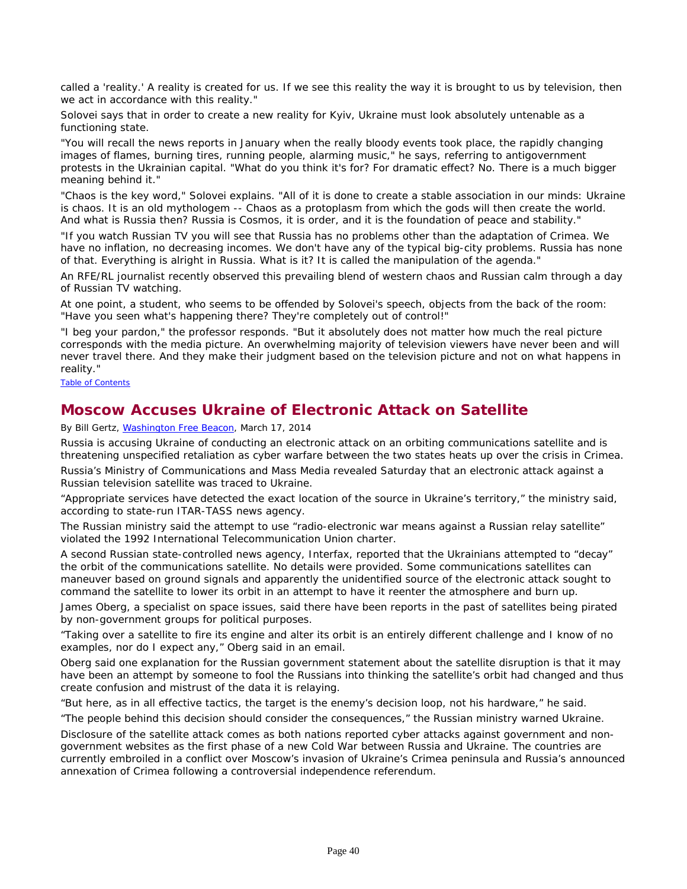called a 'reality.' A reality is created for us. If we see this reality the way it is brought to us by television, then we act in accordance with this reality."

Solovei says that in order to create a new reality for Kyiv, Ukraine must look absolutely untenable as a functioning state.

"You will recall the news reports in January when the really bloody events took place, the rapidly changing images of flames, burning tires, running people, alarming music," he says, referring to antigovernment protests in the Ukrainian capital. "What do you think it's for? For dramatic effect? No. There is a much bigger meaning behind it."

"Chaos is the key word," Solovei explains. "All of it is done to create a stable association in our minds: Ukraine is chaos. It is an old mythologem -- Chaos as a protoplasm from which the gods will then create the world. And what is Russia then? Russia is Cosmos, it is order, and it is the foundation of peace and stability."

"If you watch Russian TV you will see that Russia has no problems other than the adaptation of Crimea. We have no inflation, no decreasing incomes. We don't have any of the typical big-city problems. Russia has none of that. Everything is alright in Russia. What is it? It is called the manipulation of the agenda."

An RFE/RL journalist recently observed this prevailing blend of western chaos and Russian calm through a day of Russian TV watching.

At one point, a student, who seems to be offended by Solovei's speech, objects from the back of the room: "Have you seen what's happening there? They're completely out of control!"

"I beg your pardon," the professor responds. "But it absolutely does not matter how much the real picture corresponds with the media picture. An overwhelming majority of television viewers have never been and will never travel there. And they make their judgment based on the television picture and not on what happens in reality."

Table of Contents

## Moscow Accuses Ukraine of Electronic Attack on Satellite

By Bill Gertz, Washington Free Beacon, March 17, 2014

Russia is accusing Ukraine of conducting an electronic attack on an orbiting communications satellite and is threatening unspecified retaliation as cyber warfare between the two states heats up over the crisis in Crimea.

Russia's Ministry of Communications and Mass Media revealed Saturday that an electronic attack against a Russian television satellite was traced to Ukraine.

"Appropriate services have detected the exact location of the source in Ukraine's territory," the ministry said, according to state-run ITAR-TASS news agency.

The Russian ministry said the attempt to use "radio-electronic war means against a Russian relay satellite" violated the 1992 International Telecommunication Union charter.

A second Russian state-controlled news agency, Interfax, reported that the Ukrainians attempted to "decay" the orbit of the communications satellite. No details were provided. Some communications satellites can maneuver based on ground signals and apparently the unidentified source of the electronic attack sought to command the satellite to lower its orbit in an attempt to have it reenter the atmosphere and burn up.

James Oberg, a specialist on space issues, said there have been reports in the past of satellites being pirated by non-government groups for political purposes.

"Taking over a satellite to fire its engine and alter its orbit is an entirely different challenge and I know of no examples, nor do I expect any," Oberg said in an email.

Oberg said one explanation for the Russian government statement about the satellite disruption is that it may have been an attempt by someone to fool the Russians into thinking the satellite's orbit had changed and thus create confusion and mistrust of the data it is relaying.

"But here, as in all effective tactics, the target is the enemy's decision loop, not his hardware," he said.

"The people behind this decision should consider the consequences," the Russian ministry warned Ukraine.

Disclosure of the satellite attack comes as both nations reported cyber attacks against government and non-government websites as the first phase of a new Cold War between Russia and Ukraine. The countries are currently embroiled in a conflict over Moscow's invasion of Ukraine's Crimea peninsula and Russia's announced annexation of Crimea following a controversial independence referendum.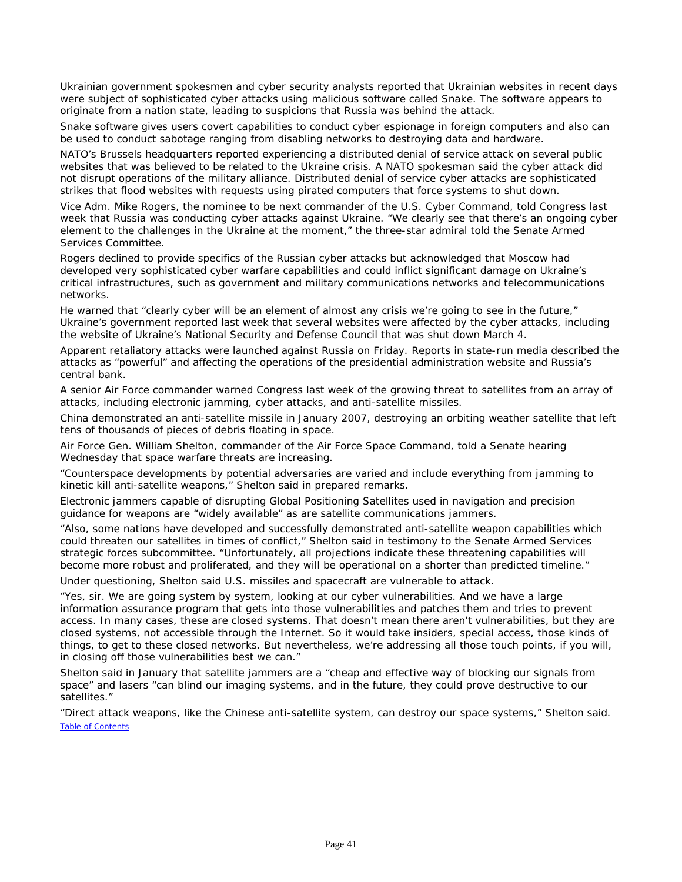Ukrainian government spokesmen and cyber security analysts reported that Ukrainian websites in recent days were subject of sophisticated cyber attacks using malicious software called Snake. The software appears to originate from a nation state, leading to suspicions that Russia was behind the attack.

Snake software gives users covert capabilities to conduct cyber espionage in foreign computers and also can be used to conduct sabotage ranging from disabling networks to destroying data and hardware.

NATO's Brussels headquarters reported experiencing a distributed denial of service attack on several public websites that was believed to be related to the Ukraine crisis. A NATO spokesman said the cyber attack did not disrupt operations of the military alliance. Distributed denial of service cyber attacks are sophisticated strikes that flood websites with requests using pirated computers that force systems to shut down.

Vice Adm. Mike Rogers, the nominee to be next commander of the U.S. Cyber Command, told Congress last week that Russia was conducting cyber attacks against Ukraine. "We clearly see that there's an ongoing cyber element to the challenges in the Ukraine at the moment," the three-star admiral told the Senate Armed Services Committee.

Rogers declined to provide specifics of the Russian cyber attacks but acknowledged that Moscow had developed very sophisticated cyber warfare capabilities and could inflict significant damage on Ukraine's critical infrastructures, such as government and military communications networks and telecommunications networks.

He warned that "clearly cyber will be an element of almost any crisis we're going to see in the future," Ukraine's government reported last week that several websites were affected by the cyber attacks, including the website of Ukraine's National Security and Defense Council that was shut down March 4.

Apparent retaliatory attacks were launched against Russia on Friday. Reports in state-run media described the attacks as "powerful" and affecting the operations of the presidential administration website and Russia's central bank.

A senior Air Force commander warned Congress last week of the growing threat to satellites from an array of attacks, including electronic jamming, cyber attacks, and anti-satellite missiles.

China demonstrated an anti-satellite missile in January 2007, destroying an orbiting weather satellite that left tens of thousands of pieces of debris floating in space.

Air Force Gen. William Shelton, commander of the Air Force Space Command, told a Senate hearing Wednesday that space warfare threats are increasing.

"Counterspace developments by potential adversaries are varied and include everything from jamming to kinetic kill anti-satellite weapons," Shelton said in prepared remarks.

Electronic jammers capable of disrupting Global Positioning Satellites used in navigation and precision guidance for weapons are "widely available" as are satellite communications jammers.

"Also, some nations have developed and successfully demonstrated anti-satellite weapon capabilities which could threaten our satellites in times of conflict," Shelton said in testimony to the Senate Armed Services strategic forces subcommittee. "Unfortunately, all projections indicate these threatening capabilities will become more robust and proliferated, and they will be operational on a shorter than predicted timeline."

Under questioning, Shelton said U.S. missiles and spacecraft are vulnerable to attack.

"Yes, sir. We are going system by system, looking at our cyber vulnerabilities. And we have a large information assurance program that gets into those vulnerabilities and patches them and tries to prevent access. In many cases, these are closed systems. That doesn't mean there aren't vulnerabilities, but they are closed systems, not accessible through the Internet. So it would take insiders, special access, those kinds of things, to get to these closed networks. But nevertheless, we're addressing all those touch points, if you will, in closing off those vulnerabilities best we can."

Shelton said in January that satellite jammers are a "cheap and effective way of blocking our signals from space" and lasers "can blind our imaging systems, and in the future, they could prove destructive to our satellites."

"Direct attack weapons, like the Chinese anti-satellite system, can destroy our space systems," Shelton said.

Table of Contents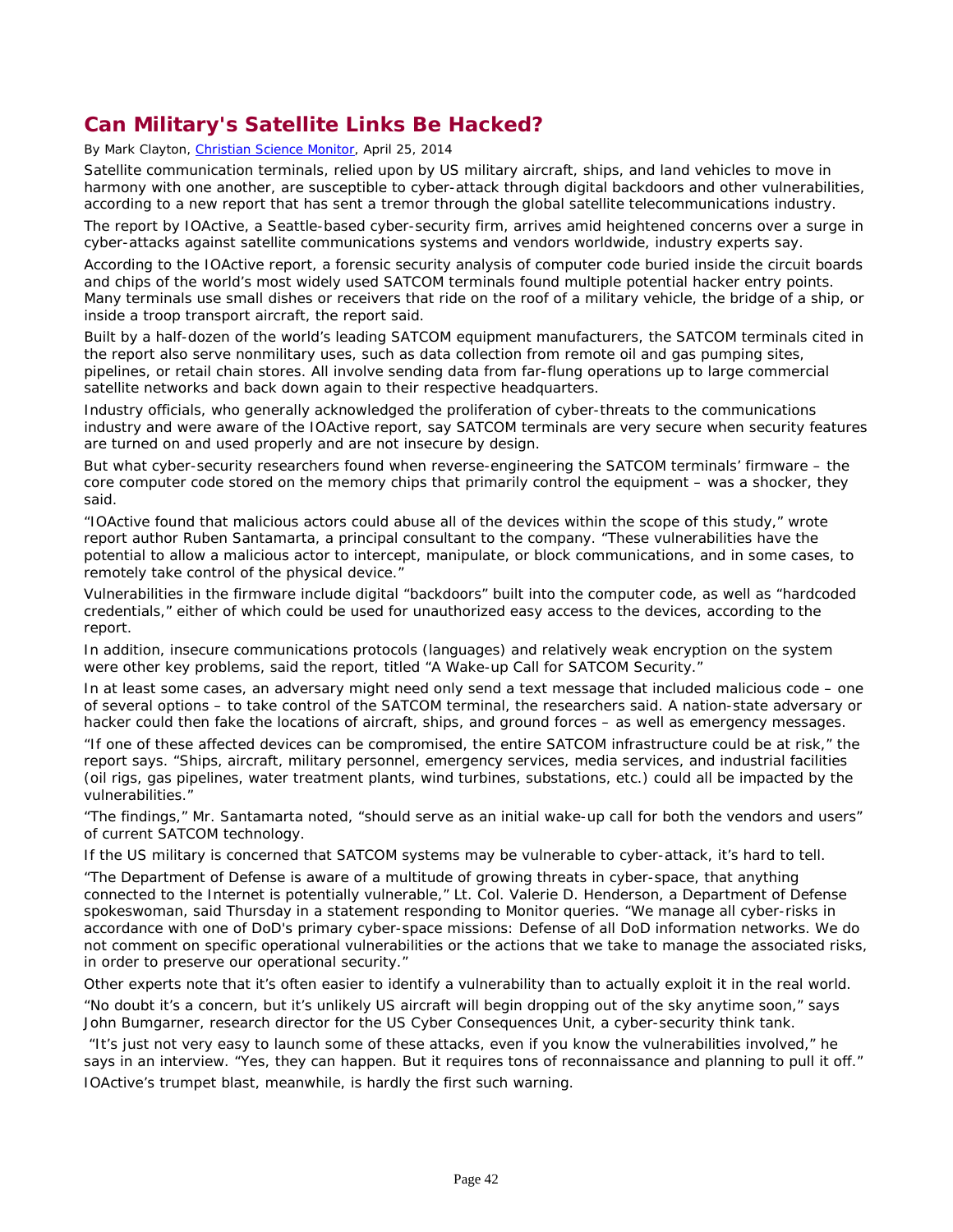## Can Military's Satellite Links Be Hacked?

By Mark Clayton, Christian Science Monitor, April 25, 2014

Satellite communication terminals, relied upon by US military aircraft, ships, and land vehicles to move in harmony with one another, are susceptible to cyber-attack through digital backdoors and other vulnerabilities, according to a new report that has sent a tremor through the global satellite telecommunications industry.

The report by IOActive, a Seattle-based cyber-security firm, arrives amid heightened concerns over a surge in cyber-attacks against satellite communications systems and vendors worldwide, industry experts say.

According to the IOActive report, a forensic security analysis of computer code buried inside the circuit boards and chips of the world's most widely used SATCOM terminals found multiple potential hacker entry points. Many terminals use small dishes or receivers that ride on the roof of a military vehicle, the bridge of a ship, or inside a troop transport aircraft, the report said.

Built by a half-dozen of the world's leading SATCOM equipment manufacturers, the SATCOM terminals cited in the report also serve nonmilitary uses, such as data collection from remote oil and gas pumping sites, pipelines, or retail chain stores. All involve sending data from far-flung operations up to large commercial satellite networks and back down again to their respective headquarters.

Industry officials, who generally acknowledged the proliferation of cyber-threats to the communications industry and were aware of the IOActive report, say SATCOM terminals are very secure when security features are turned on and used properly and are not insecure by design.

But what cyber-security researchers found when reverse-engineering the SATCOM terminals' firmware – the core computer code stored on the memory chips that primarily control the equipment – was a shocker, they said.

"IOActive found that malicious actors could abuse all of the devices within the scope of this study," wrote report author Ruben Santamarta, a principal consultant to the company. "These vulnerabilities have the potential to allow a malicious actor to intercept, manipulate, or block communications, and in some cases, to remotely take control of the physical device."

Vulnerabilities in the firmware include digital "backdoors" built into the computer code, as well as "hardcoded credentials," either of which could be used for unauthorized easy access to the devices, according to the report.

In addition, insecure communications protocols (languages) and relatively weak encryption on the system were other key problems, said the report, titled "A Wake-up Call for SATCOM Security."

In at least some cases, an adversary might need only send a text message that included malicious code – one of several options – to take control of the SATCOM terminal, the researchers said. A nation-state adversary or hacker could then fake the locations of aircraft, ships, and ground forces – as well as emergency messages.

"If one of these affected devices can be compromised, the entire SATCOM infrastructure could be at risk," the report says. "Ships, aircraft, military personnel, emergency services, media services, and industrial facilities (oil rigs, gas pipelines, water treatment plants, wind turbines, substations, etc.) could all be impacted by the vulnerabilities."

"The findings," Mr. Santamarta noted, "should serve as an initial wake-up call for both the vendors and users" of current SATCOM technology.

If the US military is concerned that SATCOM systems may be vulnerable to cyber-attack, it's hard to tell.

"The Department of Defense is aware of a multitude of growing threats in cyber-space, that anything connected to the Internet is potentially vulnerable," Lt. Col. Valerie D. Henderson, a Department of Defense spokeswoman, said Thursday in a statement responding to Monitor queries. "We manage all cyber-risks in accordance with one of DoD's primary cyber-space missions: Defense of all DoD information networks. We do not comment on specific operational vulnerabilities or the actions that we take to manage the associated risks, in order to preserve our operational security."

Other experts note that it's often easier to identify a vulnerability than to actually exploit it in the real world.

"No doubt it's a concern, but it's unlikely US aircraft will begin dropping out of the sky anytime soon," says John Bumgarner, research director for the US Cyber Consequences Unit, a cyber-security think tank.

"It's just not very easy to launch some of these attacks, even if you know the vulnerabilities involved," he says in an interview. "Yes, they can happen. But it requires tons of reconnaissance and planning to pull it off."

IOActive's trumpet blast, meanwhile, is hardly the first such warning.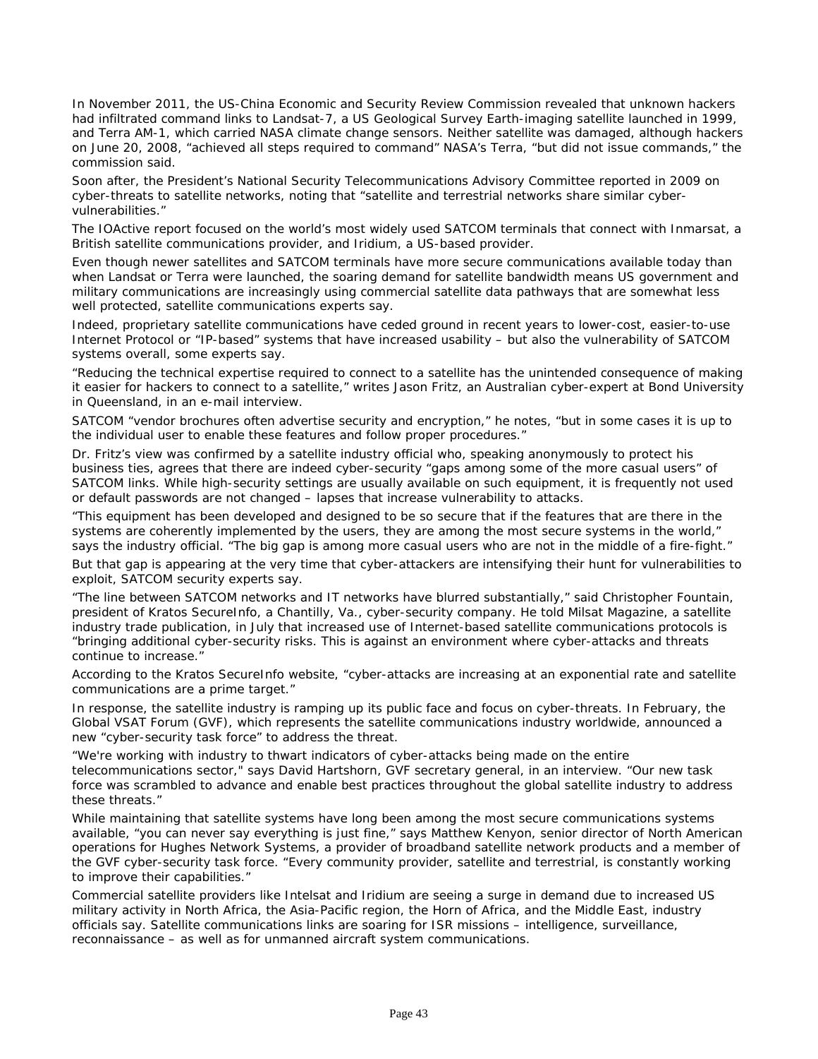In November 2011, the US-China Economic and Security Review Commission revealed that unknown hackers had infiltrated command links to Landsat-7, a US Geological Survey Earth-imaging satellite launched in 1999, and Terra AM-1, which carried NASA climate change sensors. Neither satellite was damaged, although hackers on June 20, 2008, "achieved all steps required to command" NASA's Terra, "but did not issue commands," the commission said.

Soon after, the President's National Security Telecommunications Advisory Committee reported in 2009 on cyber-threats to satellite networks, noting that "satellite and terrestrial networks share similar cyber-vulnerabilities."

The IOActive report focused on the world's most widely used SATCOM terminals that connect with Inmarsat, a British satellite communications provider, and Iridium, a US-based provider.

Even though newer satellites and SATCOM terminals have more secure communications available today than when Landsat or Terra were launched, the soaring demand for satellite bandwidth means US government and military communications are increasingly using commercial satellite data pathways that are somewhat less well protected, satellite communications experts say.

Indeed, proprietary satellite communications have ceded ground in recent years to lower-cost, easier-to-use Internet Protocol or "IP-based" systems that have increased usability – but also the vulnerability of SATCOM systems overall, some experts say.

"Reducing the technical expertise required to connect to a satellite has the unintended consequence of making it easier for hackers to connect to a satellite," writes Jason Fritz, an Australian cyber-expert at Bond University in Queensland, in an e-mail interview.

SATCOM "vendor brochures often advertise security and encryption," he notes, "but in some cases it is up to the individual user to enable these features and follow proper procedures."

Dr. Fritz's view was confirmed by a satellite industry official who, speaking anonymously to protect his business ties, agrees that there are indeed cyber-security "gaps among some of the more casual users" of SATCOM links. While high-security settings are usually available on such equipment, it is frequently not used or default passwords are not changed – lapses that increase vulnerability to attacks.

"This equipment has been developed and designed to be so secure that if the features that are there in the systems are coherently implemented by the users, they are among the most secure systems in the world," says the industry official. "The big gap is among more casual users who are not in the middle of a fire-fight."

But that gap is appearing at the very time that cyber-attackers are intensifying their hunt for vulnerabilities to exploit, SATCOM security experts say.

"The line between SATCOM networks and IT networks have blurred substantially," said Christopher Fountain, president of Kratos SecureInfo, a Chantilly, Va., cyber-security company. He told Milsat Magazine, a satellite industry trade publication, in July that increased use of Internet-based satellite communications protocols is "bringing additional cyber-security risks. This is against an environment where cyber-attacks and threats continue to increase."

According to the Kratos SecureInfo website, "cyber-attacks are increasing at an exponential rate and satellite communications are a prime target."

In response, the satellite industry is ramping up its public face and focus on cyber-threats. In February, the Global VSAT Forum (GVF), which represents the satellite communications industry worldwide, announced a new "cyber-security task force" to address the threat.

"We're working with industry to thwart indicators of cyber-attacks being made on the entire telecommunications sector," says David Hartshorn, GVF secretary general, in an interview. "Our new task force was scrambled to advance and enable best practices throughout the global satellite industry to address these threats."

While maintaining that satellite systems have long been among the most secure communications systems available, "you can never say everything is just fine," says Matthew Kenyon, senior director of North American operations for Hughes Network Systems, a provider of broadband satellite network products and a member of the GVF cyber-security task force. "Every community provider, satellite and terrestrial, is constantly working to improve their capabilities."

Commercial satellite providers like Intelsat and Iridium are seeing a surge in demand due to increased US military activity in North Africa, the Asia-Pacific region, the Horn of Africa, and the Middle East, industry officials say. Satellite communications links are soaring for ISR missions – intelligence, surveillance, reconnaissance – as well as for unmanned aircraft system communications.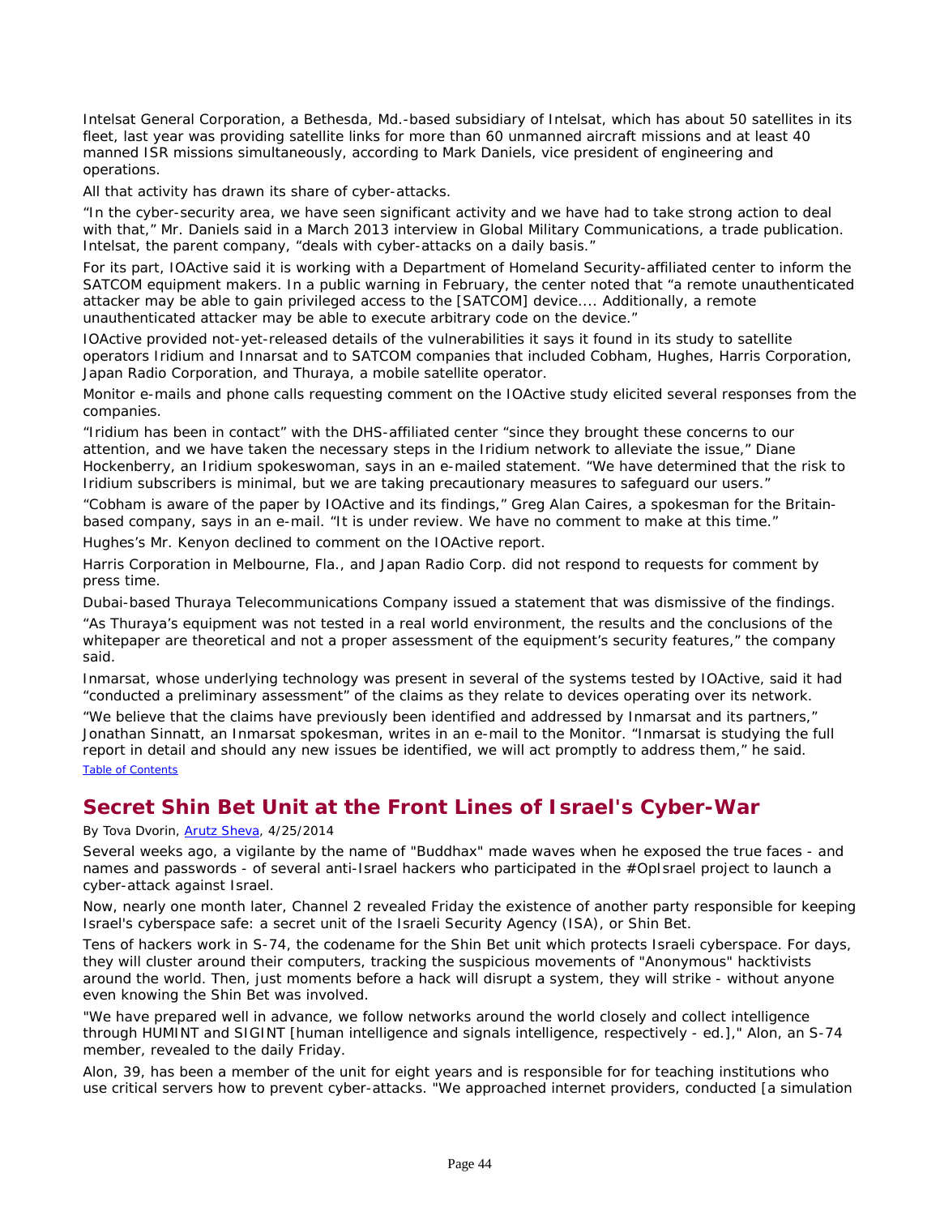Intelsat General Corporation, a Bethesda, Md.-based subsidiary of Intelsat, which has about 50 satellites in its fleet, last year was providing satellite links for more than 60 unmanned aircraft missions and at least 40 manned ISR missions simultaneously, according to Mark Daniels, vice president of engineering and operations.

All that activity has drawn its share of cyber-attacks.

"In the cyber-security area, we have seen significant activity and we have had to take strong action to deal with that," Mr. Daniels said in a March 2013 interview in Global Military Communications, a trade publication. Intelsat, the parent company, "deals with cyber-attacks on a daily basis."

For its part, IOActive said it is working with a Department of Homeland Security-affiliated center to inform the SATCOM equipment makers. In a public warning in February, the center noted that "a remote unauthenticated attacker may be able to gain privileged access to the [SATCOM] device.... Additionally, a remote unauthenticated attacker may be able to execute arbitrary code on the device."

IOActive provided not-yet-released details of the vulnerabilities it says it found in its study to satellite operators Iridium and Innarsat and to SATCOM companies that included Cobham, Hughes, Harris Corporation, Japan Radio Corporation, and Thuraya, a mobile satellite operator.

Monitor e-mails and phone calls requesting comment on the IOActive study elicited several responses from the companies.

"Iridium has been in contact" with the DHS-affiliated center "since they brought these concerns to our attention, and we have taken the necessary steps in the Iridium network to alleviate the issue," Diane Hockenberry, an Iridium spokeswoman, says in an e-mailed statement. "We have determined that the risk to Iridium subscribers is minimal, but we are taking precautionary measures to safeguard our users."

"Cobham is aware of the paper by IOActive and its findings," Greg Alan Caires, a spokesman for the Britain-based company, says in an e-mail. "It is under review. We have no comment to make at this time."

Hughes's Mr. Kenyon declined to comment on the IOActive report.

Harris Corporation in Melbourne, Fla., and Japan Radio Corp. did not respond to requests for comment by press time.

Dubai-based Thuraya Telecommunications Company issued a statement that was dismissive of the findings.

"As Thuraya's equipment was not tested in a real world environment, the results and the conclusions of the whitepaper are theoretical and not a proper assessment of the equipment's security features," the company said.

Inmarsat, whose underlying technology was present in several of the systems tested by IOActive, said it had "conducted a preliminary assessment" of the claims as they relate to devices operating over its network.

"We believe that the claims have previously been identified and addressed by Inmarsat and its partners," Jonathan Sinnatt, an Inmarsat spokesman, writes in an e-mail to the Monitor. "Inmarsat is studying the full report in detail and should any new issues be identified, we will act promptly to address them," he said.

Table of Contents

## Secret Shin Bet Unit at the Front Lines of Israel's Cyber-War

By Tova Dvorin, Arutz Sheva, 4/25/2014

Several weeks ago, a vigilante by the name of "Buddhax" made waves when he exposed the true faces - and names and passwords - of several anti-Israel hackers who participated in the #OpIsrael project to launch a cyber-attack against Israel.

Now, nearly one month later, Channel 2 revealed Friday the existence of another party responsible for keeping Israel's cyberspace safe: a secret unit of the Israeli Security Agency (ISA), or Shin Bet.

Tens of hackers work in S-74, the codename for the Shin Bet unit which protects Israeli cyberspace. For days, they will cluster around their computers, tracking the suspicious movements of "Anonymous" hacktivists around the world. Then, just moments before a hack will disrupt a system, they will strike - without anyone even knowing the Shin Bet was involved.

"We have prepared well in advance, we follow networks around the world closely and collect intelligence through HUMINT and SIGINT [human intelligence and signals intelligence, respectively - ed.]," Alon, an S-74 member, revealed to the daily Friday.

Alon, 39, has been a member of the unit for eight years and is responsible for for teaching institutions who use critical servers how to prevent cyber-attacks. "We approached internet providers, conducted [a simulation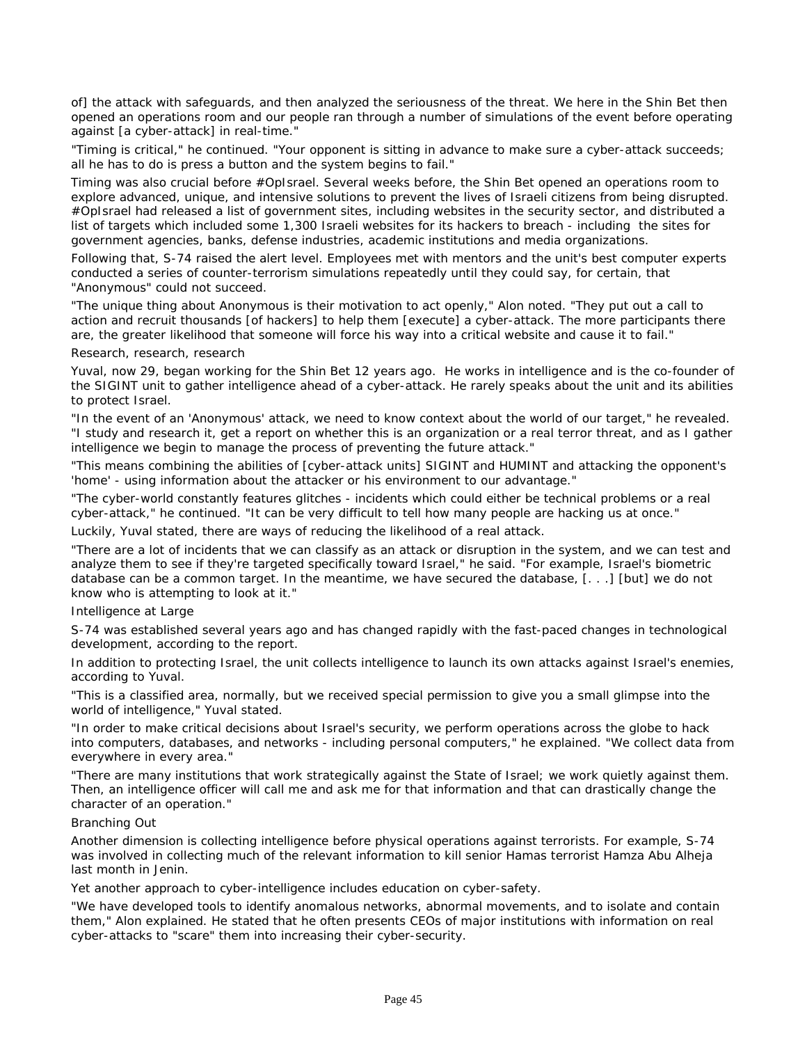of] the attack with safeguards, and then analyzed the seriousness of the threat. We here in the Shin Bet then opened an operations room and our people ran through a number of simulations of the event before operating against [a cyber-attack] in real-time."

"Timing is critical," he continued. "Your opponent is sitting in advance to make sure a cyber-attack succeeds; all he has to do is press a button and the system begins to fail."

Timing was also crucial before #OpIsrael. Several weeks before, the Shin Bet opened an operations room to explore advanced, unique, and intensive solutions to prevent the lives of Israeli citizens from being disrupted. #OpIsrael had released a list of government sites, including websites in the security sector, and distributed a list of targets which included some 1,300 Israeli websites for its hackers to breach - including the sites for government agencies, banks, defense industries, academic institutions and media organizations.

Following that, S-74 raised the alert level. Employees met with mentors and the unit's best computer experts conducted a series of counter-terrorism simulations repeatedly until they could say, for certain, that "Anonymous" could not succeed.

"The unique thing about Anonymous is their motivation to act openly," Alon noted. "They put out a call to action and recruit thousands [of hackers] to help them [execute] a cyber-attack. The more participants there are, the greater likelihood that someone will force his way into a critical website and cause it to fail."

## Research, research, research

Yuval, now 29, began working for the Shin Bet 12 years ago. He works in intelligence and is the co-founder of the SIGINT unit to gather intelligence ahead of a cyber-attack. He rarely speaks about the unit and its abilities to protect Israel.

"In the event of an 'Anonymous' attack, we need to know context about the world of our target," he revealed. "I study and research it, get a report on whether this is an organization or a real terror threat, and as I gather intelligence we begin to manage the process of preventing the future attack."

"This means combining the abilities of [cyber-attack units] SIGINT and HUMINT and attacking the opponent's 'home' - using information about the attacker or his environment to our advantage."

"The cyber-world constantly features glitches - incidents which could either be technical problems or a real cyber-attack," he continued. "It can be very difficult to tell how many people are hacking us at once."

Luckily, Yuval stated, there are ways of reducing the likelihood of a real attack.

"There are a lot of incidents that we can classify as an attack or disruption in the system, and we can test and analyze them to see if they're targeted specifically toward Israel," he said. "For example, Israel's biometric database can be a common target. In the meantime, we have secured the database, [. . .] [but] we do not know who is attempting to look at it."

## Intelligence at Large

S-74 was established several years ago and has changed rapidly with the fast-paced changes in technological development, according to the report.

In addition to protecting Israel, the unit collects intelligence to launch its own attacks against Israel's enemies, according to Yuval.

"This is a classified area, normally, but we received special permission to give you a small glimpse into the world of intelligence," Yuval stated.

"In order to make critical decisions about Israel's security, we perform operations across the globe to hack into computers, databases, and networks - including personal computers," he explained. "We collect data from everywhere in every area."

"There are many institutions that work strategically against the State of Israel; we work quietly against them. Then, an intelligence officer will call me and ask me for that information and that can drastically change the character of an operation."

## Branching Out

Another dimension is collecting intelligence before physical operations against terrorists. For example, S-74 was involved in collecting much of the relevant information to kill senior Hamas terrorist Hamza Abu Alheja last month in Jenin.

Yet another approach to cyber-intelligence includes education on cyber-safety.

"We have developed tools to identify anomalous networks, abnormal movements, and to isolate and contain them," Alon explained. He stated that he often presents CEOs of major institutions with information on real cyber-attacks to "scare" them into increasing their cyber-security.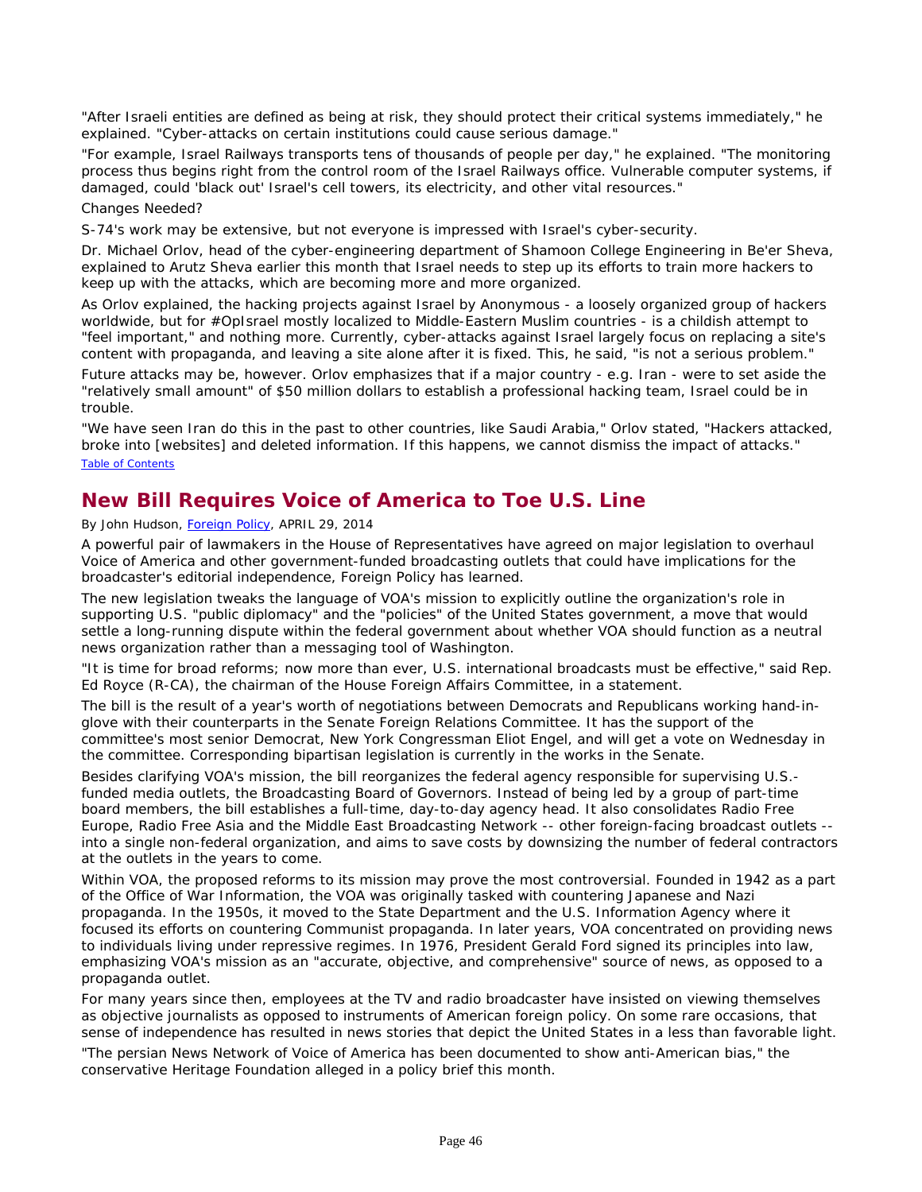"After Israeli entities are defined as being at risk, they should protect their critical systems immediately," he explained. "Cyber-attacks on certain institutions could cause serious damage."

"For example, Israel Railways transports tens of thousands of people per day," he explained. "The monitoring process thus begins right from the control room of the Israel Railways office. Vulnerable computer systems, if damaged, could 'black out' Israel's cell towers, its electricity, and other vital resources."

Changes Needed?

S-74's work may be extensive, but not everyone is impressed with Israel's cyber-security.

Dr. Michael Orlov, head of the cyber-engineering department of Shamoon College Engineering in Be'er Sheva, explained to Arutz Sheva earlier this month that Israel needs to step up its efforts to train more hackers to keep up with the attacks, which are becoming more and more organized.

As Orlov explained, the hacking projects against Israel by Anonymous - a loosely organized group of hackers worldwide, but for #OpIsrael mostly localized to Middle-Eastern Muslim countries - is a childish attempt to "feel important," and nothing more. Currently, cyber-attacks against Israel largely focus on replacing a site's content with propaganda, and leaving a site alone after it is fixed. This, he said, "is not a serious problem."

Future attacks may be, however. Orlov emphasizes that if a major country - e.g. Iran - were to set aside the "relatively small amount" of $50 million dollars to establish a professional hacking team, Israel could be in trouble.

"We have seen Iran do this in the past to other countries, like Saudi Arabia," Orlov stated, "Hackers attacked, broke into [websites] and deleted information. If this happens, we cannot dismiss the impact of attacks."

Table of Contents

## New Bill Requires Voice of America to Toe U.S. Line

By John Hudson, Foreign Policy, APRIL 29, 2014

A powerful pair of lawmakers in the House of Representatives have agreed on major legislation to overhaul Voice of America and other government-funded broadcasting outlets that could have implications for the broadcaster's editorial independence, Foreign Policy has learned.

The new legislation tweaks the language of VOA's mission to explicitly outline the organization's role in supporting U.S. "public diplomacy" and the "policies" of the United States government, a move that would settle a long-running dispute within the federal government about whether VOA should function as a neutral news organization rather than a messaging tool of Washington.

"It is time for broad reforms; now more than ever, U.S. international broadcasts must be effective," said Rep. Ed Royce (R-CA), the chairman of the House Foreign Affairs Committee, in a statement.

The bill is the result of a year's worth of negotiations between Democrats and Republicans working hand-in-glove with their counterparts in the Senate Foreign Relations Committee. It has the support of the committee's most senior Democrat, New York Congressman Eliot Engel, and will get a vote on Wednesday in the committee. Corresponding bipartisan legislation is currently in the works in the Senate.

Besides clarifying VOA's mission, the bill reorganizes the federal agency responsible for supervising U.S.-funded media outlets, the Broadcasting Board of Governors. Instead of being led by a group of part-time board members, the bill establishes a full-time, day-to-day agency head. It also consolidates Radio Free Europe, Radio Free Asia and the Middle East Broadcasting Network -- other foreign-facing broadcast outlets -- into a single non-federal organization, and aims to save costs by downsizing the number of federal contractors at the outlets in the years to come.

Within VOA, the proposed reforms to its mission may prove the most controversial. Founded in 1942 as a part of the Office of War Information, the VOA was originally tasked with countering Japanese and Nazi propaganda. In the 1950s, it moved to the State Department and the U.S. Information Agency where it focused its efforts on countering Communist propaganda. In later years, VOA concentrated on providing news to individuals living under repressive regimes. In 1976, President Gerald Ford signed its principles into law, emphasizing VOA's mission as an "accurate, objective, and comprehensive" source of news, as opposed to a propaganda outlet.

For many years since then, employees at the TV and radio broadcaster have insisted on viewing themselves as objective journalists as opposed to instruments of American foreign policy. On some rare occasions, that sense of independence has resulted in news stories that depict the United States in a less than favorable light.

"The persian News Network of Voice of America has been documented to show anti-American bias," the conservative Heritage Foundation alleged in a policy brief this month.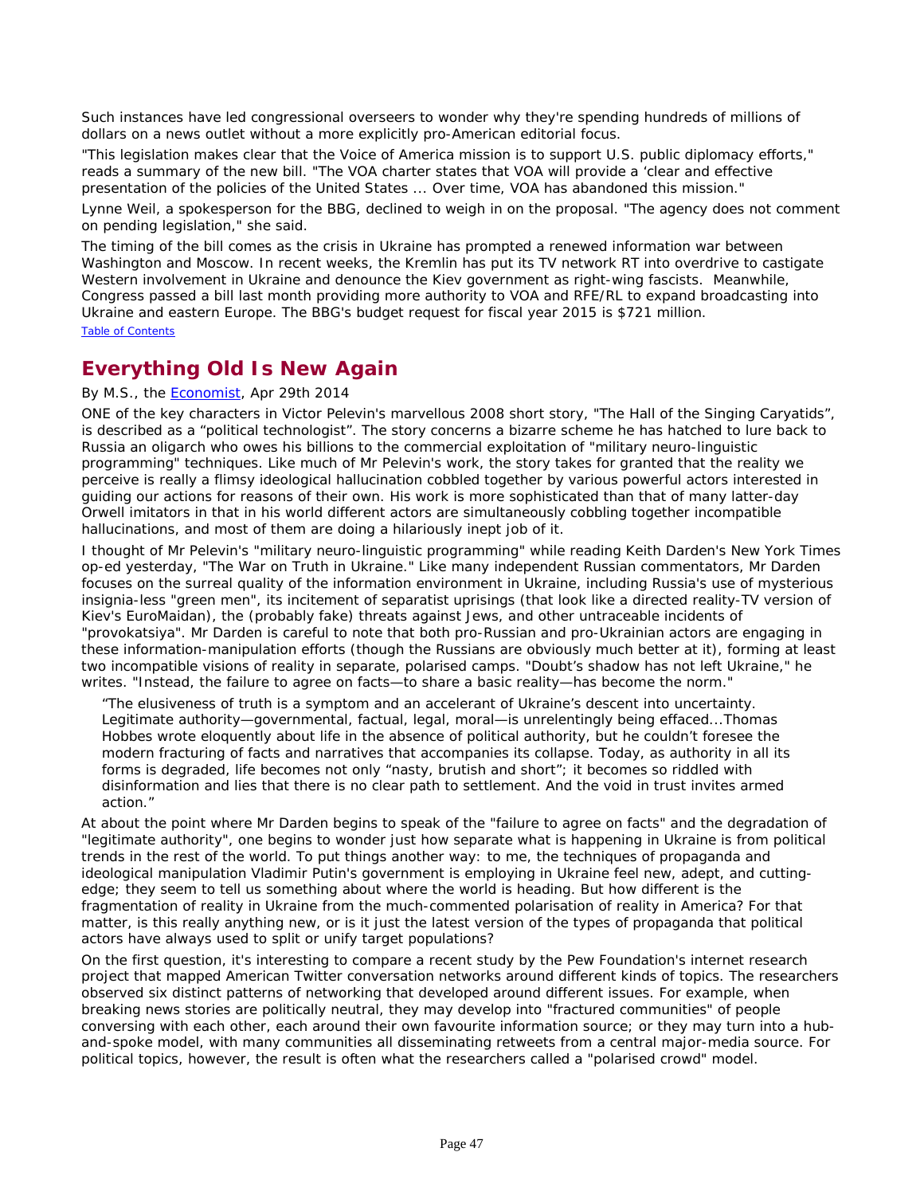Such instances have led congressional overseers to wonder why they're spending hundreds of millions of dollars on a news outlet without a more explicitly pro-American editorial focus.

"This legislation makes clear that the Voice of America mission is to support U.S. public diplomacy efforts," reads a summary of the new bill. "The VOA charter states that VOA will provide a 'clear and effective presentation of the policies of the United States ... Over time, VOA has abandoned this mission."

Lynne Weil, a spokesperson for the BBG, declined to weigh in on the proposal. "The agency does not comment on pending legislation," she said.

The timing of the bill comes as the crisis in Ukraine has prompted a renewed information war between Washington and Moscow. In recent weeks, the Kremlin has put its TV network RT into overdrive to castigate Western involvement in Ukraine and denounce the Kiev government as right-wing fascists. Meanwhile, Congress passed a bill last month providing more authority to VOA and RFE/RL to expand broadcasting into Ukraine and eastern Europe. The BBG's budget request for fiscal year 2015 is $721 million.

Table of Contents

## Everything Old Is New Again

By M.S., the Economist, Apr 29th 2014

ONE of the key characters in Victor Pelevin's marvellous 2008 short story, "The Hall of the Singing Caryatids", is described as a "political technologist". The story concerns a bizarre scheme he has hatched to lure back to Russia an oligarch who owes his billions to the commercial exploitation of "military neuro-linguistic programming" techniques. Like much of Mr Pelevin's work, the story takes for granted that the reality we perceive is really a flimsy ideological hallucination cobbled together by various powerful actors interested in guiding our actions for reasons of their own. His work is more sophisticated than that of many latter-day Orwell imitators in that in his world different actors are simultaneously cobbling together incompatible hallucinations, and most of them are doing a hilariously inept job of it.

I thought of Mr Pelevin's "military neuro-linguistic programming" while reading Keith Darden's New York Times op-ed yesterday, "The War on Truth in Ukraine." Like many independent Russian commentators, Mr Darden focuses on the surreal quality of the information environment in Ukraine, including Russia's use of mysterious insignia-less "green men", its incitement of separatist uprisings (that look like a directed reality-TV version of Kiev's EuroMaidan), the (probably fake) threats against Jews, and other untraceable incidents of "provokatsiya". Mr Darden is careful to note that both pro-Russian and pro-Ukrainian actors are engaging in these information-manipulation efforts (though the Russians are obviously much better at it), forming at least two incompatible visions of reality in separate, polarised camps. "Doubt's shadow has not left Ukraine," he writes. "Instead, the failure to agree on facts—to share a basic reality—has become the norm."

> "The elusiveness of truth is a symptom and an accelerant of Ukraine's descent into uncertainty. Legitimate authority—governmental, factual, legal, moral—is unrelentingly being effaced...Thomas Hobbes wrote eloquently about life in the absence of political authority, but he couldn't foresee the modern fracturing of facts and narratives that accompanies its collapse. Today, as authority in all its forms is degraded, life becomes not only "nasty, brutish and short"; it becomes so riddled with disinformation and lies that there is no clear path to settlement. And the void in trust invites armed action."

At about the point where Mr Darden begins to speak of the "failure to agree on facts" and the degradation of "legitimate authority", one begins to wonder just how separate what is happening in Ukraine is from political trends in the rest of the world. To put things another way: to me, the techniques of propaganda and ideological manipulation Vladimir Putin's government is employing in Ukraine feel new, adept, and cutting-edge; they seem to tell us something about where the world is heading. But how different is the fragmentation of reality in Ukraine from the much-commented polarisation of reality in America? For that matter, is this really anything new, or is it just the latest version of the types of propaganda that political actors have always used to split or unify target populations?

On the first question, it's interesting to compare a recent study by the Pew Foundation's internet research project that mapped American Twitter conversation networks around different kinds of topics. The researchers observed six distinct patterns of networking that developed around different issues. For example, when breaking news stories are politically neutral, they may develop into "fractured communities" of people conversing with each other, each around their own favourite information source; or they may turn into a hub-and-spoke model, with many communities all disseminating retweets from a central major-media source. For political topics, however, the result is often what the researchers called a "polarised crowd" model.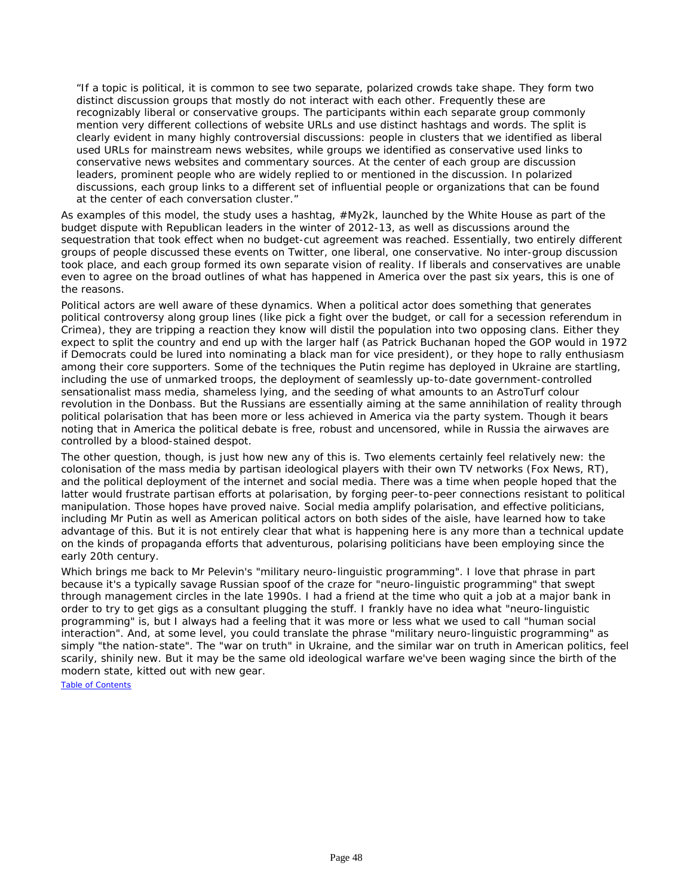> "If a topic is political, it is common to see two separate, polarized crowds take shape. They form two distinct discussion groups that mostly do not interact with each other. Frequently these are recognizably liberal or conservative groups. The participants within each separate group commonly mention very different collections of website URLs and use distinct hashtags and words. The split is clearly evident in many highly controversial discussions: people in clusters that we identified as liberal used URLs for mainstream news websites, while groups we identified as conservative used links to conservative news websites and commentary sources. At the center of each group are discussion leaders, prominent people who are widely replied to or mentioned in the discussion. In polarized discussions, each group links to a different set of influential people or organizations that can be found at the center of each conversation cluster."

As examples of this model, the study uses a hashtag, #My2k, launched by the White House as part of the budget dispute with Republican leaders in the winter of 2012-13, as well as discussions around the sequestration that took effect when no budget-cut agreement was reached. Essentially, two entirely different groups of people discussed these events on Twitter, one liberal, one conservative. No inter-group discussion took place, and each group formed its own separate vision of reality. If liberals and conservatives are unable even to agree on the broad outlines of what has happened in America over the past six years, this is one of the reasons.

Political actors are well aware of these dynamics. When a political actor does something that generates political controversy along group lines (like pick a fight over the budget, or call for a secession referendum in Crimea), they are tripping a reaction they know will distil the population into two opposing clans. Either they expect to split the country and end up with the larger half (as Patrick Buchanan hoped the GOP would in 1972 if Democrats could be lured into nominating a black man for vice president), or they hope to rally enthusiasm among their core supporters. Some of the techniques the Putin regime has deployed in Ukraine are startling, including the use of unmarked troops, the deployment of seamlessly up-to-date government-controlled sensationalist mass media, shameless lying, and the seeding of what amounts to an AstroTurf colour revolution in the Donbass. But the Russians are essentially aiming at the same annihilation of reality through political polarisation that has been more or less achieved in America via the party system. Though it bears noting that in America the political debate is free, robust and uncensored, while in Russia the airwaves are controlled by a blood-stained despot.

The other question, though, is just how new any of this is. Two elements certainly feel relatively new: the colonisation of the mass media by partisan ideological players with their own TV networks (Fox News, RT), and the political deployment of the internet and social media. There was a time when people hoped that the latter would frustrate partisan efforts at polarisation, by forging peer-to-peer connections resistant to political manipulation. Those hopes have proved naive. Social media amplify polarisation, and effective politicians, including Mr Putin as well as American political actors on both sides of the aisle, have learned how to take advantage of this. But it is not entirely clear that what is happening here is any more than a technical update on the kinds of propaganda efforts that adventurous, polarising politicians have been employing since the early 20th century.

Which brings me back to Mr Pelevin's "military neuro-linguistic programming". I love that phrase in part because it's a typically savage Russian spoof of the craze for "neuro-linguistic programming" that swept through management circles in the late 1990s. I had a friend at the time who quit a job at a major bank in order to try to get gigs as a consultant plugging the stuff. I frankly have no idea what "neuro-linguistic programming" is, but I always had a feeling that it was more or less what we used to call "human social interaction". And, at some level, you could translate the phrase "military neuro-linguistic programming" as simply "the nation-state". The "war on truth" in Ukraine, and the similar war on truth in American politics, feel scarily, shinily new. But it may be the same old ideological warfare we've been waging since the birth of the modern state, kitted out with new gear.

Table of Contents